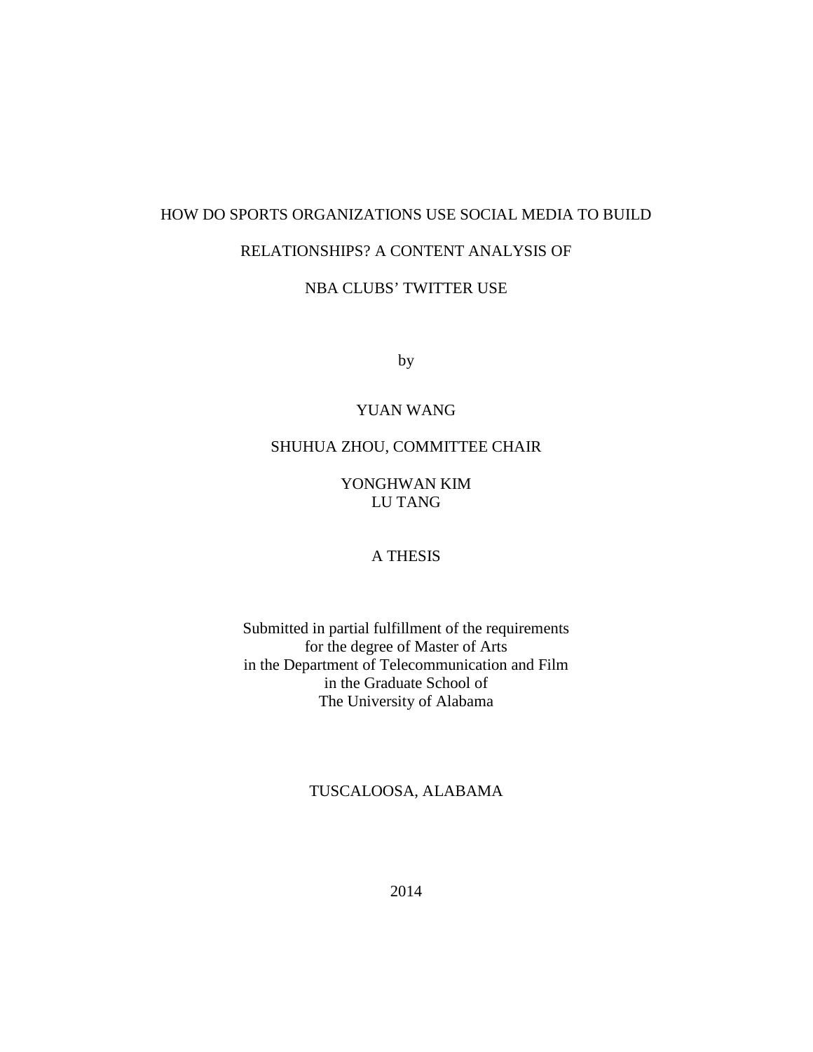# HOW DO SPORTS ORGANIZATIONS USE SOCIAL MEDIA TO BUILD RELATIONSHIPS? A CONTENT ANALYSIS OF NBA CLUBS' TWITTER USE

by

YUAN WANG

SHUHUA ZHOU, COMMITTEE CHAIR

YONGHWAN KIM
LU TANG

A THESIS

Submitted in partial fulfillment of the requirements
for the degree of Master of Arts
in the Department of Telecommunication and Film
in the Graduate School of
The University of Alabama

TUSCALOOSA, ALABAMA

2014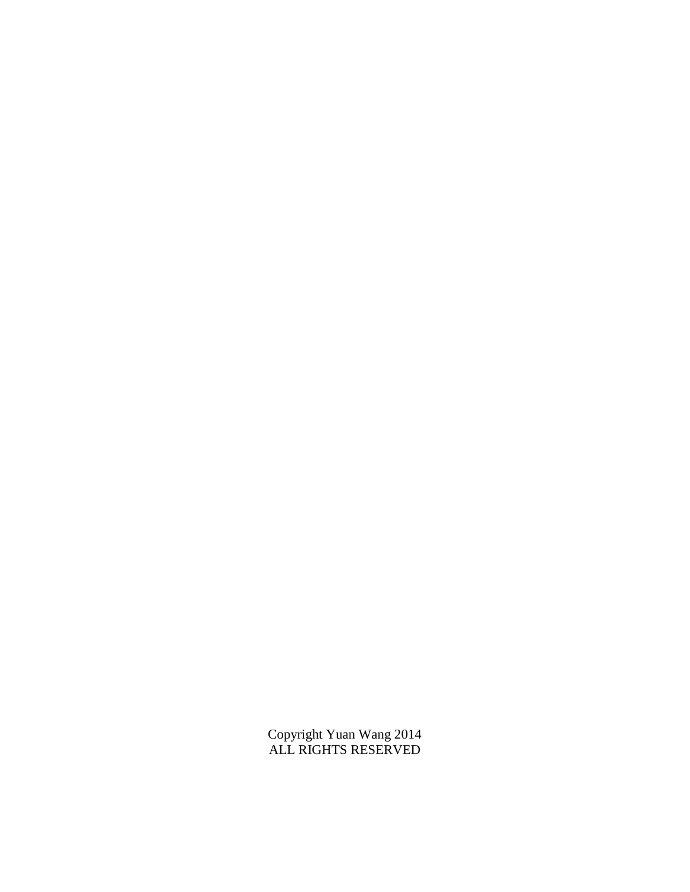Copyright Yuan Wang 2014
ALL RIGHTS RESERVED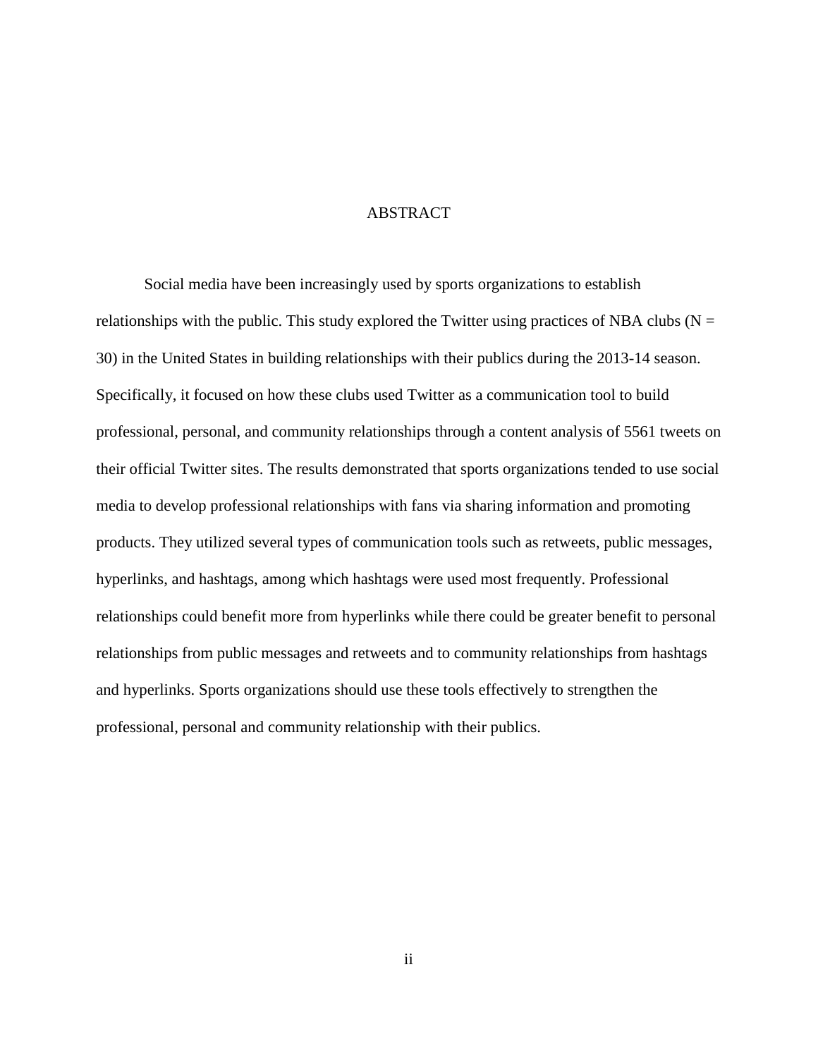# ABSTRACT

Social media have been increasingly used by sports organizations to establish relationships with the public. This study explored the Twitter using practices of NBA clubs (N = 30) in the United States in building relationships with their publics during the 2013-14 season. Specifically, it focused on how these clubs used Twitter as a communication tool to build professional, personal, and community relationships through a content analysis of 5561 tweets on their official Twitter sites. The results demonstrated that sports organizations tended to use social media to develop professional relationships with fans via sharing information and promoting products. They utilized several types of communication tools such as retweets, public messages, hyperlinks, and hashtags, among which hashtags were used most frequently. Professional relationships could benefit more from hyperlinks while there could be greater benefit to personal relationships from public messages and retweets and to community relationships from hashtags and hyperlinks. Sports organizations should use these tools effectively to strengthen the professional, personal and community relationship with their publics.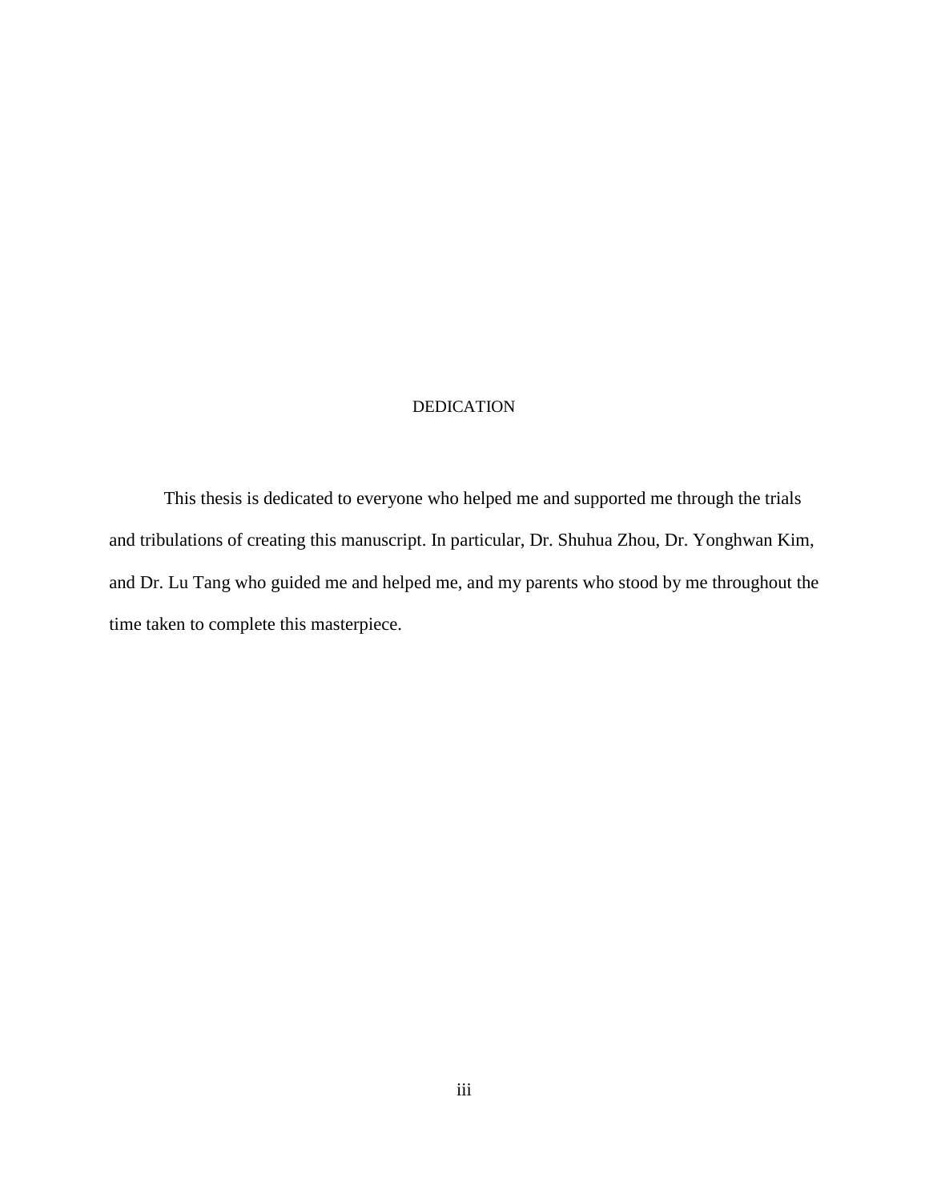# DEDICATION

This thesis is dedicated to everyone who helped me and supported me through the trials and tribulations of creating this manuscript. In particular, Dr. Shuhua Zhou, Dr. Yonghwan Kim, and Dr. Lu Tang who guided me and helped me, and my parents who stood by me throughout the time taken to complete this masterpiece.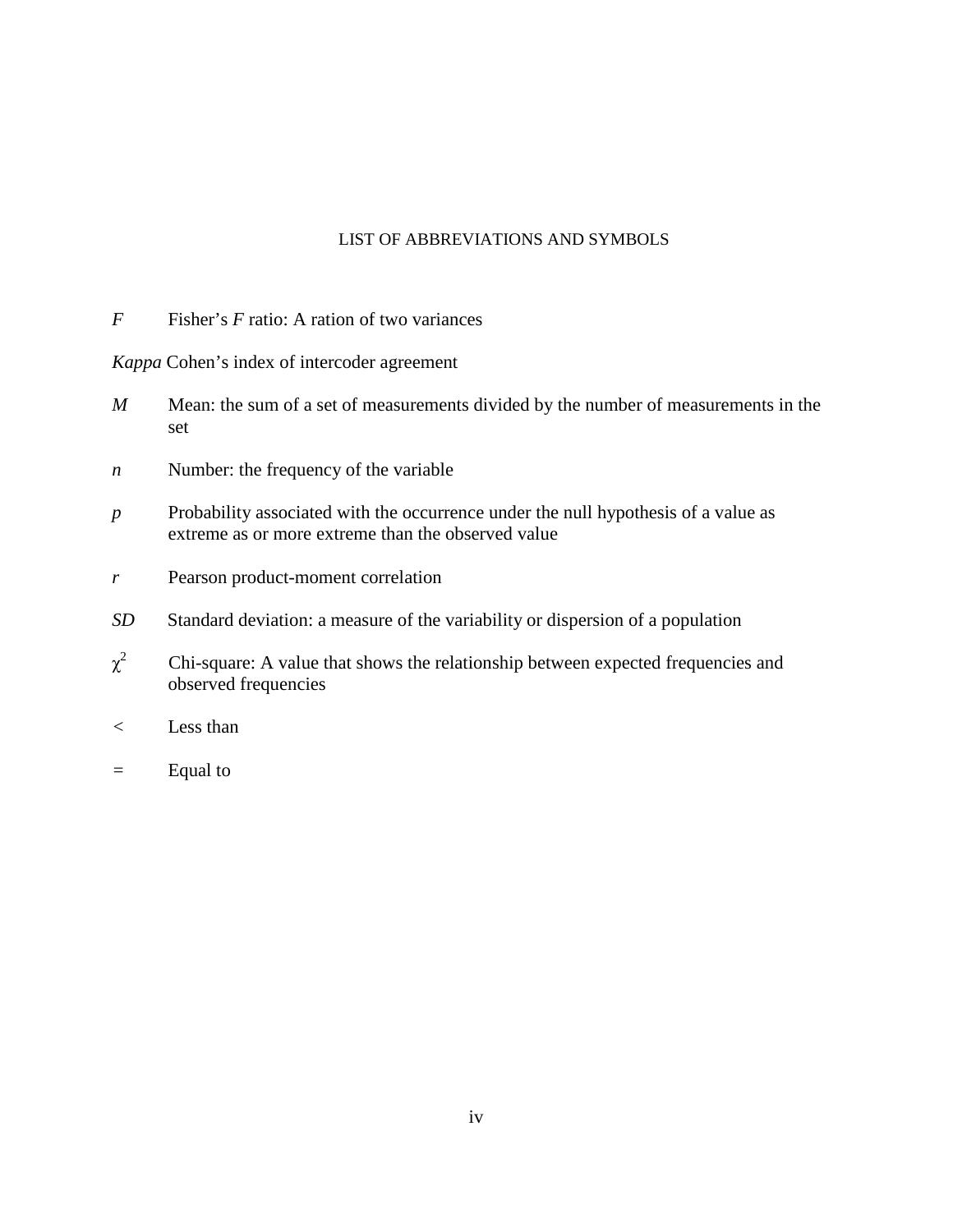# LIST OF ABBREVIATIONS AND SYMBOLS

*F* Fisher's *F* ratio: A ration of two variances

*Kappa* Cohen's index of intercoder agreement

*M* Mean: the sum of a set of measurements divided by the number of measurements in the set

*n* Number: the frequency of the variable

*p* Probability associated with the occurrence under the null hypothesis of a value as extreme as or more extreme than the observed value

*r* Pearson product-moment correlation

*SD* Standard deviation: a measure of the variability or dispersion of a population

$\chi^2$ Chi-square: A value that shows the relationship between expected frequencies and observed frequencies

< Less than

= Equal to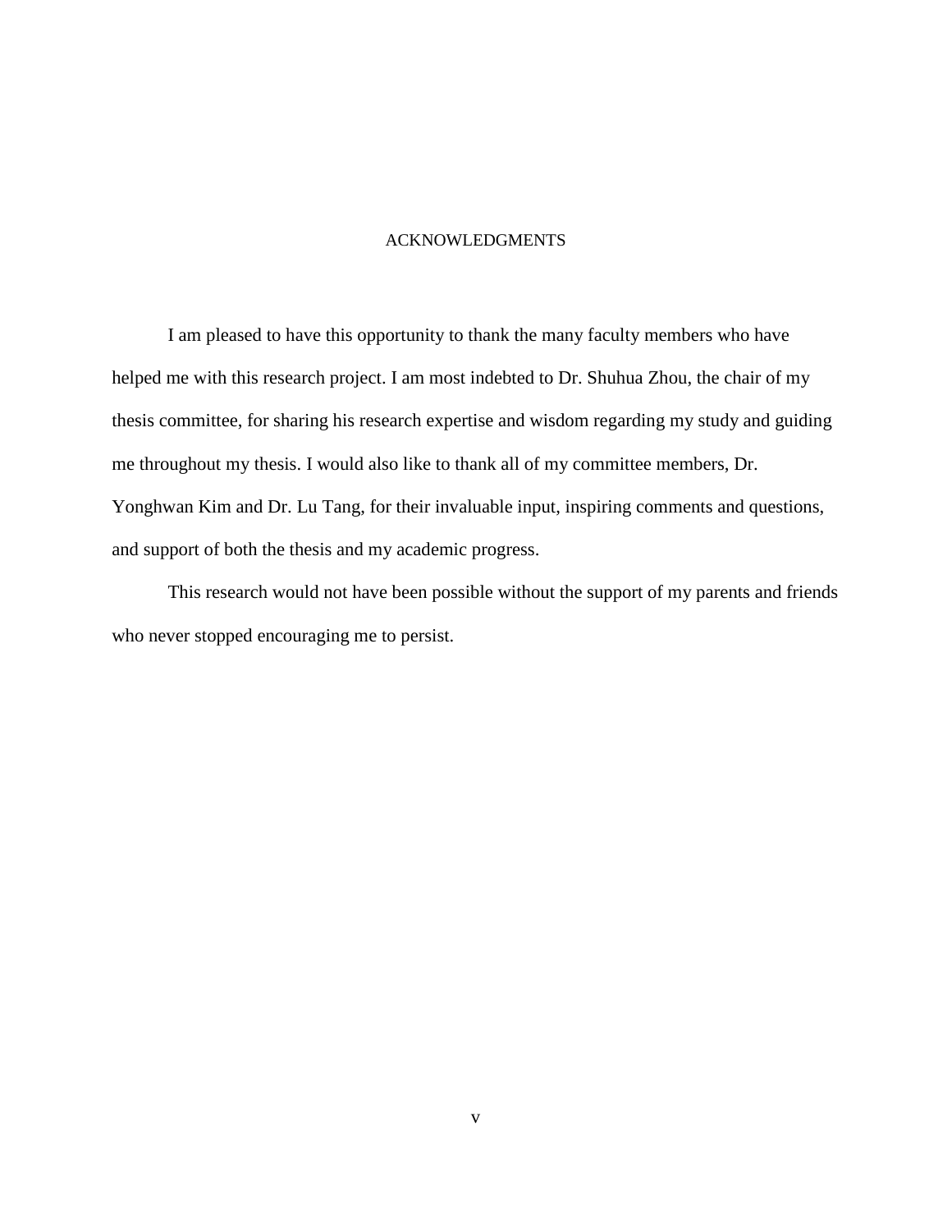# ACKNOWLEDGMENTS

I am pleased to have this opportunity to thank the many faculty members who have helped me with this research project. I am most indebted to Dr. Shuhua Zhou, the chair of my thesis committee, for sharing his research expertise and wisdom regarding my study and guiding me throughout my thesis. I would also like to thank all of my committee members, Dr. Yonghwan Kim and Dr. Lu Tang, for their invaluable input, inspiring comments and questions, and support of both the thesis and my academic progress.

This research would not have been possible without the support of my parents and friends who never stopped encouraging me to persist.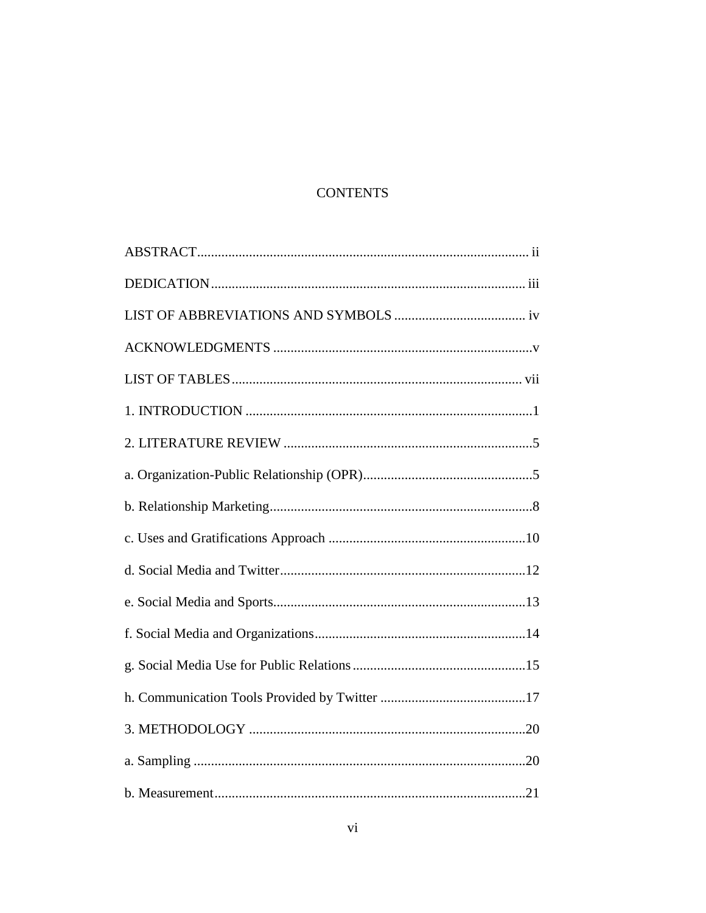# CONTENTS

ABSTRACT.................................................................................................. ii

DEDICATION........................................................................................... iii

LIST OF ABBREVIATIONS AND SYMBOLS ...................................... iv

ACKNOWLEDGMENTS ...........................................................................v

LIST OF TABLES..................................................................................... vii

1. INTRODUCTION ...................................................................................1

2. LITERATURE REVIEW .........................................................................5

a. Organization-Public Relationship (OPR)..................................................5

b. Relationship Marketing.............................................................................8

c. Uses and Gratifications Approach ..........................................................10

d. Social Media and Twitter........................................................................12

e. Social Media and Sports..........................................................................13

f. Social Media and Organizations..............................................................14

g. Social Media Use for Public Relations...................................................15

h. Communication Tools Provided by Twitter ...........................................17

3. METHODOLOGY .................................................................................20

a. Sampling .................................................................................................20

b. Measurement...........................................................................................21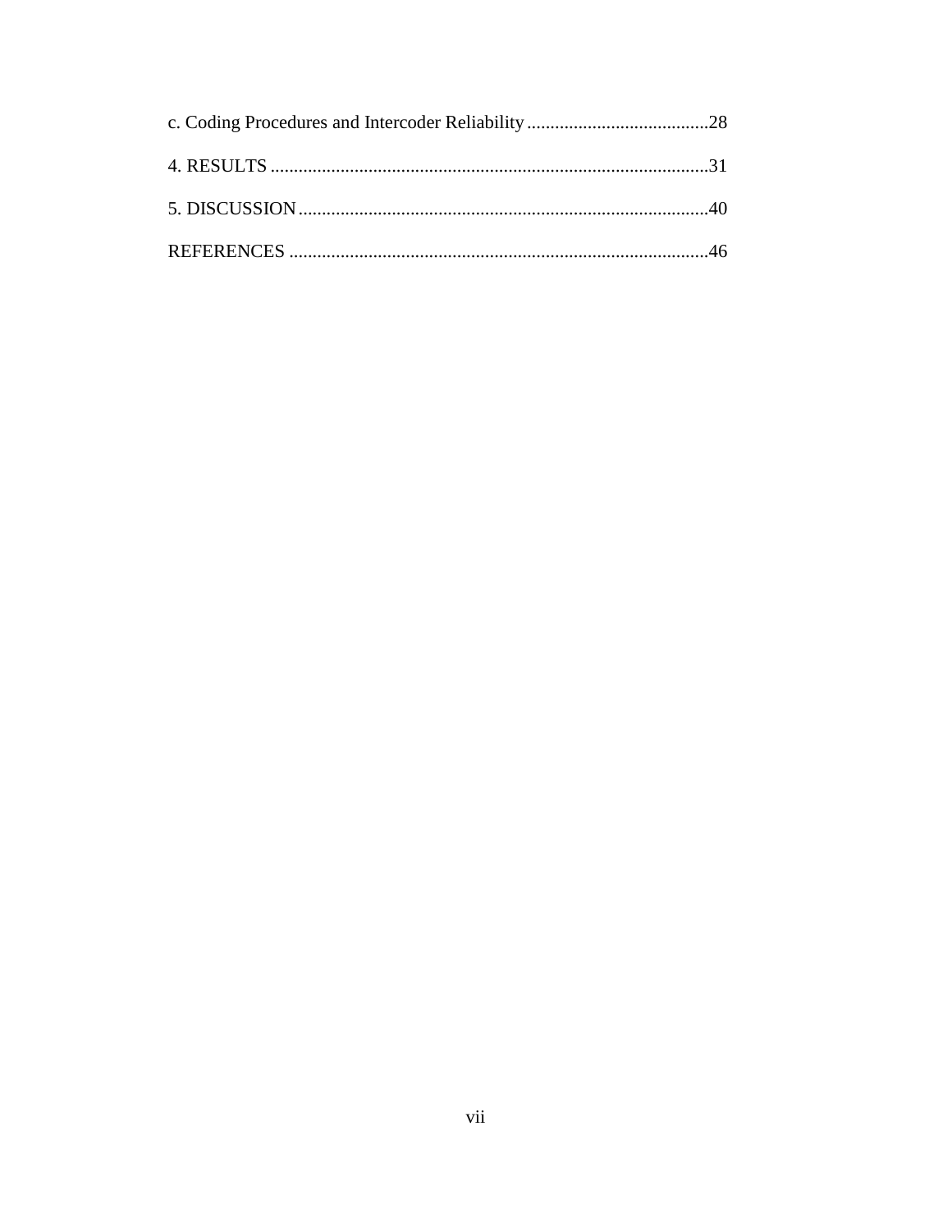c. Coding Procedures and Intercoder Reliability .......................................28

4. RESULTS .............................................................................................31

5. DISCUSSION........................................................................................40

REFERENCES .........................................................................................46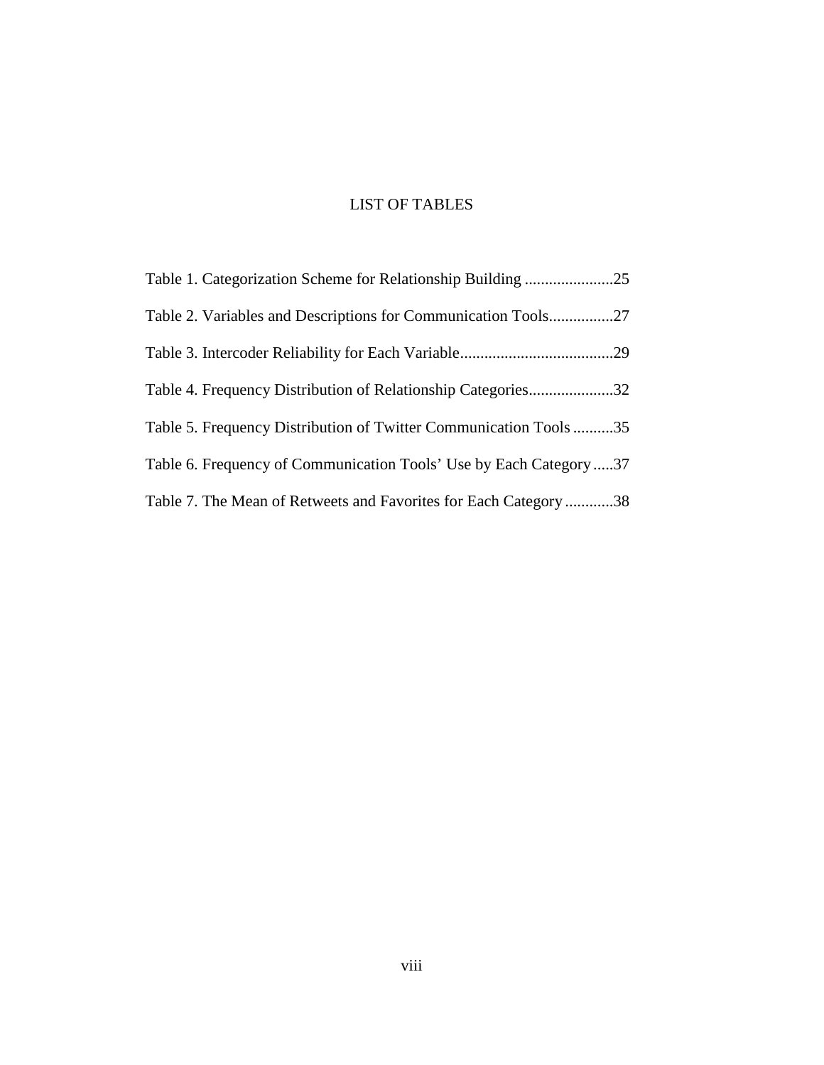# LIST OF TABLES

Table 1. Categorization Scheme for Relationship Building ......................25

Table 2. Variables and Descriptions for Communication Tools................27

Table 3. Intercoder Reliability for Each Variable......................................29

Table 4. Frequency Distribution of Relationship Categories.....................32

Table 5. Frequency Distribution of Twitter Communication Tools ..........35

Table 6. Frequency of Communication Tools' Use by Each Category .....37

Table 7. The Mean of Retweets and Favorites for Each Category ............38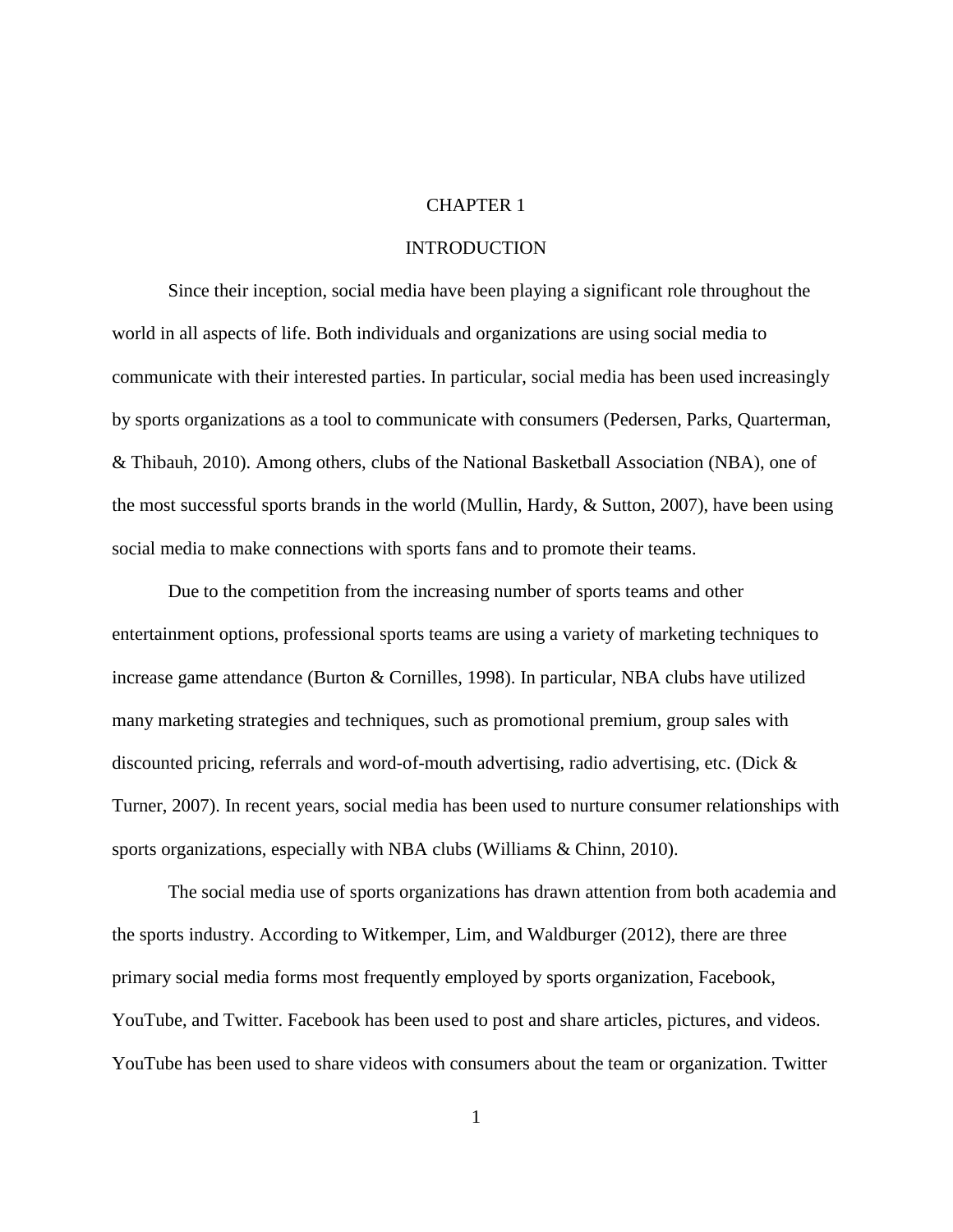# CHAPTER 1

## INTRODUCTION

Since their inception, social media have been playing a significant role throughout the world in all aspects of life. Both individuals and organizations are using social media to communicate with their interested parties. In particular, social media has been used increasingly by sports organizations as a tool to communicate with consumers (Pedersen, Parks, Quarterman, & Thibauh, 2010). Among others, clubs of the National Basketball Association (NBA), one of the most successful sports brands in the world (Mullin, Hardy, & Sutton, 2007), have been using social media to make connections with sports fans and to promote their teams.

Due to the competition from the increasing number of sports teams and other entertainment options, professional sports teams are using a variety of marketing techniques to increase game attendance (Burton & Cornilles, 1998). In particular, NBA clubs have utilized many marketing strategies and techniques, such as promotional premium, group sales with discounted pricing, referrals and word-of-mouth advertising, radio advertising, etc. (Dick & Turner, 2007). In recent years, social media has been used to nurture consumer relationships with sports organizations, especially with NBA clubs (Williams & Chinn, 2010).

The social media use of sports organizations has drawn attention from both academia and the sports industry. According to Witkemper, Lim, and Waldburger (2012), there are three primary social media forms most frequently employed by sports organization, Facebook, YouTube, and Twitter. Facebook has been used to post and share articles, pictures, and videos. YouTube has been used to share videos with consumers about the team or organization. Twitter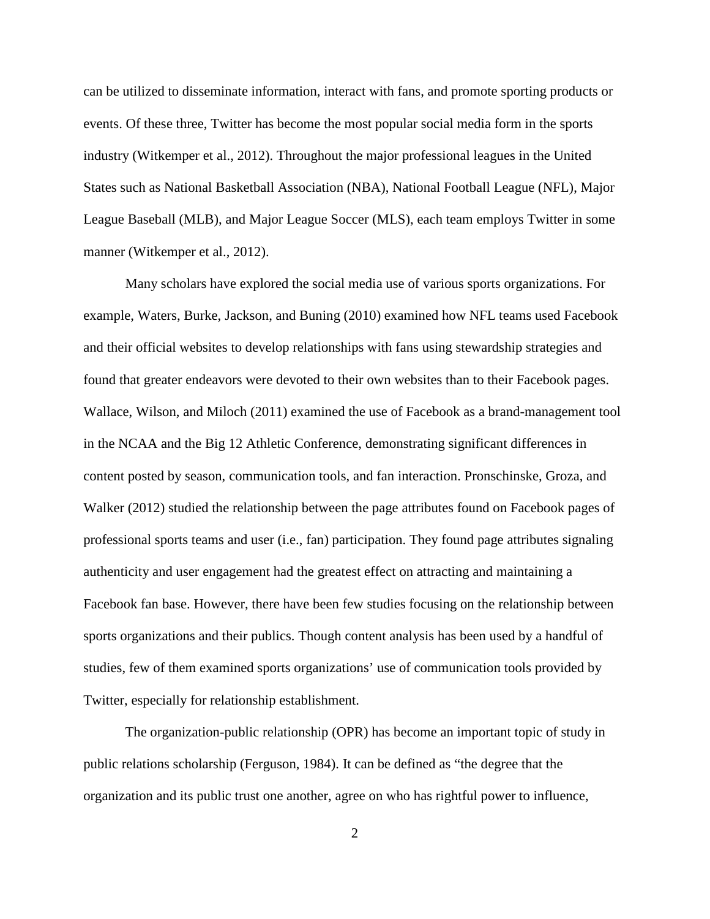can be utilized to disseminate information, interact with fans, and promote sporting products or events. Of these three, Twitter has become the most popular social media form in the sports industry (Witkemper et al., 2012). Throughout the major professional leagues in the United States such as National Basketball Association (NBA), National Football League (NFL), Major League Baseball (MLB), and Major League Soccer (MLS), each team employs Twitter in some manner (Witkemper et al., 2012).

Many scholars have explored the social media use of various sports organizations. For example, Waters, Burke, Jackson, and Buning (2010) examined how NFL teams used Facebook and their official websites to develop relationships with fans using stewardship strategies and found that greater endeavors were devoted to their own websites than to their Facebook pages. Wallace, Wilson, and Miloch (2011) examined the use of Facebook as a brand-management tool in the NCAA and the Big 12 Athletic Conference, demonstrating significant differences in content posted by season, communication tools, and fan interaction. Pronschinske, Groza, and Walker (2012) studied the relationship between the page attributes found on Facebook pages of professional sports teams and user (i.e., fan) participation. They found page attributes signaling authenticity and user engagement had the greatest effect on attracting and maintaining a Facebook fan base. However, there have been few studies focusing on the relationship between sports organizations and their publics. Though content analysis has been used by a handful of studies, few of them examined sports organizations' use of communication tools provided by Twitter, especially for relationship establishment.

The organization-public relationship (OPR) has become an important topic of study in public relations scholarship (Ferguson, 1984). It can be defined as "the degree that the organization and its public trust one another, agree on who has rightful power to influence,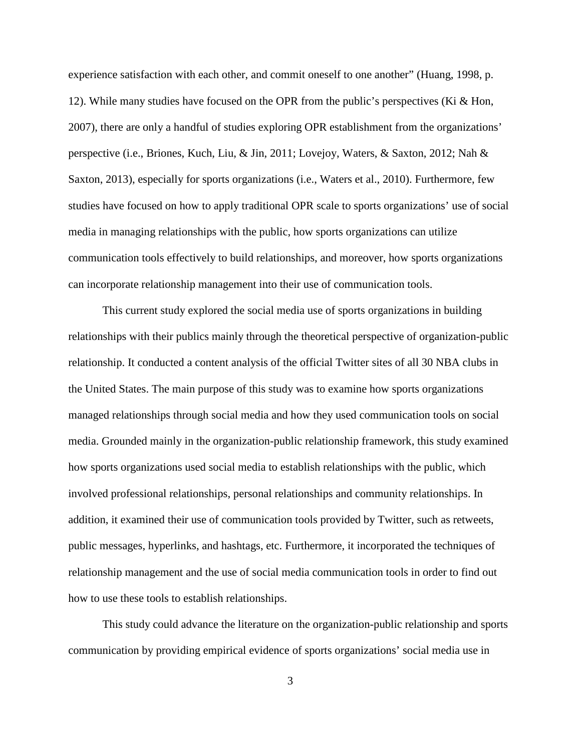experience satisfaction with each other, and commit oneself to one another" (Huang, 1998, p. 12). While many studies have focused on the OPR from the public's perspectives (Ki & Hon, 2007), there are only a handful of studies exploring OPR establishment from the organizations' perspective (i.e., Briones, Kuch, Liu, & Jin, 2011; Lovejoy, Waters, & Saxton, 2012; Nah & Saxton, 2013), especially for sports organizations (i.e., Waters et al., 2010). Furthermore, few studies have focused on how to apply traditional OPR scale to sports organizations' use of social media in managing relationships with the public, how sports organizations can utilize communication tools effectively to build relationships, and moreover, how sports organizations can incorporate relationship management into their use of communication tools.

This current study explored the social media use of sports organizations in building relationships with their publics mainly through the theoretical perspective of organization-public relationship. It conducted a content analysis of the official Twitter sites of all 30 NBA clubs in the United States. The main purpose of this study was to examine how sports organizations managed relationships through social media and how they used communication tools on social media. Grounded mainly in the organization-public relationship framework, this study examined how sports organizations used social media to establish relationships with the public, which involved professional relationships, personal relationships and community relationships. In addition, it examined their use of communication tools provided by Twitter, such as retweets, public messages, hyperlinks, and hashtags, etc. Furthermore, it incorporated the techniques of relationship management and the use of social media communication tools in order to find out how to use these tools to establish relationships.

This study could advance the literature on the organization-public relationship and sports communication by providing empirical evidence of sports organizations' social media use in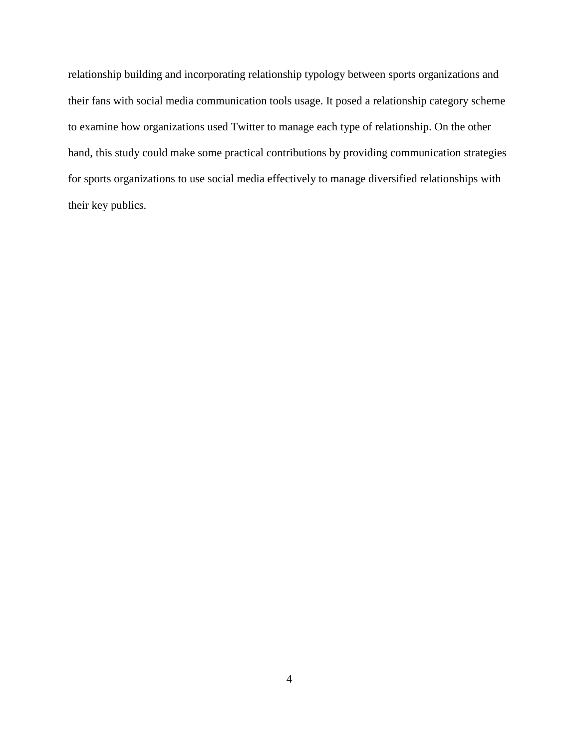relationship building and incorporating relationship typology between sports organizations and their fans with social media communication tools usage. It posed a relationship category scheme to examine how organizations used Twitter to manage each type of relationship. On the other hand, this study could make some practical contributions by providing communication strategies for sports organizations to use social media effectively to manage diversified relationships with their key publics.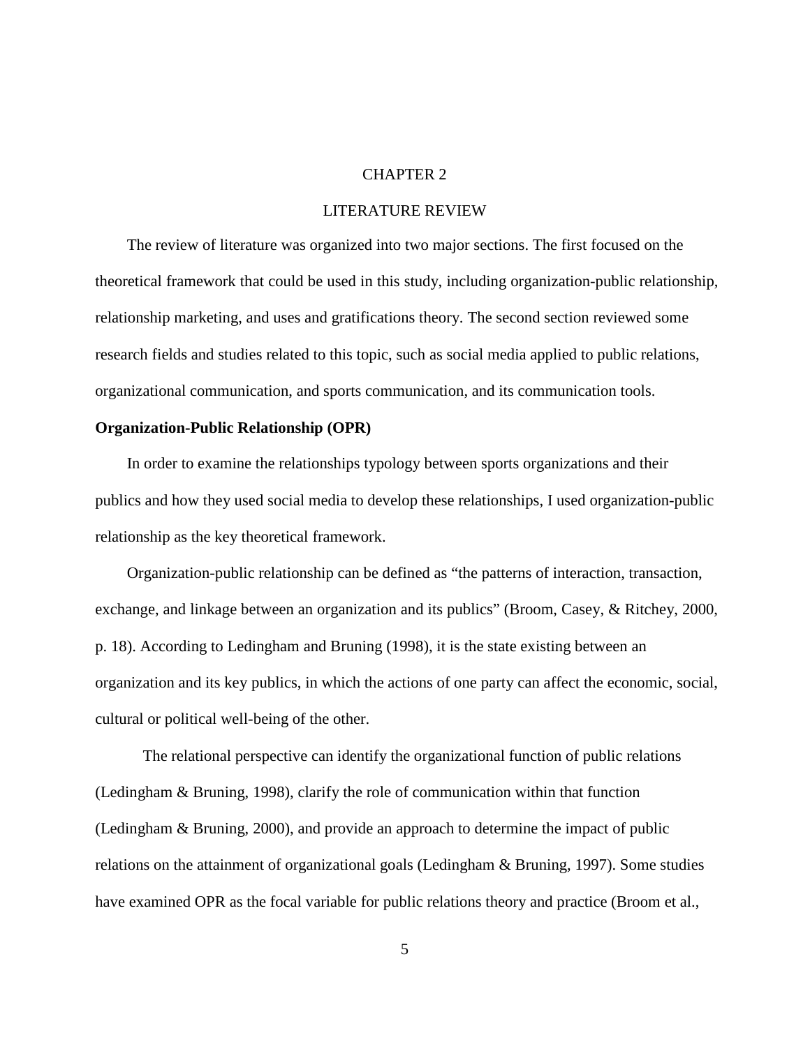# CHAPTER 2

# LITERATURE REVIEW

The review of literature was organized into two major sections. The first focused on the theoretical framework that could be used in this study, including organization-public relationship, relationship marketing, and uses and gratifications theory. The second section reviewed some research fields and studies related to this topic, such as social media applied to public relations, organizational communication, and sports communication, and its communication tools.

**Organization-Public Relationship (OPR)**

In order to examine the relationships typology between sports organizations and their publics and how they used social media to develop these relationships, I used organization-public relationship as the key theoretical framework.

Organization-public relationship can be defined as "the patterns of interaction, transaction, exchange, and linkage between an organization and its publics" (Broom, Casey, & Ritchey, 2000, p. 18). According to Ledingham and Bruning (1998), it is the state existing between an organization and its key publics, in which the actions of one party can affect the economic, social, cultural or political well-being of the other.

The relational perspective can identify the organizational function of public relations (Ledingham & Bruning, 1998), clarify the role of communication within that function (Ledingham & Bruning, 2000), and provide an approach to determine the impact of public relations on the attainment of organizational goals (Ledingham & Bruning, 1997). Some studies have examined OPR as the focal variable for public relations theory and practice (Broom et al.,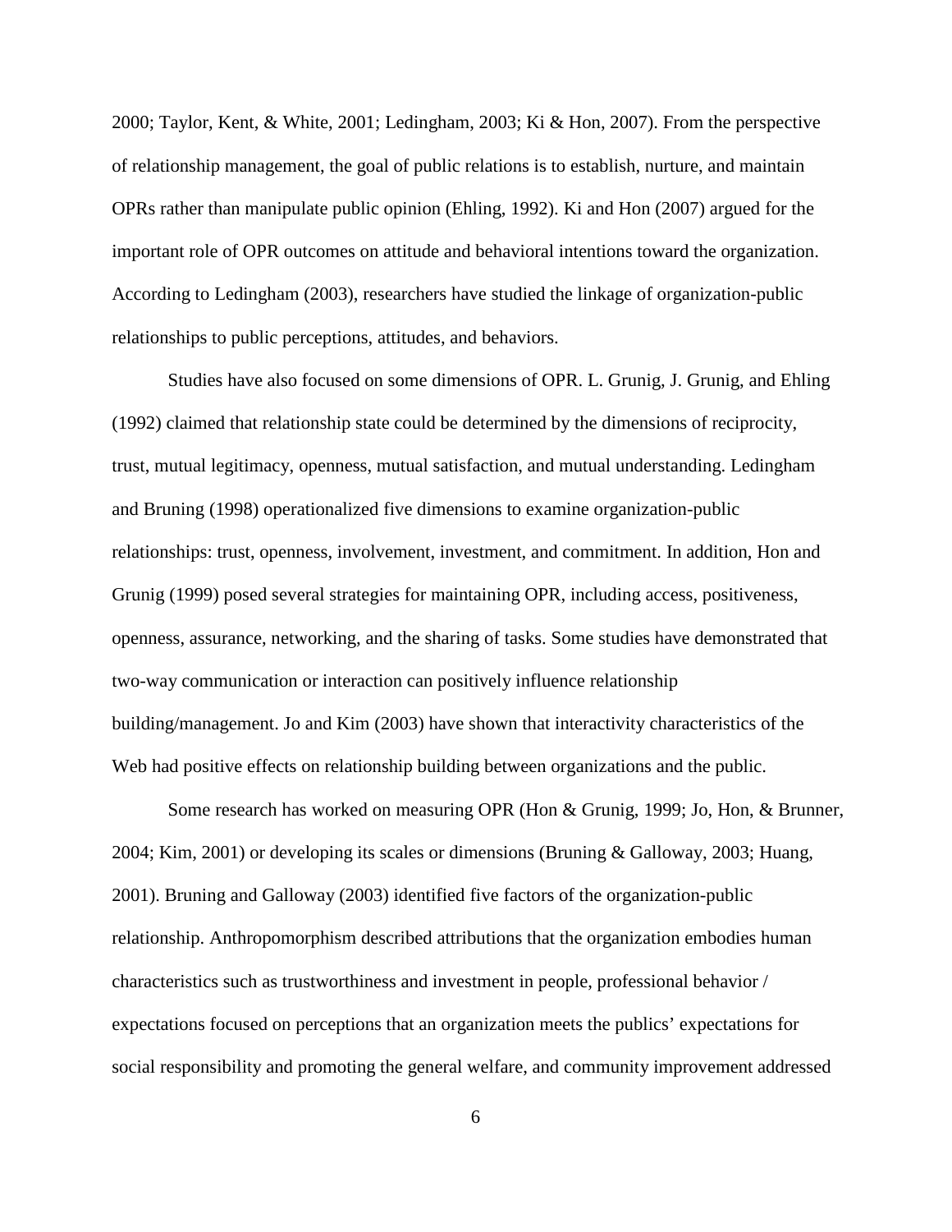2000; Taylor, Kent, & White, 2001; Ledingham, 2003; Ki & Hon, 2007). From the perspective of relationship management, the goal of public relations is to establish, nurture, and maintain OPRs rather than manipulate public opinion (Ehling, 1992). Ki and Hon (2007) argued for the important role of OPR outcomes on attitude and behavioral intentions toward the organization. According to Ledingham (2003), researchers have studied the linkage of organization-public relationships to public perceptions, attitudes, and behaviors.

Studies have also focused on some dimensions of OPR. L. Grunig, J. Grunig, and Ehling (1992) claimed that relationship state could be determined by the dimensions of reciprocity, trust, mutual legitimacy, openness, mutual satisfaction, and mutual understanding. Ledingham and Bruning (1998) operationalized five dimensions to examine organization-public relationships: trust, openness, involvement, investment, and commitment. In addition, Hon and Grunig (1999) posed several strategies for maintaining OPR, including access, positiveness, openness, assurance, networking, and the sharing of tasks. Some studies have demonstrated that two-way communication or interaction can positively influence relationship building/management. Jo and Kim (2003) have shown that interactivity characteristics of the Web had positive effects on relationship building between organizations and the public.

Some research has worked on measuring OPR (Hon & Grunig, 1999; Jo, Hon, & Brunner, 2004; Kim, 2001) or developing its scales or dimensions (Bruning & Galloway, 2003; Huang, 2001). Bruning and Galloway (2003) identified five factors of the organization-public relationship. Anthropomorphism described attributions that the organization embodies human characteristics such as trustworthiness and investment in people, professional behavior / expectations focused on perceptions that an organization meets the publics' expectations for social responsibility and promoting the general welfare, and community improvement addressed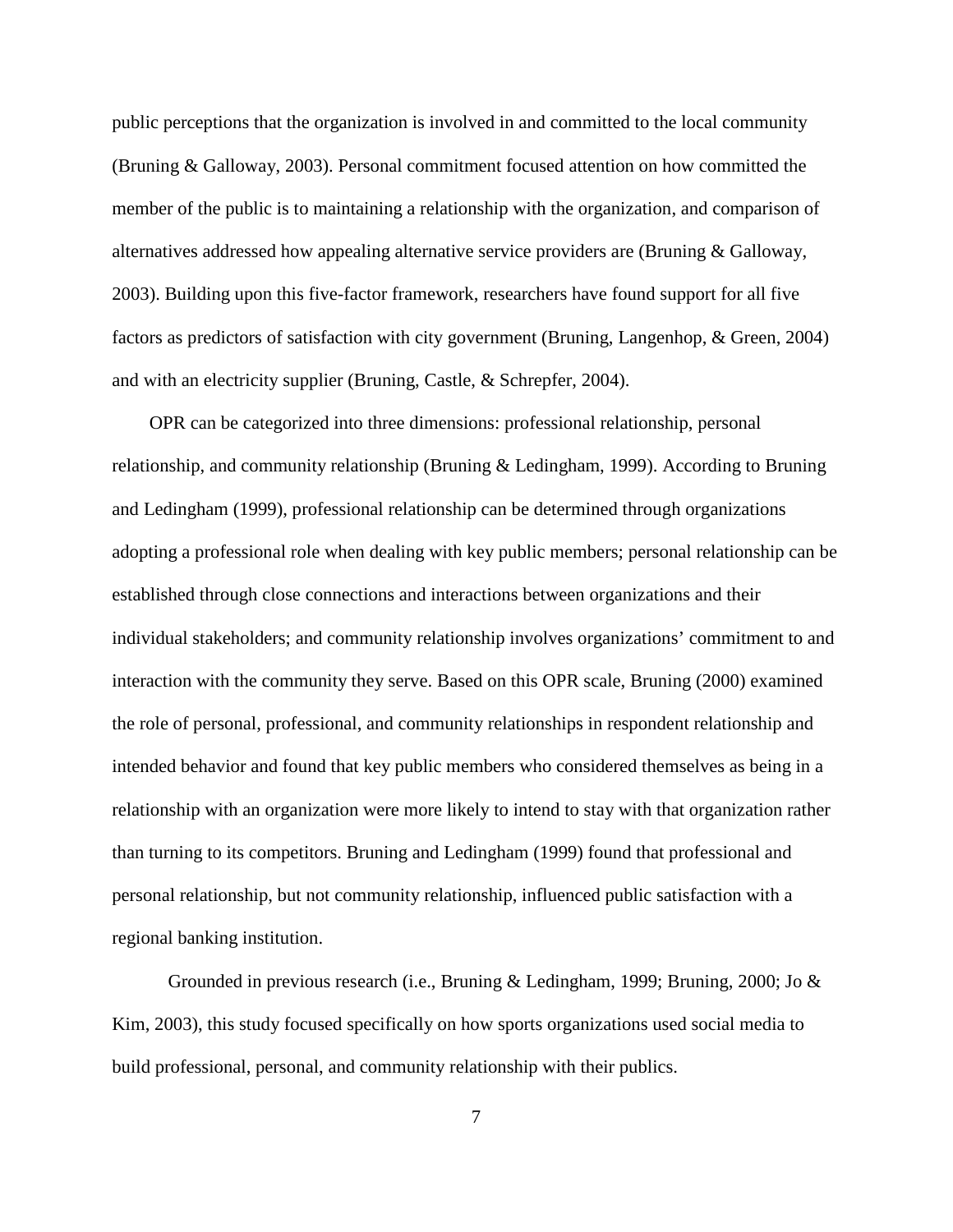public perceptions that the organization is involved in and committed to the local community (Bruning & Galloway, 2003). Personal commitment focused attention on how committed the member of the public is to maintaining a relationship with the organization, and comparison of alternatives addressed how appealing alternative service providers are (Bruning & Galloway, 2003). Building upon this five-factor framework, researchers have found support for all five factors as predictors of satisfaction with city government (Bruning, Langenhop, & Green, 2004) and with an electricity supplier (Bruning, Castle, & Schrepfer, 2004).

OPR can be categorized into three dimensions: professional relationship, personal relationship, and community relationship (Bruning & Ledingham, 1999). According to Bruning and Ledingham (1999), professional relationship can be determined through organizations adopting a professional role when dealing with key public members; personal relationship can be established through close connections and interactions between organizations and their individual stakeholders; and community relationship involves organizations' commitment to and interaction with the community they serve. Based on this OPR scale, Bruning (2000) examined the role of personal, professional, and community relationships in respondent relationship and intended behavior and found that key public members who considered themselves as being in a relationship with an organization were more likely to intend to stay with that organization rather than turning to its competitors. Bruning and Ledingham (1999) found that professional and personal relationship, but not community relationship, influenced public satisfaction with a regional banking institution.

Grounded in previous research (i.e., Bruning & Ledingham, 1999; Bruning, 2000; Jo & Kim, 2003), this study focused specifically on how sports organizations used social media to build professional, personal, and community relationship with their publics.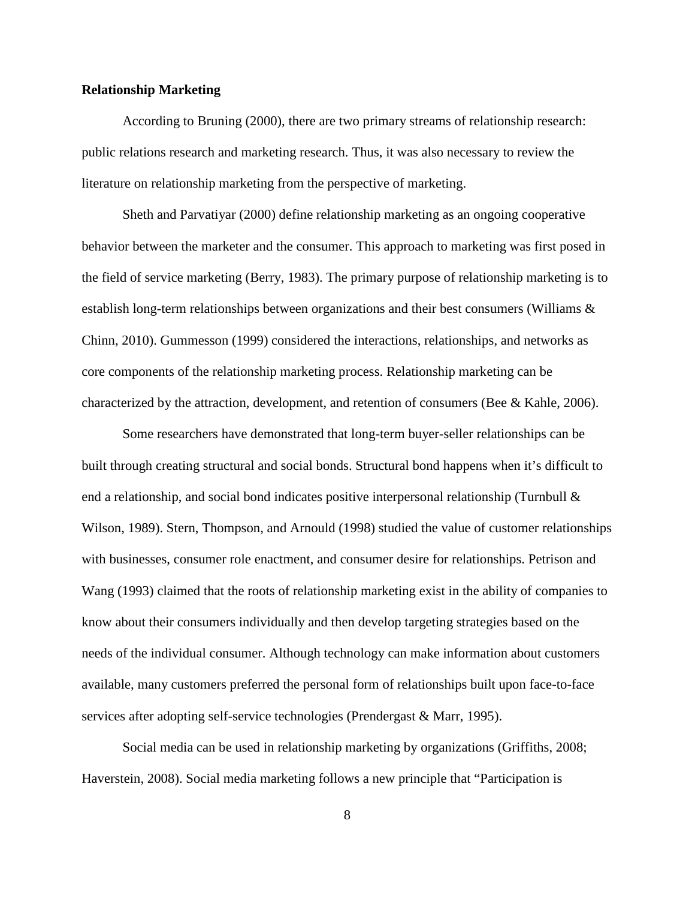**Relationship Marketing**

According to Bruning (2000), there are two primary streams of relationship research: public relations research and marketing research. Thus, it was also necessary to review the literature on relationship marketing from the perspective of marketing.

Sheth and Parvatiyar (2000) define relationship marketing as an ongoing cooperative behavior between the marketer and the consumer. This approach to marketing was first posed in the field of service marketing (Berry, 1983). The primary purpose of relationship marketing is to establish long-term relationships between organizations and their best consumers (Williams & Chinn, 2010). Gummesson (1999) considered the interactions, relationships, and networks as core components of the relationship marketing process. Relationship marketing can be characterized by the attraction, development, and retention of consumers (Bee & Kahle, 2006).

Some researchers have demonstrated that long-term buyer-seller relationships can be built through creating structural and social bonds. Structural bond happens when it's difficult to end a relationship, and social bond indicates positive interpersonal relationship (Turnbull & Wilson, 1989). Stern, Thompson, and Arnould (1998) studied the value of customer relationships with businesses, consumer role enactment, and consumer desire for relationships. Petrison and Wang (1993) claimed that the roots of relationship marketing exist in the ability of companies to know about their consumers individually and then develop targeting strategies based on the needs of the individual consumer. Although technology can make information about customers available, many customers preferred the personal form of relationships built upon face-to-face services after adopting self-service technologies (Prendergast & Marr, 1995).

Social media can be used in relationship marketing by organizations (Griffiths, 2008; Haverstein, 2008). Social media marketing follows a new principle that "Participation is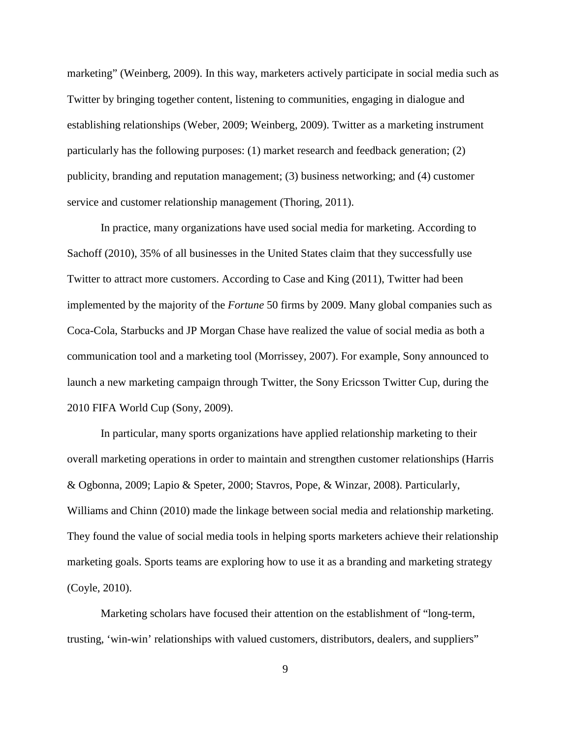marketing" (Weinberg, 2009). In this way, marketers actively participate in social media such as Twitter by bringing together content, listening to communities, engaging in dialogue and establishing relationships (Weber, 2009; Weinberg, 2009). Twitter as a marketing instrument particularly has the following purposes: (1) market research and feedback generation; (2) publicity, branding and reputation management; (3) business networking; and (4) customer service and customer relationship management (Thoring, 2011).

In practice, many organizations have used social media for marketing. According to Sachoff (2010), 35% of all businesses in the United States claim that they successfully use Twitter to attract more customers. According to Case and King (2011), Twitter had been implemented by the majority of the *Fortune* 50 firms by 2009. Many global companies such as Coca-Cola, Starbucks and JP Morgan Chase have realized the value of social media as both a communication tool and a marketing tool (Morrissey, 2007). For example, Sony announced to launch a new marketing campaign through Twitter, the Sony Ericsson Twitter Cup, during the 2010 FIFA World Cup (Sony, 2009).

In particular, many sports organizations have applied relationship marketing to their overall marketing operations in order to maintain and strengthen customer relationships (Harris & Ogbonna, 2009; Lapio & Speter, 2000; Stavros, Pope, & Winzar, 2008). Particularly, Williams and Chinn (2010) made the linkage between social media and relationship marketing. They found the value of social media tools in helping sports marketers achieve their relationship marketing goals. Sports teams are exploring how to use it as a branding and marketing strategy (Coyle, 2010).

Marketing scholars have focused their attention on the establishment of "long-term, trusting, 'win-win' relationships with valued customers, distributors, dealers, and suppliers"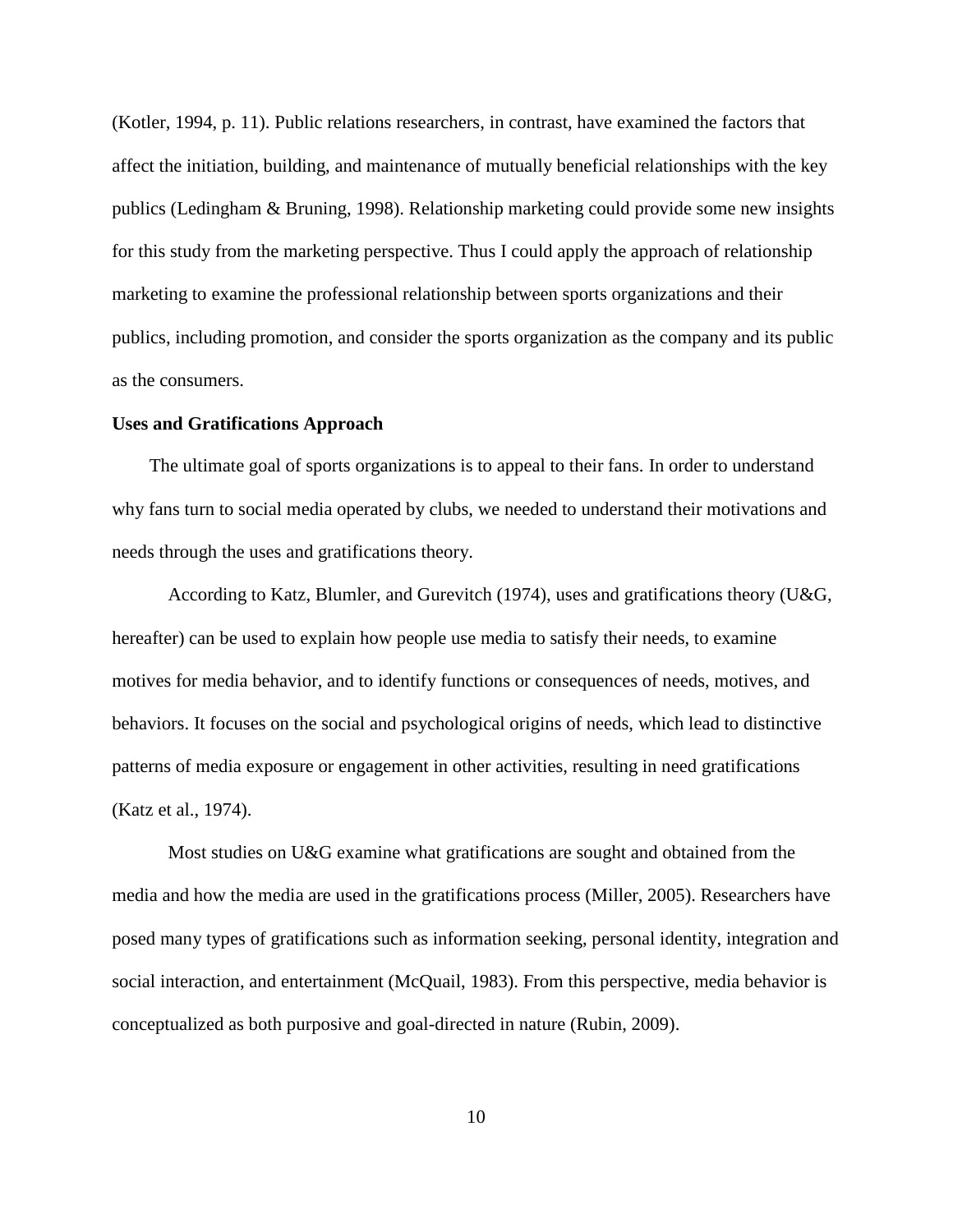(Kotler, 1994, p. 11). Public relations researchers, in contrast, have examined the factors that affect the initiation, building, and maintenance of mutually beneficial relationships with the key publics (Ledingham & Bruning, 1998). Relationship marketing could provide some new insights for this study from the marketing perspective. Thus I could apply the approach of relationship marketing to examine the professional relationship between sports organizations and their publics, including promotion, and consider the sports organization as the company and its public as the consumers.

**Uses and Gratifications Approach**

The ultimate goal of sports organizations is to appeal to their fans. In order to understand why fans turn to social media operated by clubs, we needed to understand their motivations and needs through the uses and gratifications theory.

According to Katz, Blumler, and Gurevitch (1974), uses and gratifications theory (U&G, hereafter) can be used to explain how people use media to satisfy their needs, to examine motives for media behavior, and to identify functions or consequences of needs, motives, and behaviors. It focuses on the social and psychological origins of needs, which lead to distinctive patterns of media exposure or engagement in other activities, resulting in need gratifications (Katz et al., 1974).

Most studies on U&G examine what gratifications are sought and obtained from the media and how the media are used in the gratifications process (Miller, 2005). Researchers have posed many types of gratifications such as information seeking, personal identity, integration and social interaction, and entertainment (McQuail, 1983). From this perspective, media behavior is conceptualized as both purposive and goal-directed in nature (Rubin, 2009).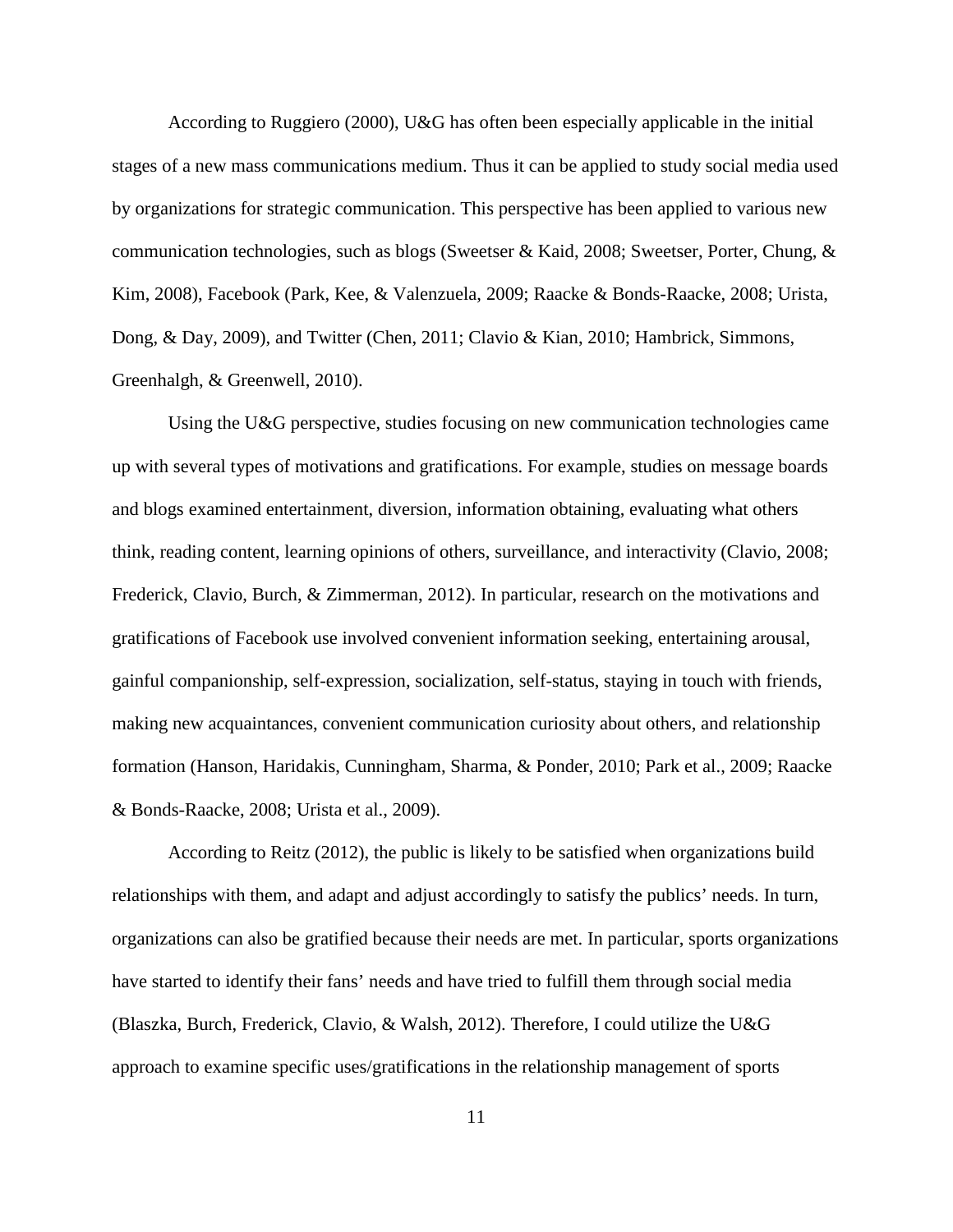According to Ruggiero (2000), U&G has often been especially applicable in the initial stages of a new mass communications medium. Thus it can be applied to study social media used by organizations for strategic communication. This perspective has been applied to various new communication technologies, such as blogs (Sweetser & Kaid, 2008; Sweetser, Porter, Chung, & Kim, 2008), Facebook (Park, Kee, & Valenzuela, 2009; Raacke & Bonds-Raacke, 2008; Urista, Dong, & Day, 2009), and Twitter (Chen, 2011; Clavio & Kian, 2010; Hambrick, Simmons, Greenhalgh, & Greenwell, 2010).

Using the U&G perspective, studies focusing on new communication technologies came up with several types of motivations and gratifications. For example, studies on message boards and blogs examined entertainment, diversion, information obtaining, evaluating what others think, reading content, learning opinions of others, surveillance, and interactivity (Clavio, 2008; Frederick, Clavio, Burch, & Zimmerman, 2012). In particular, research on the motivations and gratifications of Facebook use involved convenient information seeking, entertaining arousal, gainful companionship, self-expression, socialization, self-status, staying in touch with friends, making new acquaintances, convenient communication curiosity about others, and relationship formation (Hanson, Haridakis, Cunningham, Sharma, & Ponder, 2010; Park et al., 2009; Raacke & Bonds-Raacke, 2008; Urista et al., 2009).

According to Reitz (2012), the public is likely to be satisfied when organizations build relationships with them, and adapt and adjust accordingly to satisfy the publics' needs. In turn, organizations can also be gratified because their needs are met. In particular, sports organizations have started to identify their fans' needs and have tried to fulfill them through social media (Blaszka, Burch, Frederick, Clavio, & Walsh, 2012). Therefore, I could utilize the U&G approach to examine specific uses/gratifications in the relationship management of sports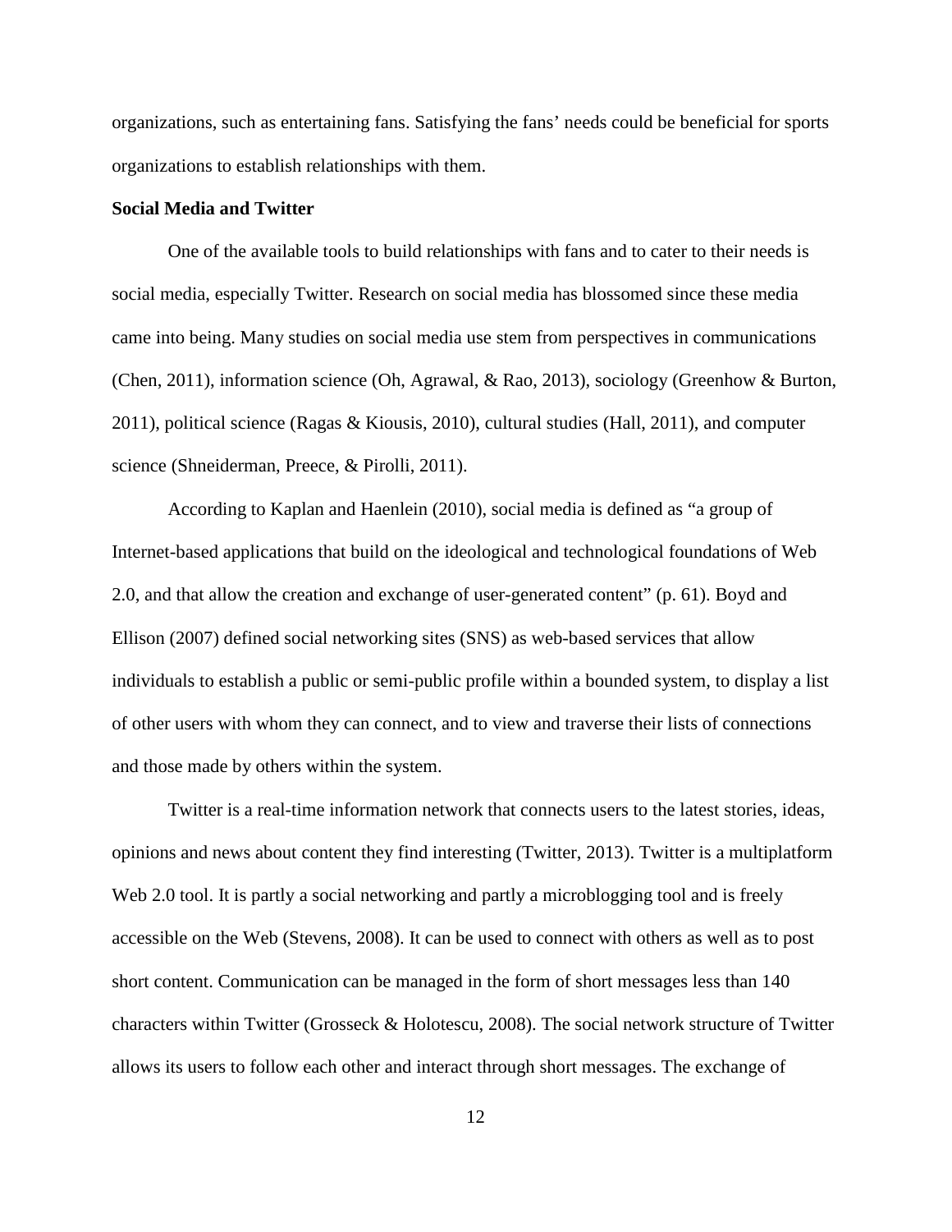organizations, such as entertaining fans. Satisfying the fans' needs could be beneficial for sports organizations to establish relationships with them.

**Social Media and Twitter**

One of the available tools to build relationships with fans and to cater to their needs is social media, especially Twitter. Research on social media has blossomed since these media came into being. Many studies on social media use stem from perspectives in communications (Chen, 2011), information science (Oh, Agrawal, & Rao, 2013), sociology (Greenhow & Burton, 2011), political science (Ragas & Kiousis, 2010), cultural studies (Hall, 2011), and computer science (Shneiderman, Preece, & Pirolli, 2011).

According to Kaplan and Haenlein (2010), social media is defined as "a group of Internet-based applications that build on the ideological and technological foundations of Web 2.0, and that allow the creation and exchange of user-generated content" (p. 61). Boyd and Ellison (2007) defined social networking sites (SNS) as web-based services that allow individuals to establish a public or semi-public profile within a bounded system, to display a list of other users with whom they can connect, and to view and traverse their lists of connections and those made by others within the system.

Twitter is a real-time information network that connects users to the latest stories, ideas, opinions and news about content they find interesting (Twitter, 2013). Twitter is a multiplatform Web 2.0 tool. It is partly a social networking and partly a microblogging tool and is freely accessible on the Web (Stevens, 2008). It can be used to connect with others as well as to post short content. Communication can be managed in the form of short messages less than 140 characters within Twitter (Grosseck & Holotescu, 2008). The social network structure of Twitter allows its users to follow each other and interact through short messages. The exchange of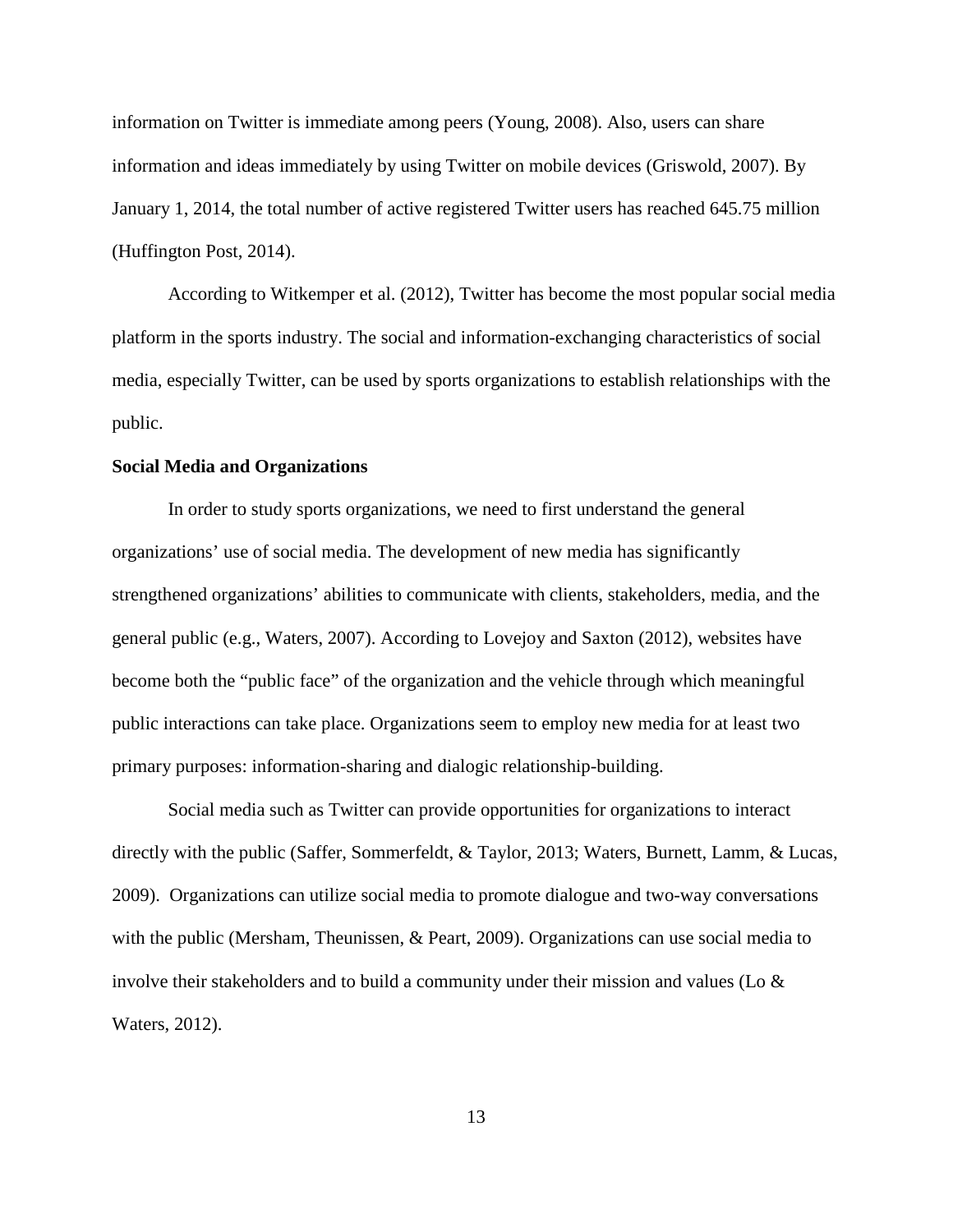information on Twitter is immediate among peers (Young, 2008). Also, users can share information and ideas immediately by using Twitter on mobile devices (Griswold, 2007). By January 1, 2014, the total number of active registered Twitter users has reached 645.75 million (Huffington Post, 2014).

According to Witkemper et al. (2012), Twitter has become the most popular social media platform in the sports industry. The social and information-exchanging characteristics of social media, especially Twitter, can be used by sports organizations to establish relationships with the public.

**Social Media and Organizations**

In order to study sports organizations, we need to first understand the general organizations' use of social media. The development of new media has significantly strengthened organizations' abilities to communicate with clients, stakeholders, media, and the general public (e.g., Waters, 2007). According to Lovejoy and Saxton (2012), websites have become both the "public face" of the organization and the vehicle through which meaningful public interactions can take place. Organizations seem to employ new media for at least two primary purposes: information-sharing and dialogic relationship-building.

Social media such as Twitter can provide opportunities for organizations to interact directly with the public (Saffer, Sommerfeldt, & Taylor, 2013; Waters, Burnett, Lamm, & Lucas, 2009). Organizations can utilize social media to promote dialogue and two-way conversations with the public (Mersham, Theunissen, & Peart, 2009). Organizations can use social media to involve their stakeholders and to build a community under their mission and values (Lo & Waters, 2012).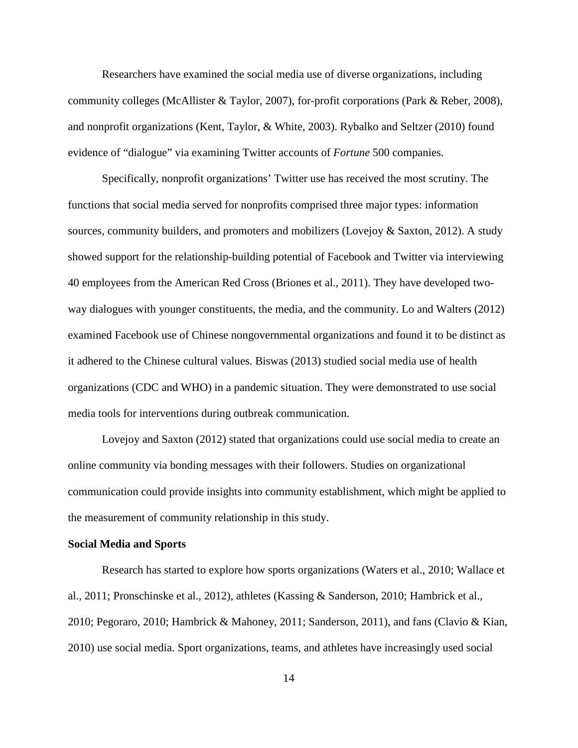Researchers have examined the social media use of diverse organizations, including community colleges (McAllister & Taylor, 2007), for-profit corporations (Park & Reber, 2008), and nonprofit organizations (Kent, Taylor, & White, 2003). Rybalko and Seltzer (2010) found evidence of "dialogue" via examining Twitter accounts of *Fortune* 500 companies.

Specifically, nonprofit organizations' Twitter use has received the most scrutiny. The functions that social media served for nonprofits comprised three major types: information sources, community builders, and promoters and mobilizers (Lovejoy & Saxton, 2012). A study showed support for the relationship-building potential of Facebook and Twitter via interviewing 40 employees from the American Red Cross (Briones et al., 2011). They have developed two-way dialogues with younger constituents, the media, and the community. Lo and Walters (2012) examined Facebook use of Chinese nongovernmental organizations and found it to be distinct as it adhered to the Chinese cultural values. Biswas (2013) studied social media use of health organizations (CDC and WHO) in a pandemic situation. They were demonstrated to use social media tools for interventions during outbreak communication.

Lovejoy and Saxton (2012) stated that organizations could use social media to create an online community via bonding messages with their followers. Studies on organizational communication could provide insights into community establishment, which might be applied to the measurement of community relationship in this study.

**Social Media and Sports**

Research has started to explore how sports organizations (Waters et al., 2010; Wallace et al., 2011; Pronschinske et al., 2012), athletes (Kassing & Sanderson, 2010; Hambrick et al., 2010; Pegoraro, 2010; Hambrick & Mahoney, 2011; Sanderson, 2011), and fans (Clavio & Kian, 2010) use social media. Sport organizations, teams, and athletes have increasingly used social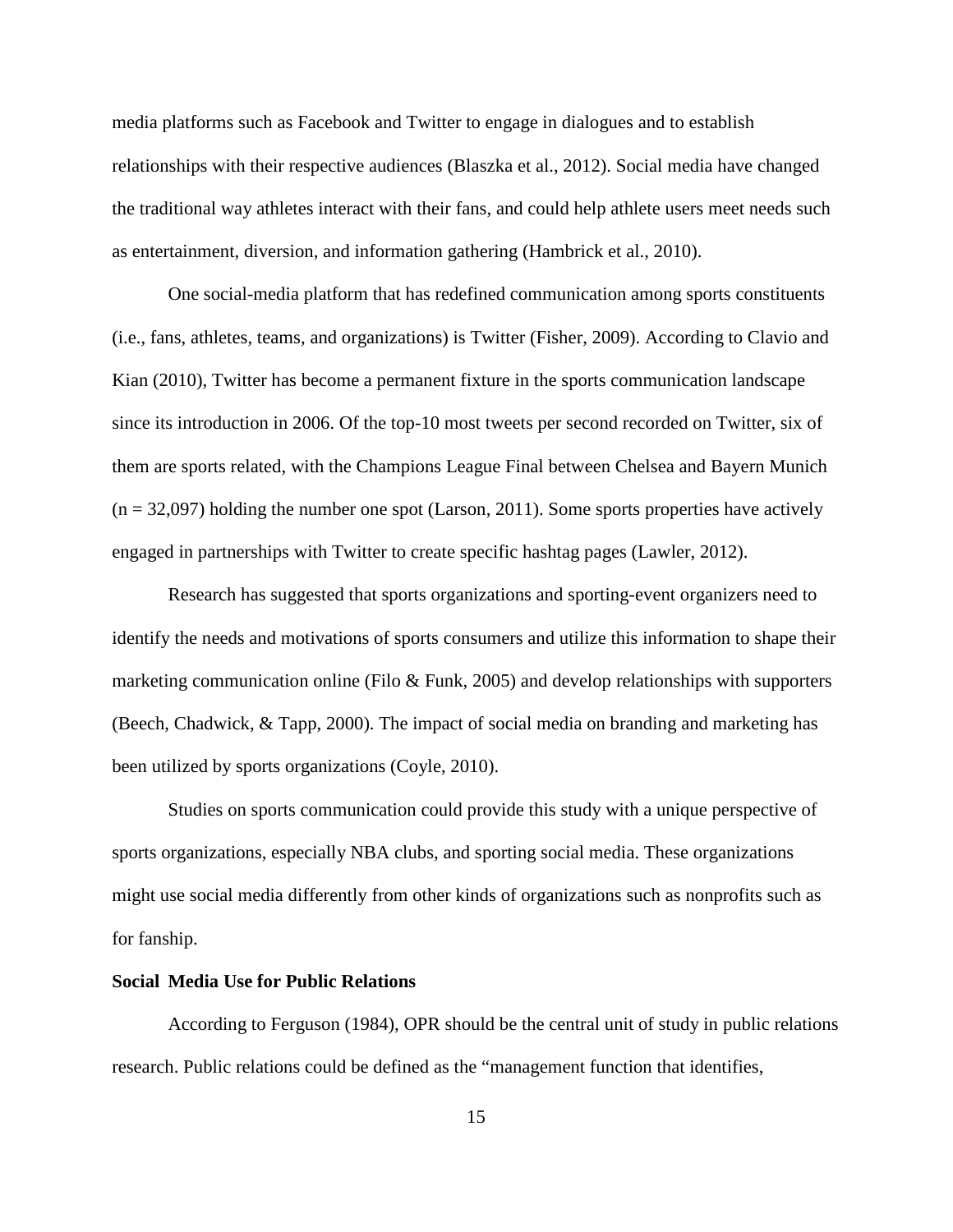media platforms such as Facebook and Twitter to engage in dialogues and to establish relationships with their respective audiences (Blaszka et al., 2012). Social media have changed the traditional way athletes interact with their fans, and could help athlete users meet needs such as entertainment, diversion, and information gathering (Hambrick et al., 2010).

One social-media platform that has redefined communication among sports constituents (i.e., fans, athletes, teams, and organizations) is Twitter (Fisher, 2009). According to Clavio and Kian (2010), Twitter has become a permanent fixture in the sports communication landscape since its introduction in 2006. Of the top-10 most tweets per second recorded on Twitter, six of them are sports related, with the Champions League Final between Chelsea and Bayern Munich ($n = 32{,}097$) holding the number one spot (Larson, 2011). Some sports properties have actively engaged in partnerships with Twitter to create specific hashtag pages (Lawler, 2012).

Research has suggested that sports organizations and sporting-event organizers need to identify the needs and motivations of sports consumers and utilize this information to shape their marketing communication online (Filo & Funk, 2005) and develop relationships with supporters (Beech, Chadwick, & Tapp, 2000). The impact of social media on branding and marketing has been utilized by sports organizations (Coyle, 2010).

Studies on sports communication could provide this study with a unique perspective of sports organizations, especially NBA clubs, and sporting social media. These organizations might use social media differently from other kinds of organizations such as nonprofits such as for fanship.

**Social Media Use for Public Relations**

According to Ferguson (1984), OPR should be the central unit of study in public relations research. Public relations could be defined as the "management function that identifies,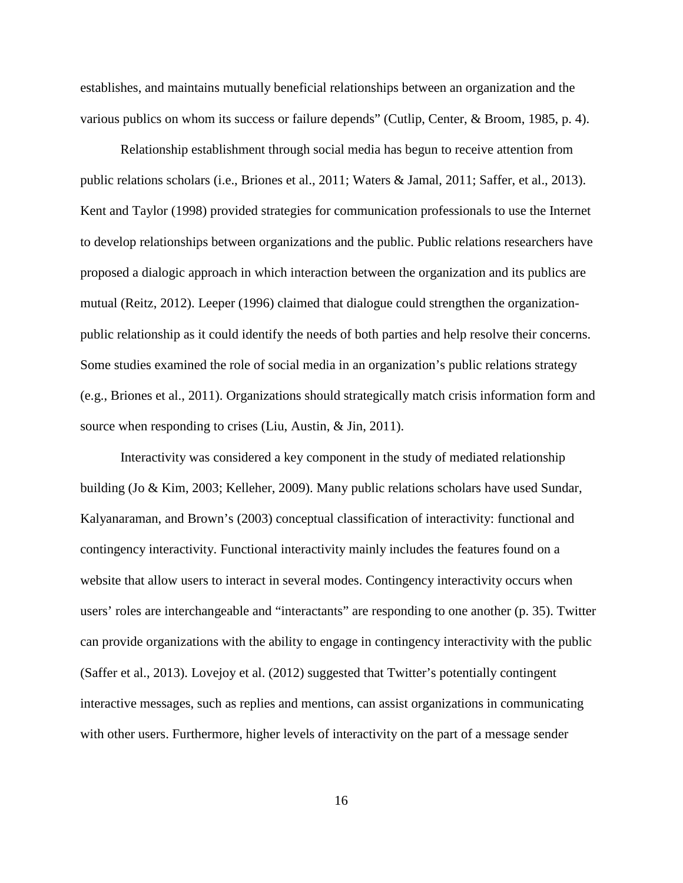establishes, and maintains mutually beneficial relationships between an organization and the various publics on whom its success or failure depends" (Cutlip, Center, & Broom, 1985, p. 4).

Relationship establishment through social media has begun to receive attention from public relations scholars (i.e., Briones et al., 2011; Waters & Jamal, 2011; Saffer, et al., 2013). Kent and Taylor (1998) provided strategies for communication professionals to use the Internet to develop relationships between organizations and the public. Public relations researchers have proposed a dialogic approach in which interaction between the organization and its publics are mutual (Reitz, 2012). Leeper (1996) claimed that dialogue could strengthen the organization-public relationship as it could identify the needs of both parties and help resolve their concerns. Some studies examined the role of social media in an organization's public relations strategy (e.g., Briones et al., 2011). Organizations should strategically match crisis information form and source when responding to crises (Liu, Austin, & Jin, 2011).

Interactivity was considered a key component in the study of mediated relationship building (Jo & Kim, 2003; Kelleher, 2009). Many public relations scholars have used Sundar, Kalyanaraman, and Brown's (2003) conceptual classification of interactivity: functional and contingency interactivity. Functional interactivity mainly includes the features found on a website that allow users to interact in several modes. Contingency interactivity occurs when users' roles are interchangeable and "interactants" are responding to one another (p. 35). Twitter can provide organizations with the ability to engage in contingency interactivity with the public (Saffer et al., 2013). Lovejoy et al. (2012) suggested that Twitter's potentially contingent interactive messages, such as replies and mentions, can assist organizations in communicating with other users. Furthermore, higher levels of interactivity on the part of a message sender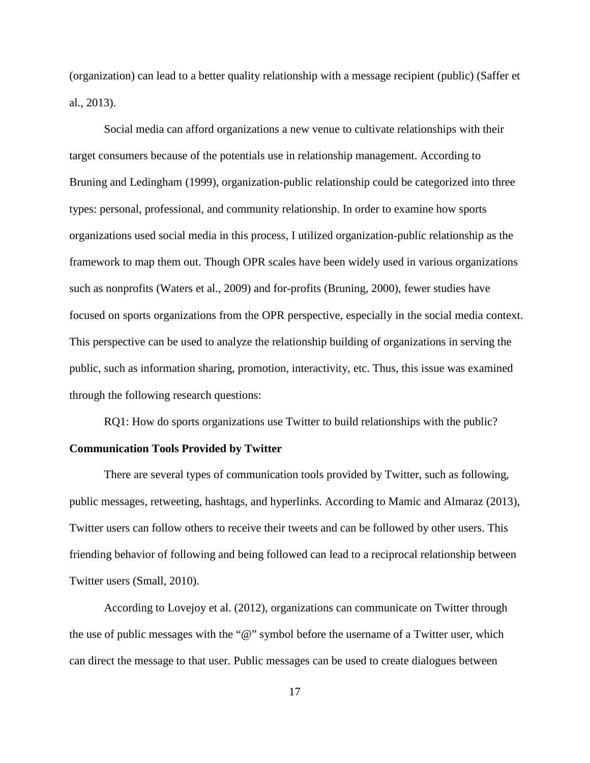(organization) can lead to a better quality relationship with a message recipient (public) (Saffer et al., 2013).

Social media can afford organizations a new venue to cultivate relationships with their target consumers because of the potentials use in relationship management. According to Bruning and Ledingham (1999), organization-public relationship could be categorized into three types: personal, professional, and community relationship. In order to examine how sports organizations used social media in this process, I utilized organization-public relationship as the framework to map them out. Though OPR scales have been widely used in various organizations such as nonprofits (Waters et al., 2009) and for-profits (Bruning, 2000), fewer studies have focused on sports organizations from the OPR perspective, especially in the social media context. This perspective can be used to analyze the relationship building of organizations in serving the public, such as information sharing, promotion, interactivity, etc. Thus, this issue was examined through the following research questions:

RQ1: How do sports organizations use Twitter to build relationships with the public?

**Communication Tools Provided by Twitter**

There are several types of communication tools provided by Twitter, such as following, public messages, retweeting, hashtags, and hyperlinks. According to Mamic and Almaraz (2013), Twitter users can follow others to receive their tweets and can be followed by other users. This friending behavior of following and being followed can lead to a reciprocal relationship between Twitter users (Small, 2010).

According to Lovejoy et al. (2012), organizations can communicate on Twitter through the use of public messages with the "@" symbol before the username of a Twitter user, which can direct the message to that user. Public messages can be used to create dialogues between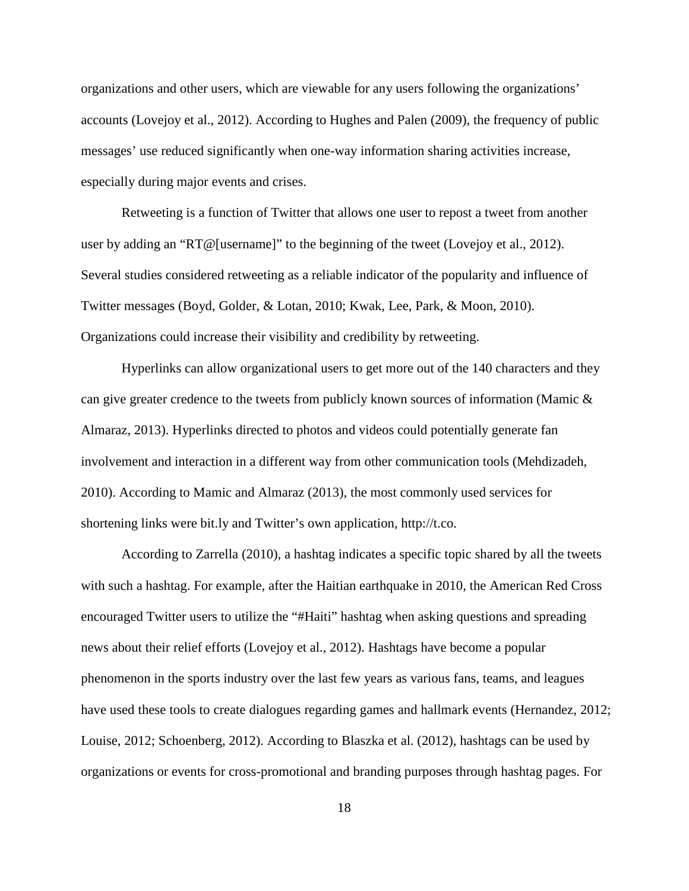organizations and other users, which are viewable for any users following the organizations' accounts (Lovejoy et al., 2012). According to Hughes and Palen (2009), the frequency of public messages' use reduced significantly when one-way information sharing activities increase, especially during major events and crises.

Retweeting is a function of Twitter that allows one user to repost a tweet from another user by adding an "RT@[username]" to the beginning of the tweet (Lovejoy et al., 2012). Several studies considered retweeting as a reliable indicator of the popularity and influence of Twitter messages (Boyd, Golder, & Lotan, 2010; Kwak, Lee, Park, & Moon, 2010). Organizations could increase their visibility and credibility by retweeting.

Hyperlinks can allow organizational users to get more out of the 140 characters and they can give greater credence to the tweets from publicly known sources of information (Mamic & Almaraz, 2013). Hyperlinks directed to photos and videos could potentially generate fan involvement and interaction in a different way from other communication tools (Mehdizadeh, 2010). According to Mamic and Almaraz (2013), the most commonly used services for shortening links were bit.ly and Twitter's own application, http://t.co.

According to Zarrella (2010), a hashtag indicates a specific topic shared by all the tweets with such a hashtag. For example, after the Haitian earthquake in 2010, the American Red Cross encouraged Twitter users to utilize the "#Haiti" hashtag when asking questions and spreading news about their relief efforts (Lovejoy et al., 2012). Hashtags have become a popular phenomenon in the sports industry over the last few years as various fans, teams, and leagues have used these tools to create dialogues regarding games and hallmark events (Hernandez, 2012; Louise, 2012; Schoenberg, 2012). According to Blaszka et al. (2012), hashtags can be used by organizations or events for cross-promotional and branding purposes through hashtag pages. For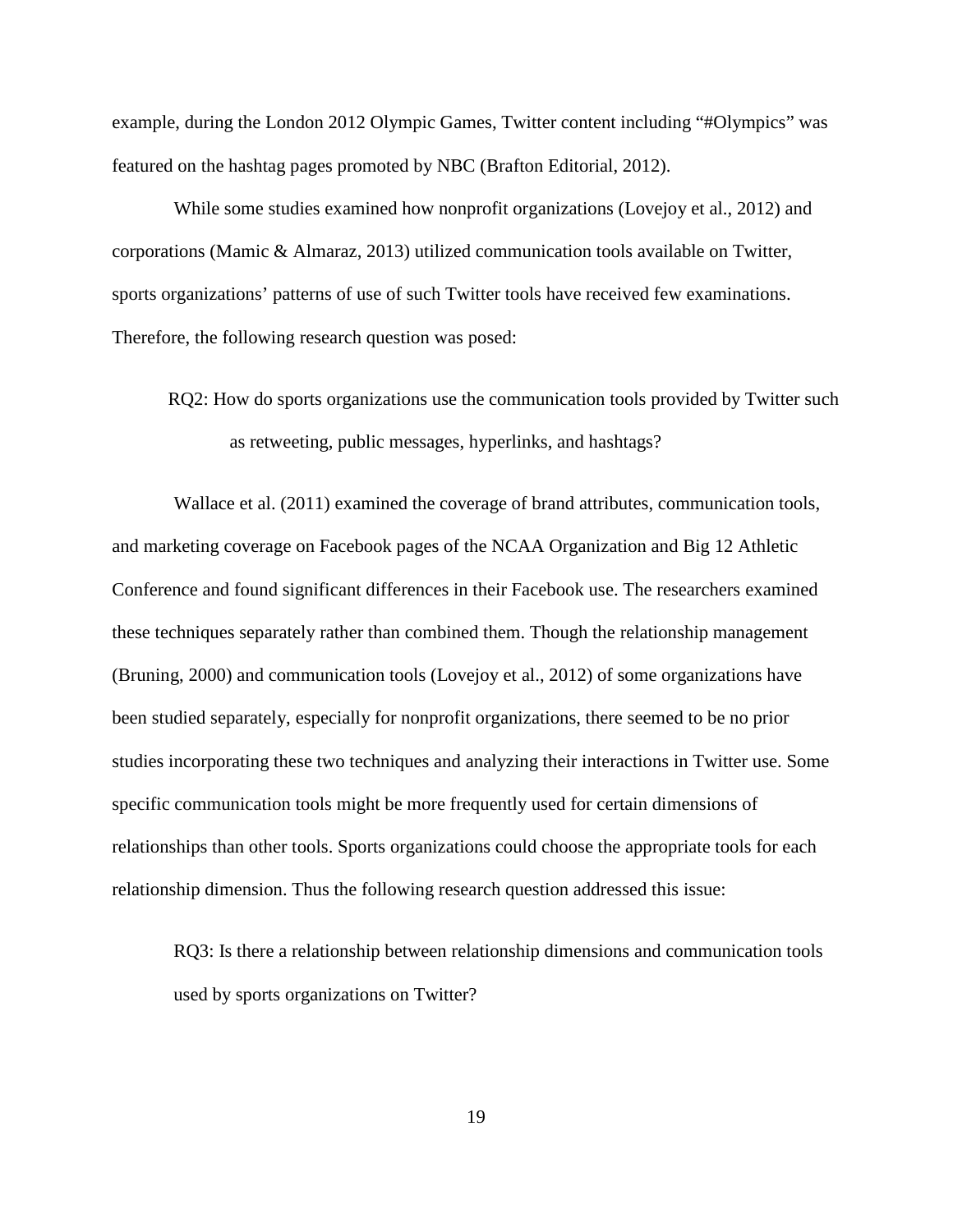example, during the London 2012 Olympic Games, Twitter content including "#Olympics" was featured on the hashtag pages promoted by NBC (Brafton Editorial, 2012).

While some studies examined how nonprofit organizations (Lovejoy et al., 2012) and corporations (Mamic & Almaraz, 2013) utilized communication tools available on Twitter, sports organizations' patterns of use of such Twitter tools have received few examinations. Therefore, the following research question was posed:

> RQ2: How do sports organizations use the communication tools provided by Twitter such as retweeting, public messages, hyperlinks, and hashtags?

Wallace et al. (2011) examined the coverage of brand attributes, communication tools, and marketing coverage on Facebook pages of the NCAA Organization and Big 12 Athletic Conference and found significant differences in their Facebook use. The researchers examined these techniques separately rather than combined them. Though the relationship management (Bruning, 2000) and communication tools (Lovejoy et al., 2012) of some organizations have been studied separately, especially for nonprofit organizations, there seemed to be no prior studies incorporating these two techniques and analyzing their interactions in Twitter use. Some specific communication tools might be more frequently used for certain dimensions of relationships than other tools. Sports organizations could choose the appropriate tools for each relationship dimension. Thus the following research question addressed this issue:

> RQ3: Is there a relationship between relationship dimensions and communication tools used by sports organizations on Twitter?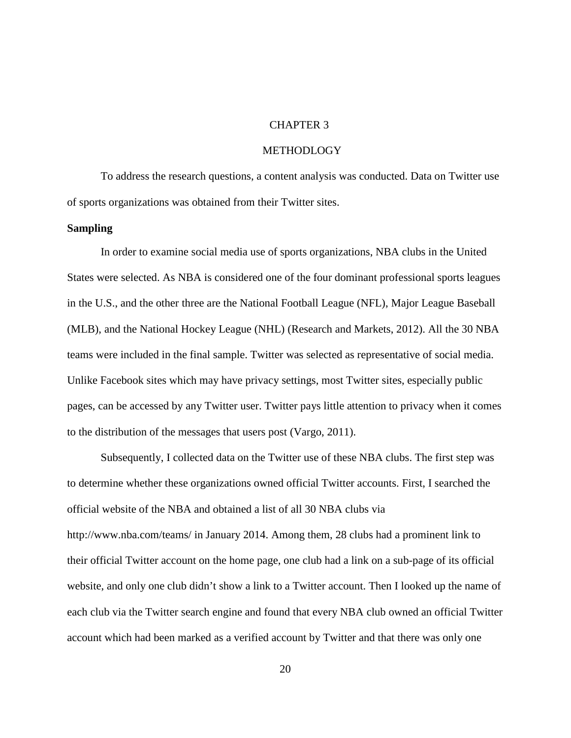# CHAPTER 3

# METHODOLOGY

To address the research questions, a content analysis was conducted. Data on Twitter use of sports organizations was obtained from their Twitter sites.

**Sampling**

In order to examine social media use of sports organizations, NBA clubs in the United States were selected. As NBA is considered one of the four dominant professional sports leagues in the U.S., and the other three are the National Football League (NFL), Major League Baseball (MLB), and the National Hockey League (NHL) (Research and Markets, 2012). All the 30 NBA teams were included in the final sample. Twitter was selected as representative of social media. Unlike Facebook sites which may have privacy settings, most Twitter sites, especially public pages, can be accessed by any Twitter user. Twitter pays little attention to privacy when it comes to the distribution of the messages that users post (Vargo, 2011).

Subsequently, I collected data on the Twitter use of these NBA clubs. The first step was to determine whether these organizations owned official Twitter accounts. First, I searched the official website of the NBA and obtained a list of all 30 NBA clubs via http://www.nba.com/teams/ in January 2014. Among them, 28 clubs had a prominent link to their official Twitter account on the home page, one club had a link on a sub-page of its official website, and only one club didn't show a link to a Twitter account. Then I looked up the name of each club via the Twitter search engine and found that every NBA club owned an official Twitter account which had been marked as a verified account by Twitter and that there was only one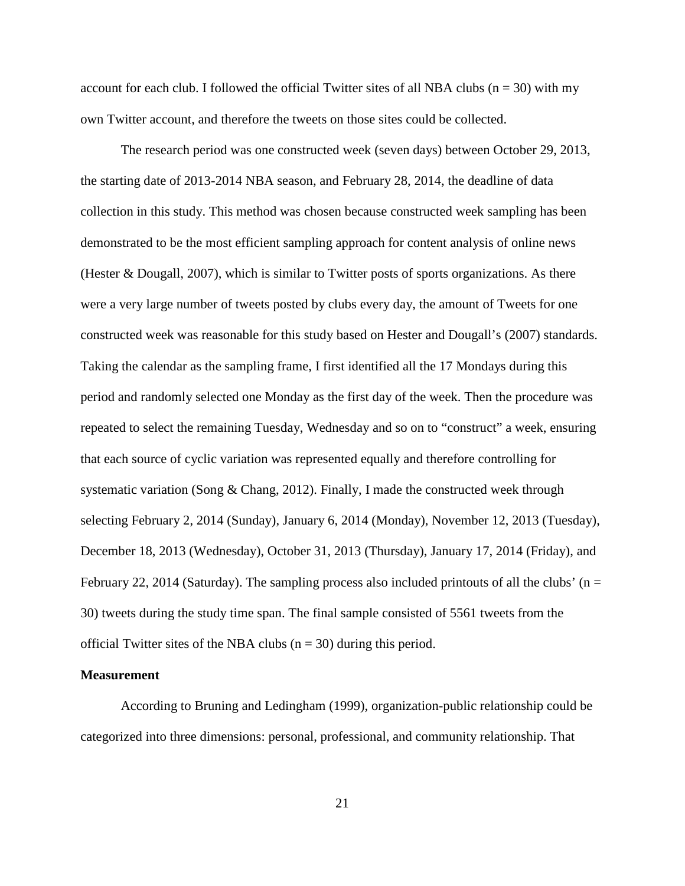account for each club. I followed the official Twitter sites of all NBA clubs (n = 30) with my own Twitter account, and therefore the tweets on those sites could be collected.

The research period was one constructed week (seven days) between October 29, 2013, the starting date of 2013-2014 NBA season, and February 28, 2014, the deadline of data collection in this study. This method was chosen because constructed week sampling has been demonstrated to be the most efficient sampling approach for content analysis of online news (Hester & Dougall, 2007), which is similar to Twitter posts of sports organizations. As there were a very large number of tweets posted by clubs every day, the amount of Tweets for one constructed week was reasonable for this study based on Hester and Dougall's (2007) standards. Taking the calendar as the sampling frame, I first identified all the 17 Mondays during this period and randomly selected one Monday as the first day of the week. Then the procedure was repeated to select the remaining Tuesday, Wednesday and so on to "construct" a week, ensuring that each source of cyclic variation was represented equally and therefore controlling for systematic variation (Song & Chang, 2012). Finally, I made the constructed week through selecting February 2, 2014 (Sunday), January 6, 2014 (Monday), November 12, 2013 (Tuesday), December 18, 2013 (Wednesday), October 31, 2013 (Thursday), January 17, 2014 (Friday), and February 22, 2014 (Saturday). The sampling process also included printouts of all the clubs' (n = 30) tweets during the study time span. The final sample consisted of 5561 tweets from the official Twitter sites of the NBA clubs (n = 30) during this period.

**Measurement**

According to Bruning and Ledingham (1999), organization-public relationship could be categorized into three dimensions: personal, professional, and community relationship. That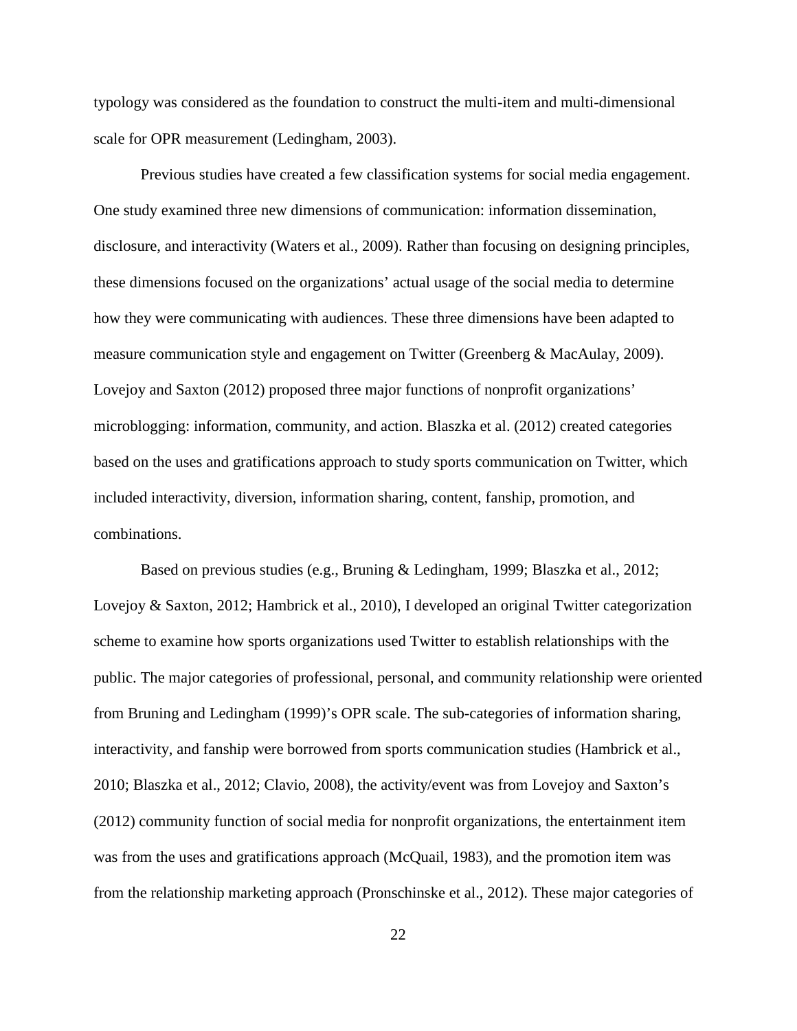typology was considered as the foundation to construct the multi-item and multi-dimensional scale for OPR measurement (Ledingham, 2003).

Previous studies have created a few classification systems for social media engagement. One study examined three new dimensions of communication: information dissemination, disclosure, and interactivity (Waters et al., 2009). Rather than focusing on designing principles, these dimensions focused on the organizations' actual usage of the social media to determine how they were communicating with audiences. These three dimensions have been adapted to measure communication style and engagement on Twitter (Greenberg & MacAulay, 2009). Lovejoy and Saxton (2012) proposed three major functions of nonprofit organizations' microblogging: information, community, and action. Blaszka et al. (2012) created categories based on the uses and gratifications approach to study sports communication on Twitter, which included interactivity, diversion, information sharing, content, fanship, promotion, and combinations.

Based on previous studies (e.g., Bruning & Ledingham, 1999; Blaszka et al., 2012; Lovejoy & Saxton, 2012; Hambrick et al., 2010), I developed an original Twitter categorization scheme to examine how sports organizations used Twitter to establish relationships with the public. The major categories of professional, personal, and community relationship were oriented from Bruning and Ledingham (1999)'s OPR scale. The sub-categories of information sharing, interactivity, and fanship were borrowed from sports communication studies (Hambrick et al., 2010; Blaszka et al., 2012; Clavio, 2008), the activity/event was from Lovejoy and Saxton's (2012) community function of social media for nonprofit organizations, the entertainment item was from the uses and gratifications approach (McQuail, 1983), and the promotion item was from the relationship marketing approach (Pronschinske et al., 2012). These major categories of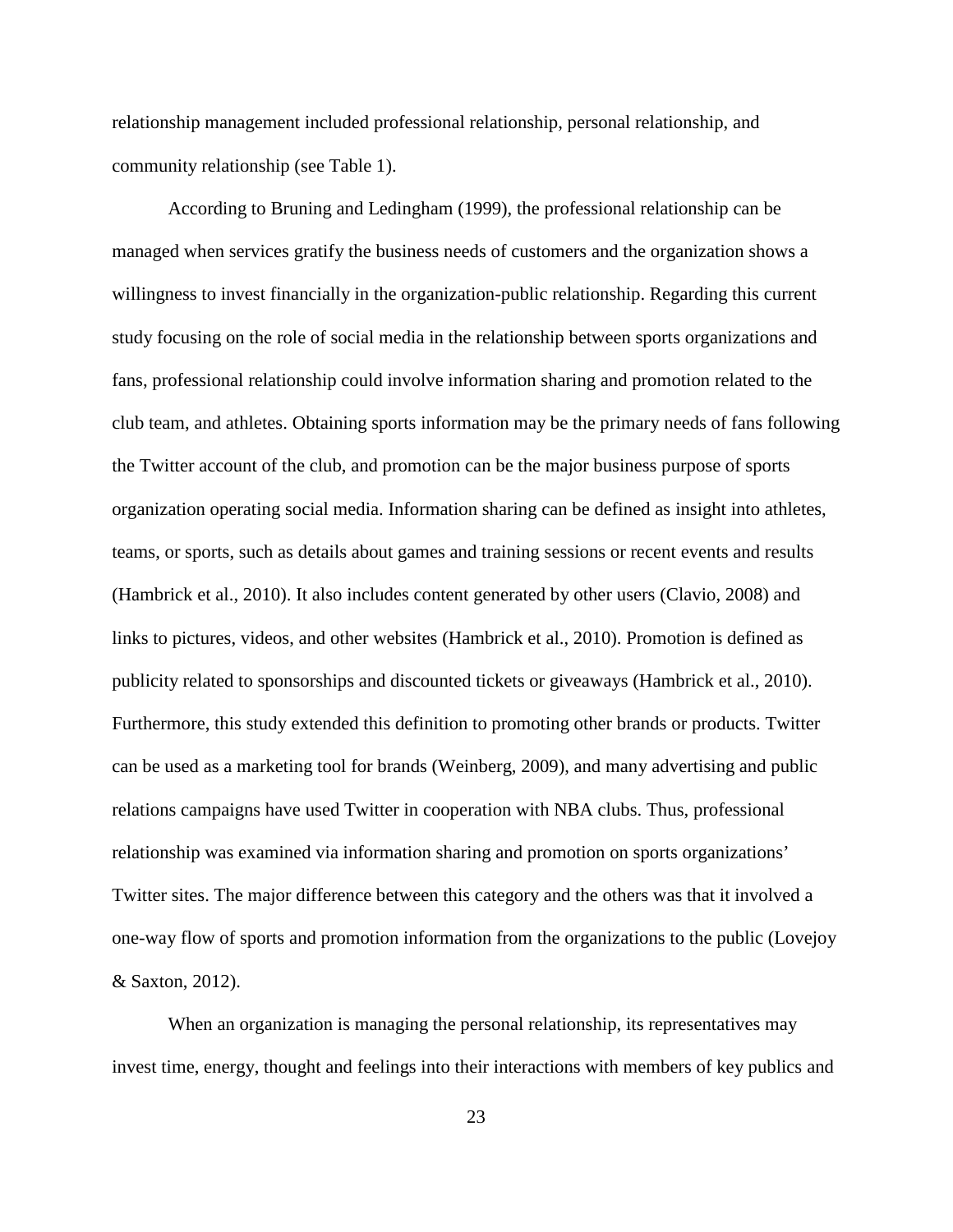relationship management included professional relationship, personal relationship, and community relationship (see Table 1).

According to Bruning and Ledingham (1999), the professional relationship can be managed when services gratify the business needs of customers and the organization shows a willingness to invest financially in the organization-public relationship. Regarding this current study focusing on the role of social media in the relationship between sports organizations and fans, professional relationship could involve information sharing and promotion related to the club team, and athletes. Obtaining sports information may be the primary needs of fans following the Twitter account of the club, and promotion can be the major business purpose of sports organization operating social media. Information sharing can be defined as insight into athletes, teams, or sports, such as details about games and training sessions or recent events and results (Hambrick et al., 2010). It also includes content generated by other users (Clavio, 2008) and links to pictures, videos, and other websites (Hambrick et al., 2010). Promotion is defined as publicity related to sponsorships and discounted tickets or giveaways (Hambrick et al., 2010). Furthermore, this study extended this definition to promoting other brands or products. Twitter can be used as a marketing tool for brands (Weinberg, 2009), and many advertising and public relations campaigns have used Twitter in cooperation with NBA clubs. Thus, professional relationship was examined via information sharing and promotion on sports organizations' Twitter sites. The major difference between this category and the others was that it involved a one-way flow of sports and promotion information from the organizations to the public (Lovejoy & Saxton, 2012).

When an organization is managing the personal relationship, its representatives may invest time, energy, thought and feelings into their interactions with members of key publics and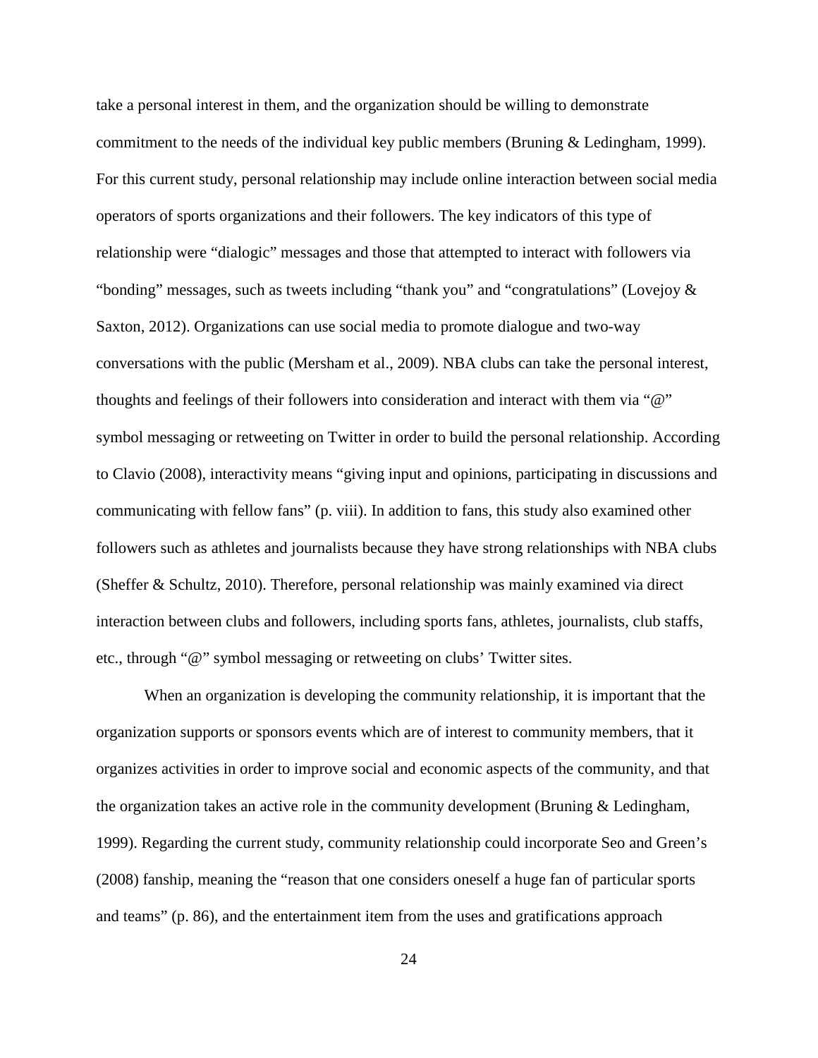take a personal interest in them, and the organization should be willing to demonstrate commitment to the needs of the individual key public members (Bruning & Ledingham, 1999). For this current study, personal relationship may include online interaction between social media operators of sports organizations and their followers. The key indicators of this type of relationship were "dialogic" messages and those that attempted to interact with followers via "bonding" messages, such as tweets including "thank you" and "congratulations" (Lovejoy & Saxton, 2012). Organizations can use social media to promote dialogue and two-way conversations with the public (Mersham et al., 2009). NBA clubs can take the personal interest, thoughts and feelings of their followers into consideration and interact with them via "@" symbol messaging or retweeting on Twitter in order to build the personal relationship. According to Clavio (2008), interactivity means "giving input and opinions, participating in discussions and communicating with fellow fans" (p. viii). In addition to fans, this study also examined other followers such as athletes and journalists because they have strong relationships with NBA clubs (Sheffer & Schultz, 2010). Therefore, personal relationship was mainly examined via direct interaction between clubs and followers, including sports fans, athletes, journalists, club staffs, etc., through "@" symbol messaging or retweeting on clubs' Twitter sites.

When an organization is developing the community relationship, it is important that the organization supports or sponsors events which are of interest to community members, that it organizes activities in order to improve social and economic aspects of the community, and that the organization takes an active role in the community development (Bruning & Ledingham, 1999). Regarding the current study, community relationship could incorporate Seo and Green's (2008) fanship, meaning the "reason that one considers oneself a huge fan of particular sports and teams" (p. 86), and the entertainment item from the uses and gratifications approach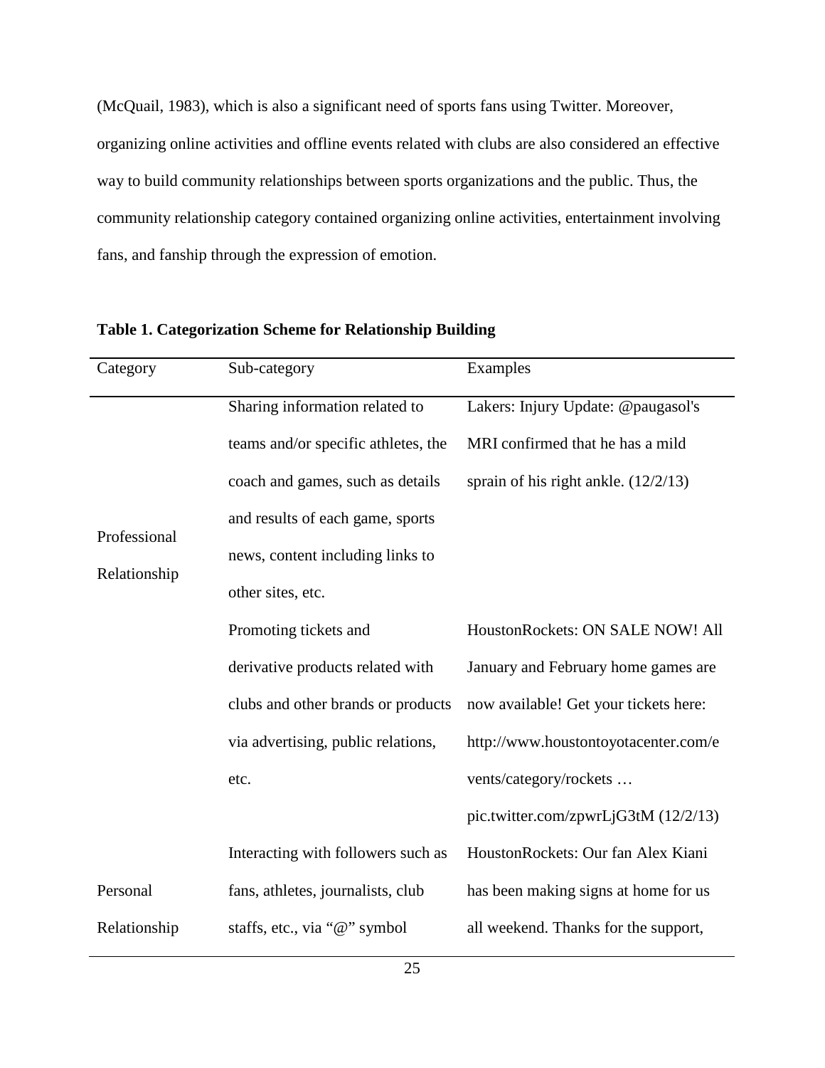(McQuail, 1983), which is also a significant need of sports fans using Twitter. Moreover, organizing online activities and offline events related with clubs are also considered an effective way to build community relationships between sports organizations and the public. Thus, the community relationship category contained organizing online activities, entertainment involving fans, and fanship through the expression of emotion.

**Table 1. Categorization Scheme for Relationship Building**

| Category | Sub-category | Examples |
| --- | --- | --- |
| Professional Relationship | Sharing information related to teams and/or specific athletes, the coach and games, such as details and results of each game, sports news, content including links to other sites, etc. | Lakers: Injury Update: @paugasol's MRI confirmed that he has a mild sprain of his right ankle. (12/2/13) |
| | Promoting tickets and derivative products related with clubs and other brands or products via advertising, public relations, etc. | HoustonRockets: ON SALE NOW! All January and February home games are now available! Get your tickets here: http://www.houstontoyotacenter.com/events/category/rockets … pic.twitter.com/zpwrLjG3tM (12/2/13) |
| Personal Relationship | Interacting with followers such as fans, athletes, journalists, club staffs, etc., via "@" symbol | HoustonRockets: Our fan Alex Kiani has been making signs at home for us all weekend. Thanks for the support, |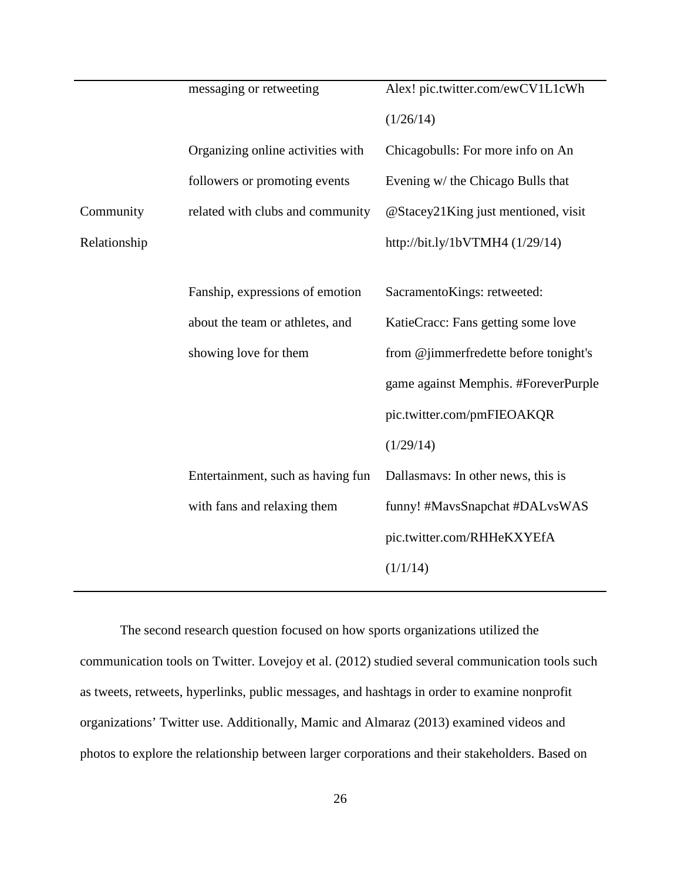| | | |
|---|---|---|
| | messaging or retweeting | Alex! pic.twitter.com/ewCV1L1cWh (1/26/14) |
| Community Relationship | Organizing online activities with followers or promoting events related with clubs and community | Chicagobulls: For more info on An Evening w/ the Chicago Bulls that @Stacey21King just mentioned, visit http://bit.ly/1bVTMH4 (1/29/14) |
| | Fanship, expressions of emotion about the team or athletes, and showing love for them | SacramentoKings: retweeted: KatieCracc: Fans getting some love from @jimmerfredette before tonight's game against Memphis. #ForeverPurple pic.twitter.com/pmFIEOAKQR (1/29/14) |
| | Entertainment, such as having fun with fans and relaxing them | Dallasmavs: In other news, this is funny! #MavsSnapchat #DALvsWAS pic.twitter.com/RHHeKXYEfA (1/1/14) |

The second research question focused on how sports organizations utilized the communication tools on Twitter. Lovejoy et al. (2012) studied several communication tools such as tweets, retweets, hyperlinks, public messages, and hashtags in order to examine nonprofit organizations' Twitter use. Additionally, Mamic and Almaraz (2013) examined videos and photos to explore the relationship between larger corporations and their stakeholders. Based on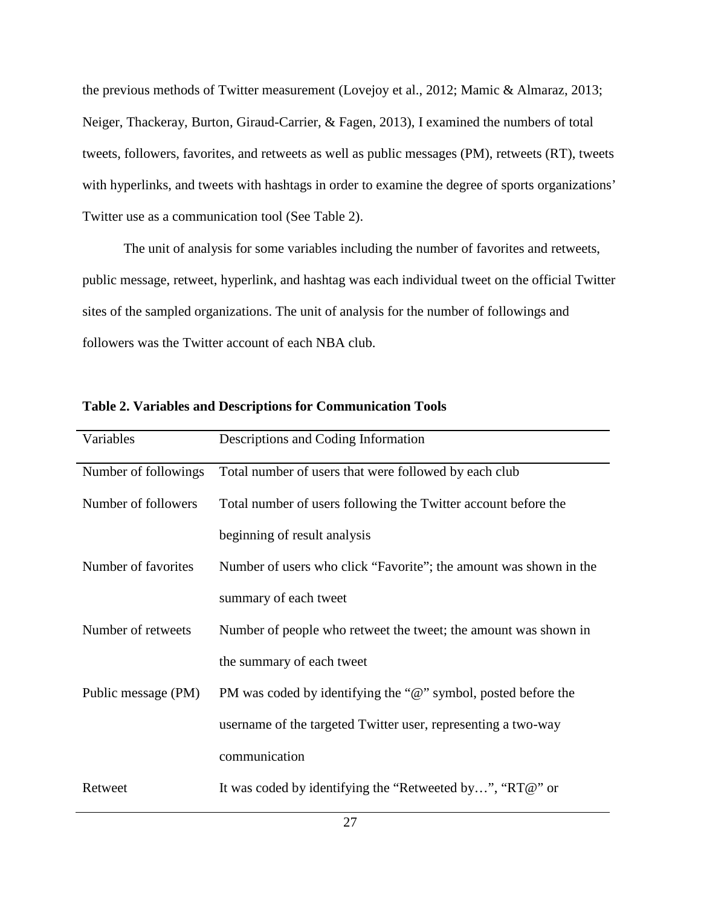the previous methods of Twitter measurement (Lovejoy et al., 2012; Mamic & Almaraz, 2013; Neiger, Thackeray, Burton, Giraud-Carrier, & Fagen, 2013), I examined the numbers of total tweets, followers, favorites, and retweets as well as public messages (PM), retweets (RT), tweets with hyperlinks, and tweets with hashtags in order to examine the degree of sports organizations' Twitter use as a communication tool (See Table 2).

The unit of analysis for some variables including the number of favorites and retweets, public message, retweet, hyperlink, and hashtag was each individual tweet on the official Twitter sites of the sampled organizations. The unit of analysis for the number of followings and followers was the Twitter account of each NBA club.

**Table 2. Variables and Descriptions for Communication Tools**

| Variables | Descriptions and Coding Information |
|---|---|
| Number of followings | Total number of users that were followed by each club |
| Number of followers | Total number of users following the Twitter account before the beginning of result analysis |
| Number of favorites | Number of users who click "Favorite"; the amount was shown in the summary of each tweet |
| Number of retweets | Number of people who retweet the tweet; the amount was shown in the summary of each tweet |
| Public message (PM) | PM was coded by identifying the "@" symbol, posted before the username of the targeted Twitter user, representing a two-way communication |
| Retweet | It was coded by identifying the "Retweeted by…", "RT@" or |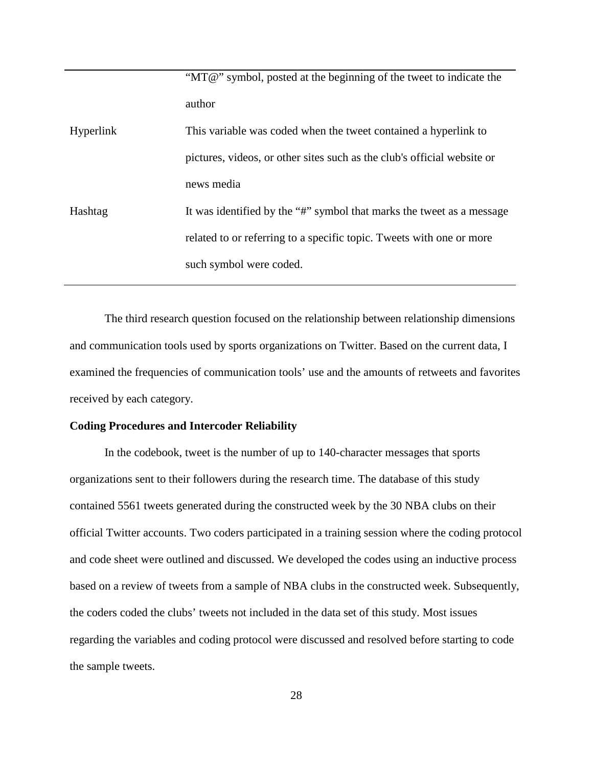| | |
|---|---|
| | "MT@" symbol, posted at the beginning of the tweet to indicate the author |
| Hyperlink | This variable was coded when the tweet contained a hyperlink to pictures, videos, or other sites such as the club's official website or news media |
| Hashtag | It was identified by the "#" symbol that marks the tweet as a message related to or referring to a specific topic. Tweets with one or more such symbol were coded. |

The third research question focused on the relationship between relationship dimensions and communication tools used by sports organizations on Twitter. Based on the current data, I examined the frequencies of communication tools' use and the amounts of retweets and favorites received by each category.

**Coding Procedures and Intercoder Reliability**

In the codebook, tweet is the number of up to 140-character messages that sports organizations sent to their followers during the research time. The database of this study contained 5561 tweets generated during the constructed week by the 30 NBA clubs on their official Twitter accounts. Two coders participated in a training session where the coding protocol and code sheet were outlined and discussed. We developed the codes using an inductive process based on a review of tweets from a sample of NBA clubs in the constructed week. Subsequently, the coders coded the clubs' tweets not included in the data set of this study. Most issues regarding the variables and coding protocol were discussed and resolved before starting to code the sample tweets.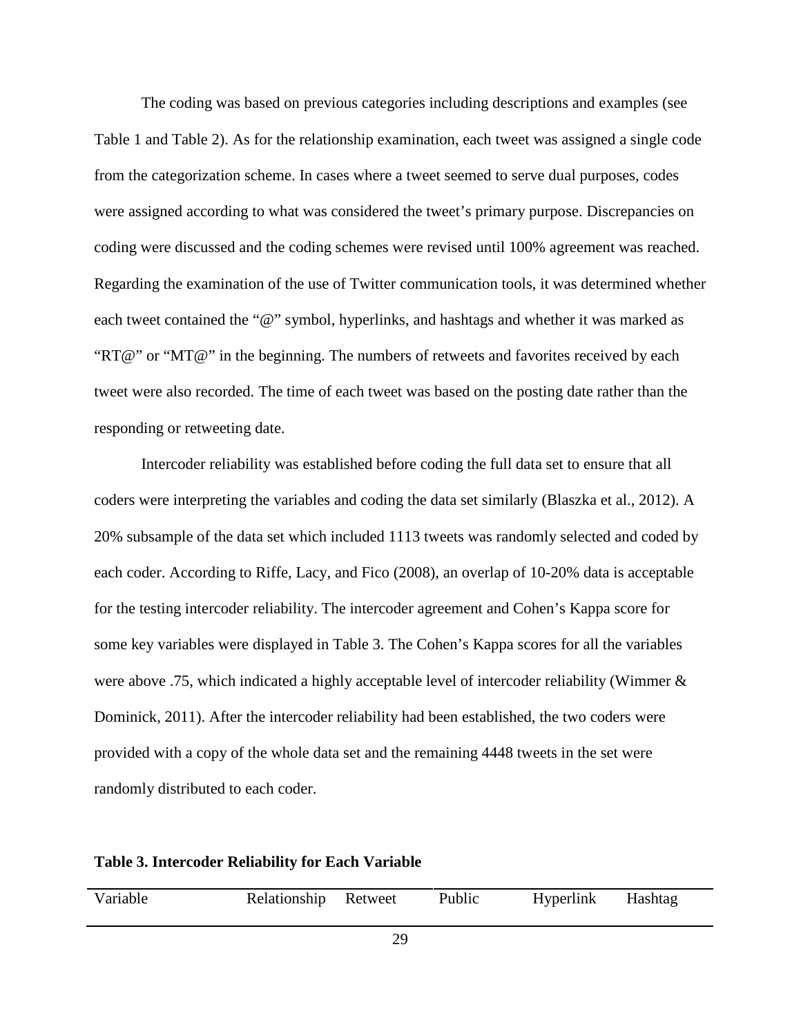The coding was based on previous categories including descriptions and examples (see Table 1 and Table 2). As for the relationship examination, each tweet was assigned a single code from the categorization scheme. In cases where a tweet seemed to serve dual purposes, codes were assigned according to what was considered the tweet's primary purpose. Discrepancies on coding were discussed and the coding schemes were revised until 100% agreement was reached. Regarding the examination of the use of Twitter communication tools, it was determined whether each tweet contained the "@" symbol, hyperlinks, and hashtags and whether it was marked as "RT@" or "MT@" in the beginning. The numbers of retweets and favorites received by each tweet were also recorded. The time of each tweet was based on the posting date rather than the responding or retweeting date.

Intercoder reliability was established before coding the full data set to ensure that all coders were interpreting the variables and coding the data set similarly (Blaszka et al., 2012). A 20% subsample of the data set which included 1113 tweets was randomly selected and coded by each coder. According to Riffe, Lacy, and Fico (2008), an overlap of 10-20% data is acceptable for the testing intercoder reliability. The intercoder agreement and Cohen's Kappa score for some key variables were displayed in Table 3. The Cohen's Kappa scores for all the variables were above .75, which indicated a highly acceptable level of intercoder reliability (Wimmer & Dominick, 2011). After the intercoder reliability had been established, the two coders were provided with a copy of the whole data set and the remaining 4448 tweets in the set were randomly distributed to each coder.

**Table 3. Intercoder Reliability for Each Variable**

| Variable | Relationship | Retweet | Public | Hyperlink | Hashtag |
|---|---|---|---|---|---|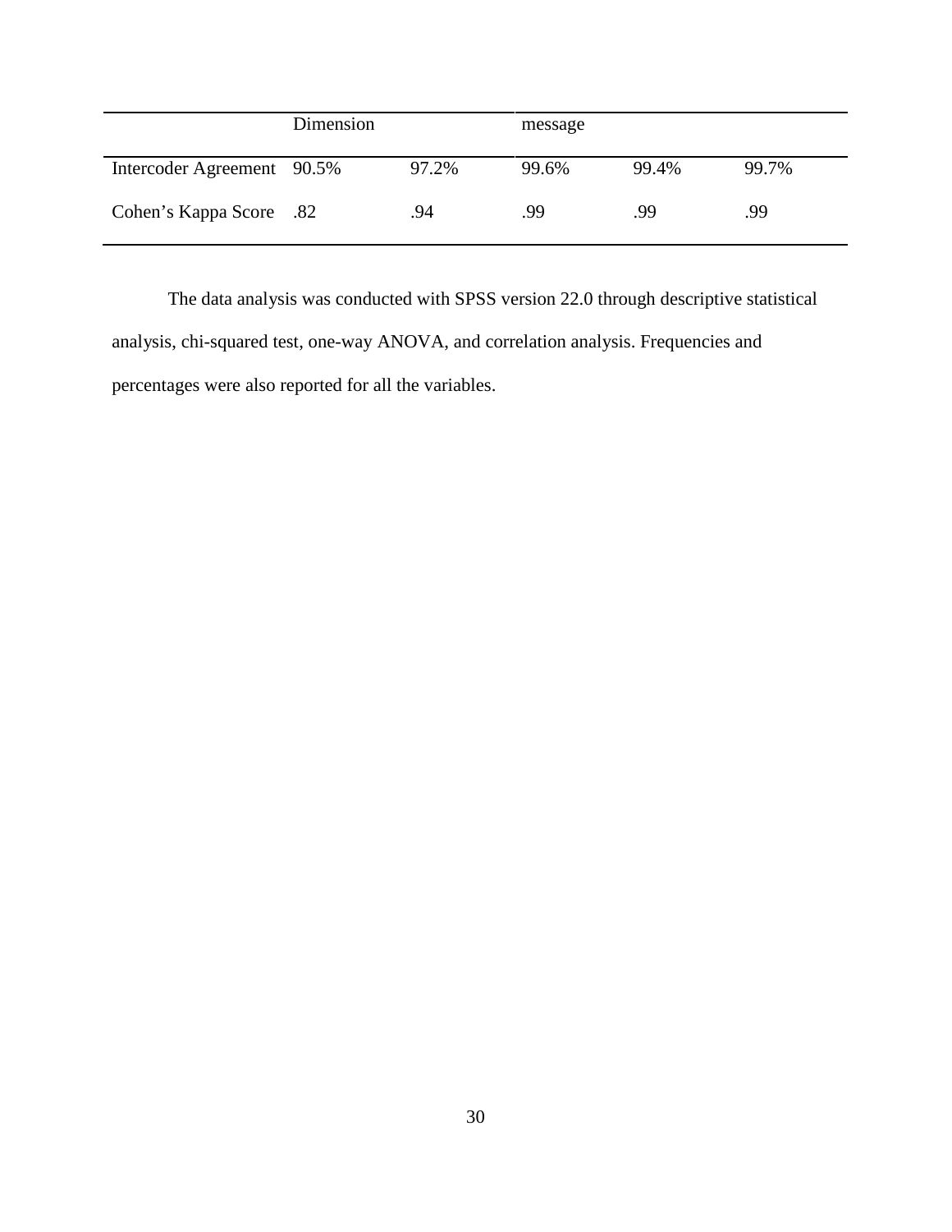| | Dimension | | message | | |
|---|---|---|---|---|---|
| Intercoder Agreement | 90.5% | 97.2% | 99.6% | 99.4% | 99.7% |
| Cohen's Kappa Score | .82 | .94 | .99 | .99 | .99 |

The data analysis was conducted with SPSS version 22.0 through descriptive statistical analysis, chi-squared test, one-way ANOVA, and correlation analysis. Frequencies and percentages were also reported for all the variables.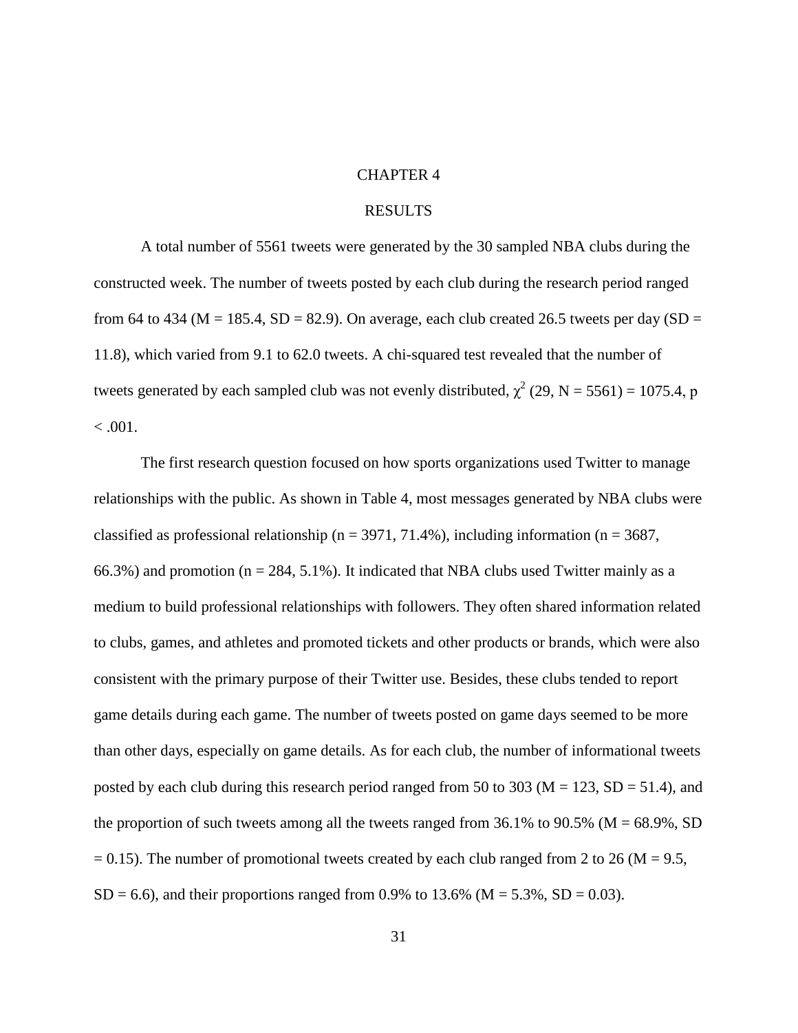# CHAPTER 4

# RESULTS

A total number of 5561 tweets were generated by the 30 sampled NBA clubs during the constructed week. The number of tweets posted by each club during the research period ranged from 64 to 434 ($M = 185.4$, $SD = 82.9$). On average, each club created 26.5 tweets per day ($SD = 11.8$), which varied from 9.1 to 62.0 tweets. A chi-squared test revealed that the number of tweets generated by each sampled club was not evenly distributed, $\chi^2$ $(29, N = 5561) = 1075.4$, $p < .001$.

The first research question focused on how sports organizations used Twitter to manage relationships with the public. As shown in Table 4, most messages generated by NBA clubs were classified as professional relationship ($n = 3971$, 71.4%), including information ($n = 3687$, 66.3%) and promotion ($n = 284$, 5.1%). It indicated that NBA clubs used Twitter mainly as a medium to build professional relationships with followers. They often shared information related to clubs, games, and athletes and promoted tickets and other products or brands, which were also consistent with the primary purpose of their Twitter use. Besides, these clubs tended to report game details during each game. The number of tweets posted on game days seemed to be more than other days, especially on game details. As for each club, the number of informational tweets posted by each club during this research period ranged from 50 to 303 ($M = 123$, $SD = 51.4$), and the proportion of such tweets among all the tweets ranged from 36.1% to 90.5% ($M = 68.9\%$, $SD = 0.15$). The number of promotional tweets created by each club ranged from 2 to 26 ($M = 9.5$, $SD = 6.6$), and their proportions ranged from 0.9% to 13.6% ($M = 5.3\%$, $SD = 0.03$).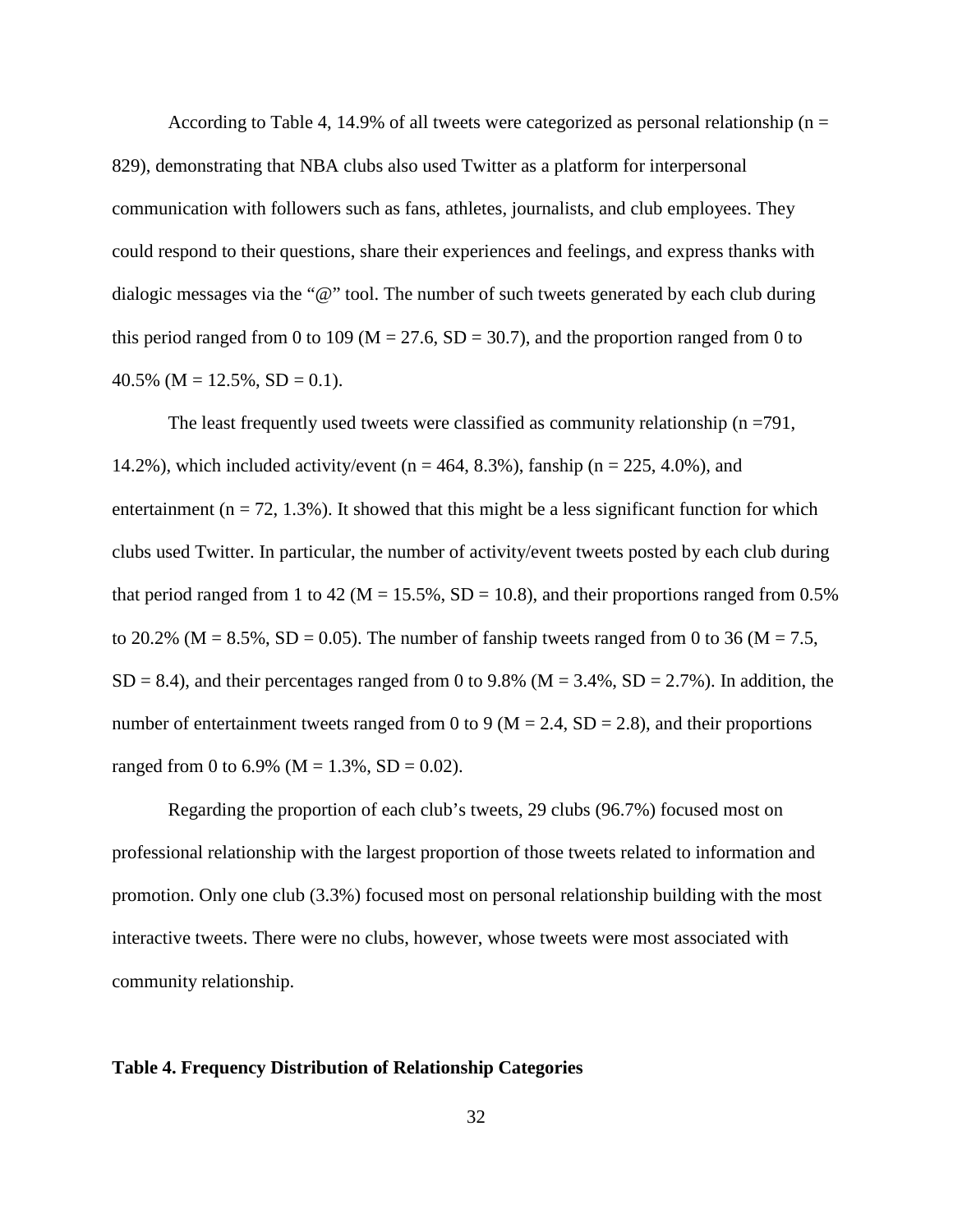According to Table 4, 14.9% of all tweets were categorized as personal relationship ($n = 829$), demonstrating that NBA clubs also used Twitter as a platform for interpersonal communication with followers such as fans, athletes, journalists, and club employees. They could respond to their questions, share their experiences and feelings, and express thanks with dialogic messages via the "@" tool. The number of such tweets generated by each club during this period ranged from 0 to 109 ($M = 27.6$, $SD = 30.7$), and the proportion ranged from 0 to 40.5% ($M = 12.5\%$, $SD = 0.1$).

The least frequently used tweets were classified as community relationship ($n = 791$, 14.2%), which included activity/event ($n = 464$, 8.3%), fanship ($n = 225$, 4.0%), and entertainment ($n = 72$, 1.3%). It showed that this might be a less significant function for which clubs used Twitter. In particular, the number of activity/event tweets posted by each club during that period ranged from 1 to 42 ($M = 15.5\%$, $SD = 10.8$), and their proportions ranged from 0.5% to 20.2% ($M = 8.5\%$, $SD = 0.05$). The number of fanship tweets ranged from 0 to 36 ($M = 7.5$, $SD = 8.4$), and their percentages ranged from 0 to 9.8% ($M = 3.4\%$, $SD = 2.7\%$). In addition, the number of entertainment tweets ranged from 0 to 9 ($M = 2.4$, $SD = 2.8$), and their proportions ranged from 0 to 6.9% ($M = 1.3\%$, $SD = 0.02$).

Regarding the proportion of each club's tweets, 29 clubs (96.7%) focused most on professional relationship with the largest proportion of those tweets related to information and promotion. Only one club (3.3%) focused most on personal relationship building with the most interactive tweets. There were no clubs, however, whose tweets were most associated with community relationship.

**Table 4. Frequency Distribution of Relationship Categories**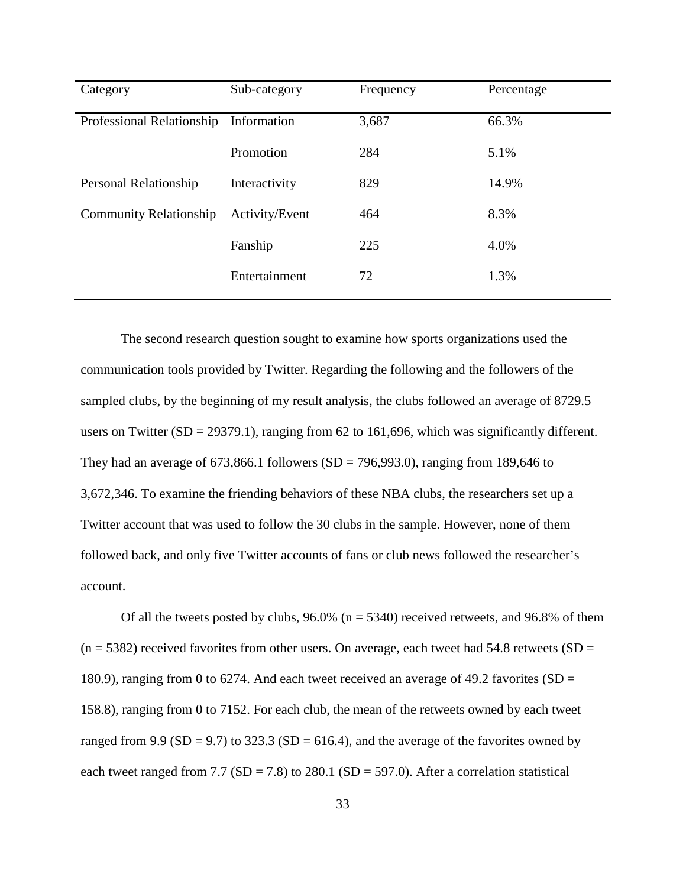| Category | Sub-category | Frequency | Percentage |
|---|---|---|---|
| Professional Relationship | Information | 3,687 | 66.3% |
| | Promotion | 284 | 5.1% |
| Personal Relationship | Interactivity | 829 | 14.9% |
| Community Relationship | Activity/Event | 464 | 8.3% |
| | Fanship | 225 | 4.0% |
| | Entertainment | 72 | 1.3% |

The second research question sought to examine how sports organizations used the communication tools provided by Twitter. Regarding the following and the followers of the sampled clubs, by the beginning of my result analysis, the clubs followed an average of 8729.5 users on Twitter (SD = 29379.1), ranging from 62 to 161,696, which was significantly different. They had an average of 673,866.1 followers (SD = 796,993.0), ranging from 189,646 to 3,672,346. To examine the friending behaviors of these NBA clubs, the researchers set up a Twitter account that was used to follow the 30 clubs in the sample. However, none of them followed back, and only five Twitter accounts of fans or club news followed the researcher's account.

Of all the tweets posted by clubs, 96.0% (n = 5340) received retweets, and 96.8% of them (n = 5382) received favorites from other users. On average, each tweet had 54.8 retweets (SD = 180.9), ranging from 0 to 6274. And each tweet received an average of 49.2 favorites (SD = 158.8), ranging from 0 to 7152. For each club, the mean of the retweets owned by each tweet ranged from 9.9 (SD = 9.7) to 323.3 (SD = 616.4), and the average of the favorites owned by each tweet ranged from 7.7 (SD = 7.8) to 280.1 (SD = 597.0). After a correlation statistical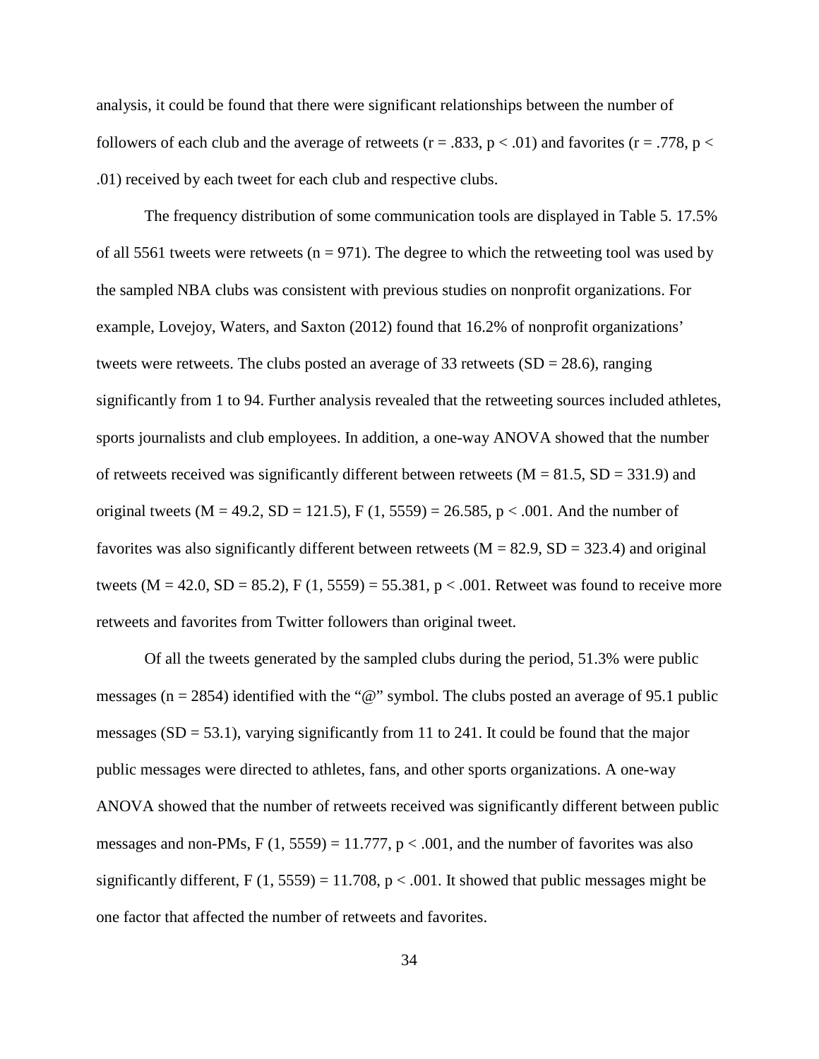analysis, it could be found that there were significant relationships between the number of followers of each club and the average of retweets ($r = .833$, $p < .01$) and favorites ($r = .778$, $p < .01$) received by each tweet for each club and respective clubs.

The frequency distribution of some communication tools are displayed in Table 5. 17.5% of all 5561 tweets were retweets ($n = 971$). The degree to which the retweeting tool was used by the sampled NBA clubs was consistent with previous studies on nonprofit organizations. For example, Lovejoy, Waters, and Saxton (2012) found that 16.2% of nonprofit organizations' tweets were retweets. The clubs posted an average of 33 retweets ($SD = 28.6$), ranging significantly from 1 to 94. Further analysis revealed that the retweeting sources included athletes, sports journalists and club employees. In addition, a one-way ANOVA showed that the number of retweets received was significantly different between retweets ($M = 81.5$, $SD = 331.9$) and original tweets ($M = 49.2$, $SD = 121.5$), $F(1, 5559) = 26.585$, $p < .001$. And the number of favorites was also significantly different between retweets ($M = 82.9$, $SD = 323.4$) and original tweets ($M = 42.0$, $SD = 85.2$), $F(1, 5559) = 55.381$, $p < .001$. Retweet was found to receive more retweets and favorites from Twitter followers than original tweet.

Of all the tweets generated by the sampled clubs during the period, 51.3% were public messages ($n = 2854$) identified with the "@" symbol. The clubs posted an average of 95.1 public messages ($SD = 53.1$), varying significantly from 11 to 241. It could be found that the major public messages were directed to athletes, fans, and other sports organizations. A one-way ANOVA showed that the number of retweets received was significantly different between public messages and non-PMs, $F(1, 5559) = 11.777$, $p < .001$, and the number of favorites was also significantly different, $F(1, 5559) = 11.708$, $p < .001$. It showed that public messages might be one factor that affected the number of retweets and favorites.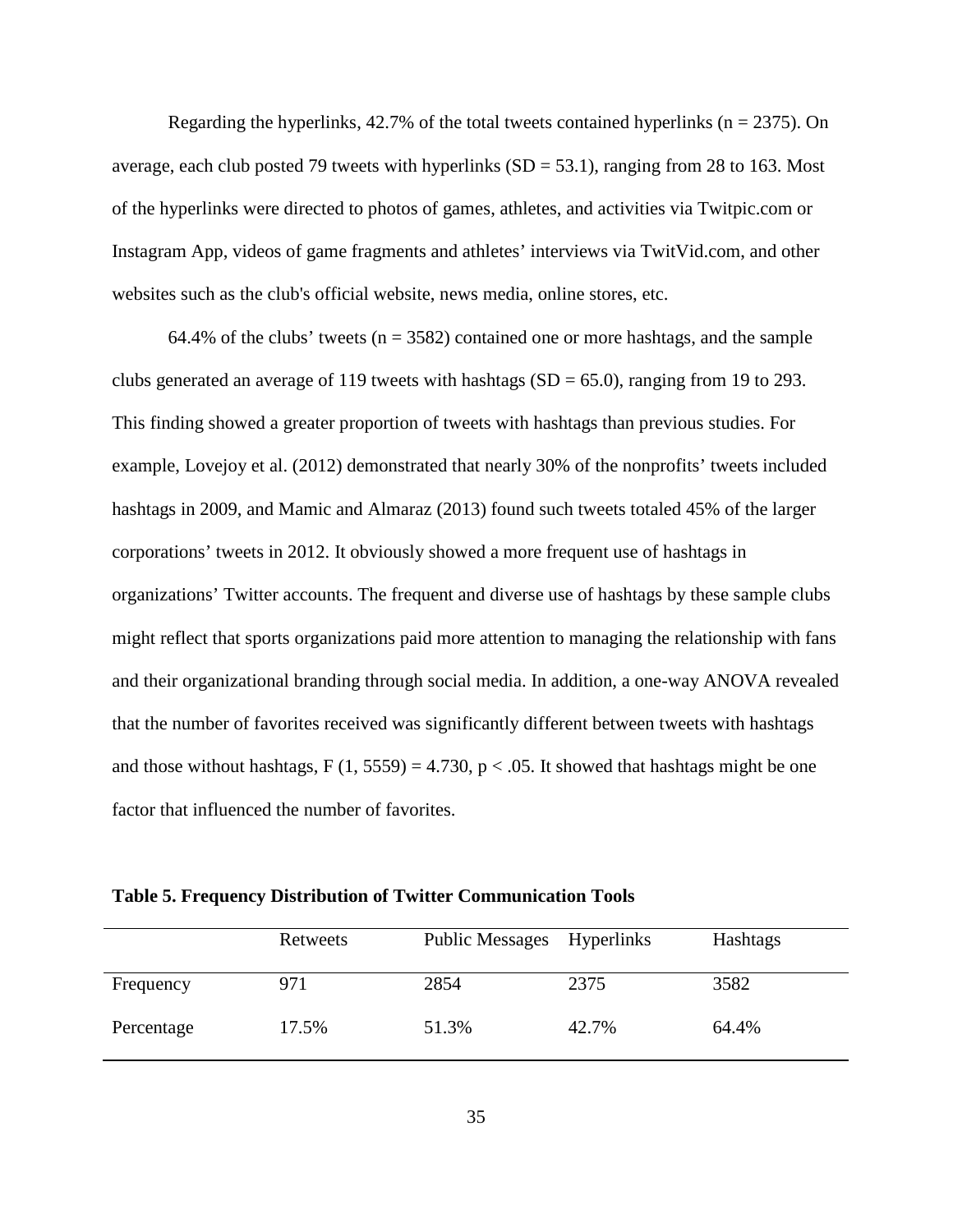Regarding the hyperlinks, 42.7% of the total tweets contained hyperlinks ($n = 2375$). On average, each club posted 79 tweets with hyperlinks ($SD = 53.1$), ranging from 28 to 163. Most of the hyperlinks were directed to photos of games, athletes, and activities via Twitpic.com or Instagram App, videos of game fragments and athletes' interviews via TwitVid.com, and other websites such as the club's official website, news media, online stores, etc.

64.4% of the clubs' tweets ($n = 3582$) contained one or more hashtags, and the sample clubs generated an average of 119 tweets with hashtags ($SD = 65.0$), ranging from 19 to 293. This finding showed a greater proportion of tweets with hashtags than previous studies. For example, Lovejoy et al. (2012) demonstrated that nearly 30% of the nonprofits' tweets included hashtags in 2009, and Mamic and Almaraz (2013) found such tweets totaled 45% of the larger corporations' tweets in 2012. It obviously showed a more frequent use of hashtags in organizations' Twitter accounts. The frequent and diverse use of hashtags by these sample clubs might reflect that sports organizations paid more attention to managing the relationship with fans and their organizational branding through social media. In addition, a one-way ANOVA revealed that the number of favorites received was significantly different between tweets with hashtags and those without hashtags, $F(1, 5559) = 4.730$, $p < .05$. It showed that hashtags might be one factor that influenced the number of favorites.

**Table 5. Frequency Distribution of Twitter Communication Tools**

| | Retweets | Public Messages | Hyperlinks | Hashtags |
|---|---|---|---|---|
| Frequency | 971 | 2854 | 2375 | 3582 |
| Percentage | 17.5% | 51.3% | 42.7% | 64.4% |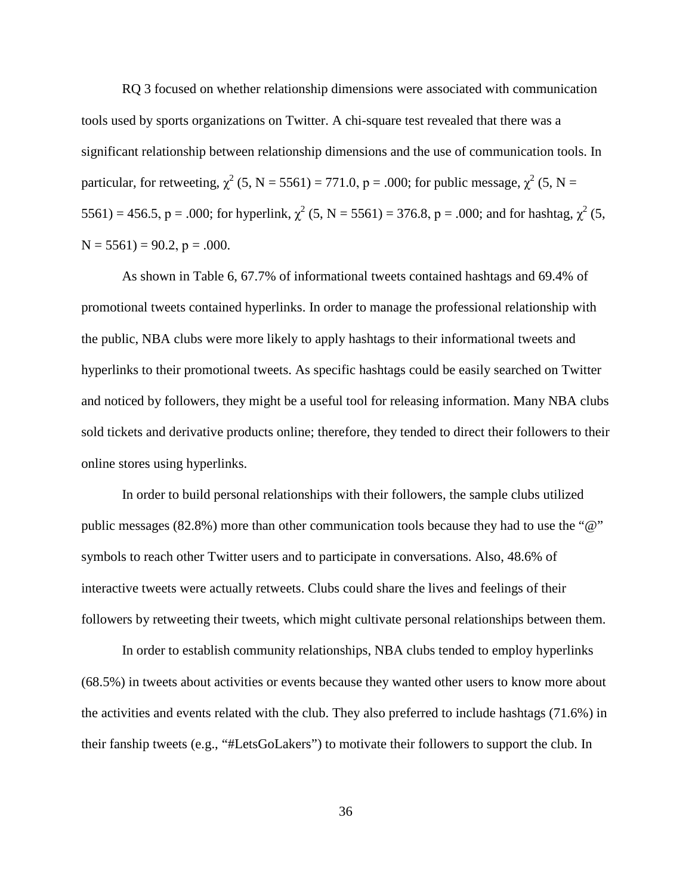RQ 3 focused on whether relationship dimensions were associated with communication tools used by sports organizations on Twitter. A chi-square test revealed that there was a significant relationship between relationship dimensions and the use of communication tools. In particular, for retweeting, $\chi^2$ (5, N = 5561) = 771.0, p = .000; for public message, $\chi^2$ (5, N = 5561) = 456.5, p = .000; for hyperlink, $\chi^2$ (5, N = 5561) = 376.8, p = .000; and for hashtag, $\chi^2$ (5, N = 5561) = 90.2, p = .000.

As shown in Table 6, 67.7% of informational tweets contained hashtags and 69.4% of promotional tweets contained hyperlinks. In order to manage the professional relationship with the public, NBA clubs were more likely to apply hashtags to their informational tweets and hyperlinks to their promotional tweets. As specific hashtags could be easily searched on Twitter and noticed by followers, they might be a useful tool for releasing information. Many NBA clubs sold tickets and derivative products online; therefore, they tended to direct their followers to their online stores using hyperlinks.

In order to build personal relationships with their followers, the sample clubs utilized public messages (82.8%) more than other communication tools because they had to use the "@" symbols to reach other Twitter users and to participate in conversations. Also, 48.6% of interactive tweets were actually retweets. Clubs could share the lives and feelings of their followers by retweeting their tweets, which might cultivate personal relationships between them.

In order to establish community relationships, NBA clubs tended to employ hyperlinks (68.5%) in tweets about activities or events because they wanted other users to know more about the activities and events related with the club. They also preferred to include hashtags (71.6%) in their fanship tweets (e.g., "#LetsGoLakers") to motivate their followers to support the club. In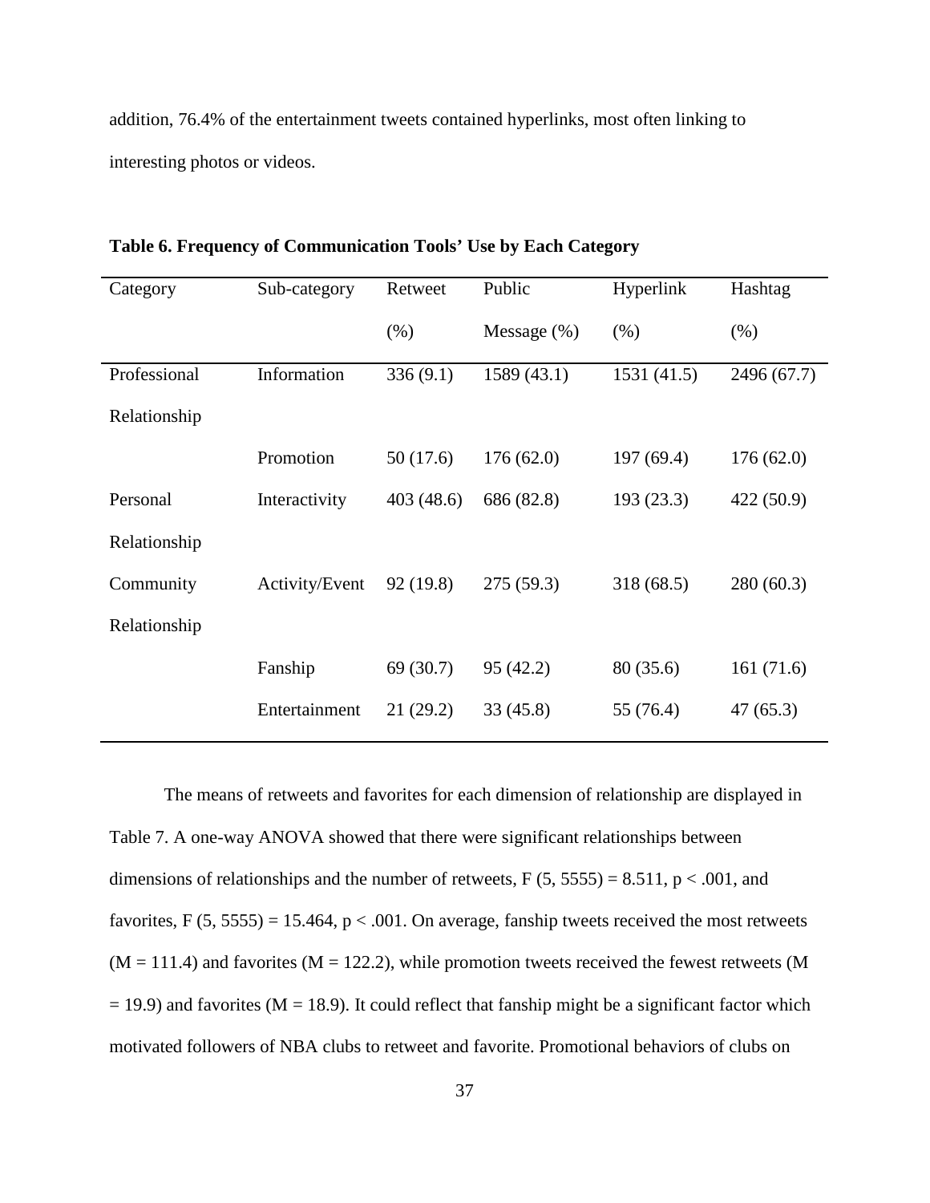addition, 76.4% of the entertainment tweets contained hyperlinks, most often linking to interesting photos or videos.

**Table 6. Frequency of Communication Tools' Use by Each Category**

| Category | Sub-category | Retweet (%) | Public Message (%) | Hyperlink (%) | Hashtag (%) |
|---|---|---|---|---|---|
| Professional Relationship | Information | 336 (9.1) | 1589 (43.1) | 1531 (41.5) | 2496 (67.7) |
| | Promotion | 50 (17.6) | 176 (62.0) | 197 (69.4) | 176 (62.0) |
| Personal Relationship | Interactivity | 403 (48.6) | 686 (82.8) | 193 (23.3) | 422 (50.9) |
| Community Relationship | Activity/Event | 92 (19.8) | 275 (59.3) | 318 (68.5) | 280 (60.3) |
| | Fanship | 69 (30.7) | 95 (42.2) | 80 (35.6) | 161 (71.6) |
| | Entertainment | 21 (29.2) | 33 (45.8) | 55 (76.4) | 47 (65.3) |

The means of retweets and favorites for each dimension of relationship are displayed in Table 7. A one-way ANOVA showed that there were significant relationships between dimensions of relationships and the number of retweets, $F(5, 5555) = 8.511$, $p < .001$, and favorites, $F(5, 5555) = 15.464$, $p < .001$. On average, fanship tweets received the most retweets ($M = 111.4$) and favorites ($M = 122.2$), while promotion tweets received the fewest retweets ($M = 19.9$) and favorites ($M = 18.9$). It could reflect that fanship might be a significant factor which motivated followers of NBA clubs to retweet and favorite. Promotional behaviors of clubs on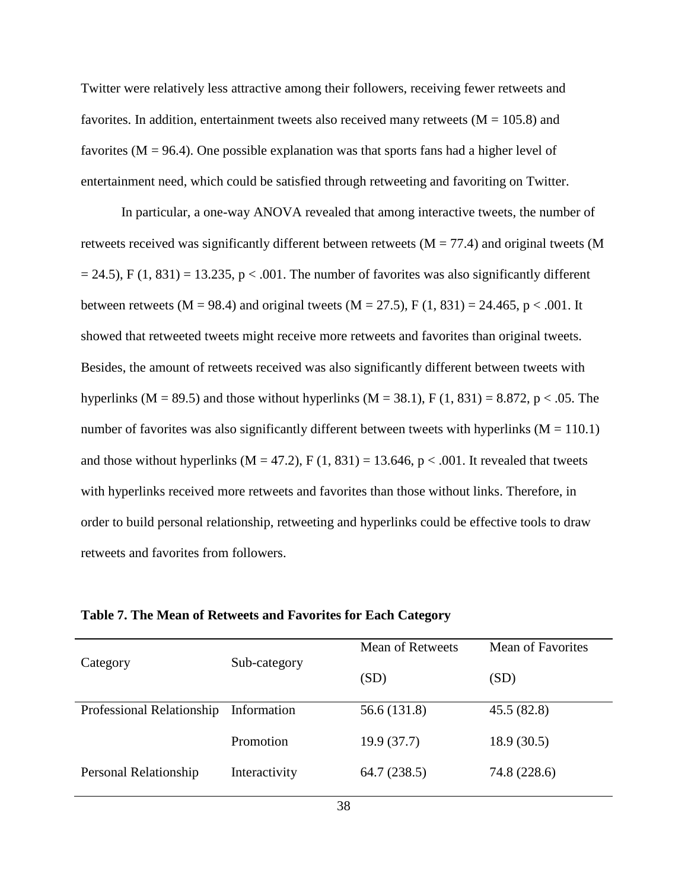Twitter were relatively less attractive among their followers, receiving fewer retweets and favorites. In addition, entertainment tweets also received many retweets ($M = 105.8$) and favorites ($M = 96.4$). One possible explanation was that sports fans had a higher level of entertainment need, which could be satisfied through retweeting and favoriting on Twitter.

In particular, a one-way ANOVA revealed that among interactive tweets, the number of retweets received was significantly different between retweets ($M = 77.4$) and original tweets ($M = 24.5$), $F(1, 831) = 13.235$, $p < .001$. The number of favorites was also significantly different between retweets ($M = 98.4$) and original tweets ($M = 27.5$), $F(1, 831) = 24.465$, $p < .001$. It showed that retweeted tweets might receive more retweets and favorites than original tweets. Besides, the amount of retweets received was also significantly different between tweets with hyperlinks ($M = 89.5$) and those without hyperlinks ($M = 38.1$), $F(1, 831) = 8.872$, $p < .05$. The number of favorites was also significantly different between tweets with hyperlinks ($M = 110.1$) and those without hyperlinks ($M = 47.2$), $F(1, 831) = 13.646$, $p < .001$. It revealed that tweets with hyperlinks received more retweets and favorites than those without links. Therefore, in order to build personal relationship, retweeting and hyperlinks could be effective tools to draw retweets and favorites from followers.

**Table 7. The Mean of Retweets and Favorites for Each Category**

| Category | Sub-category | Mean of Retweets (SD) | Mean of Favorites (SD) |
|---|---|---|---|
| Professional Relationship | Information | 56.6 (131.8) | 45.5 (82.8) |
| | Promotion | 19.9 (37.7) | 18.9 (30.5) |
| Personal Relationship | Interactivity | 64.7 (238.5) | 74.8 (228.6) |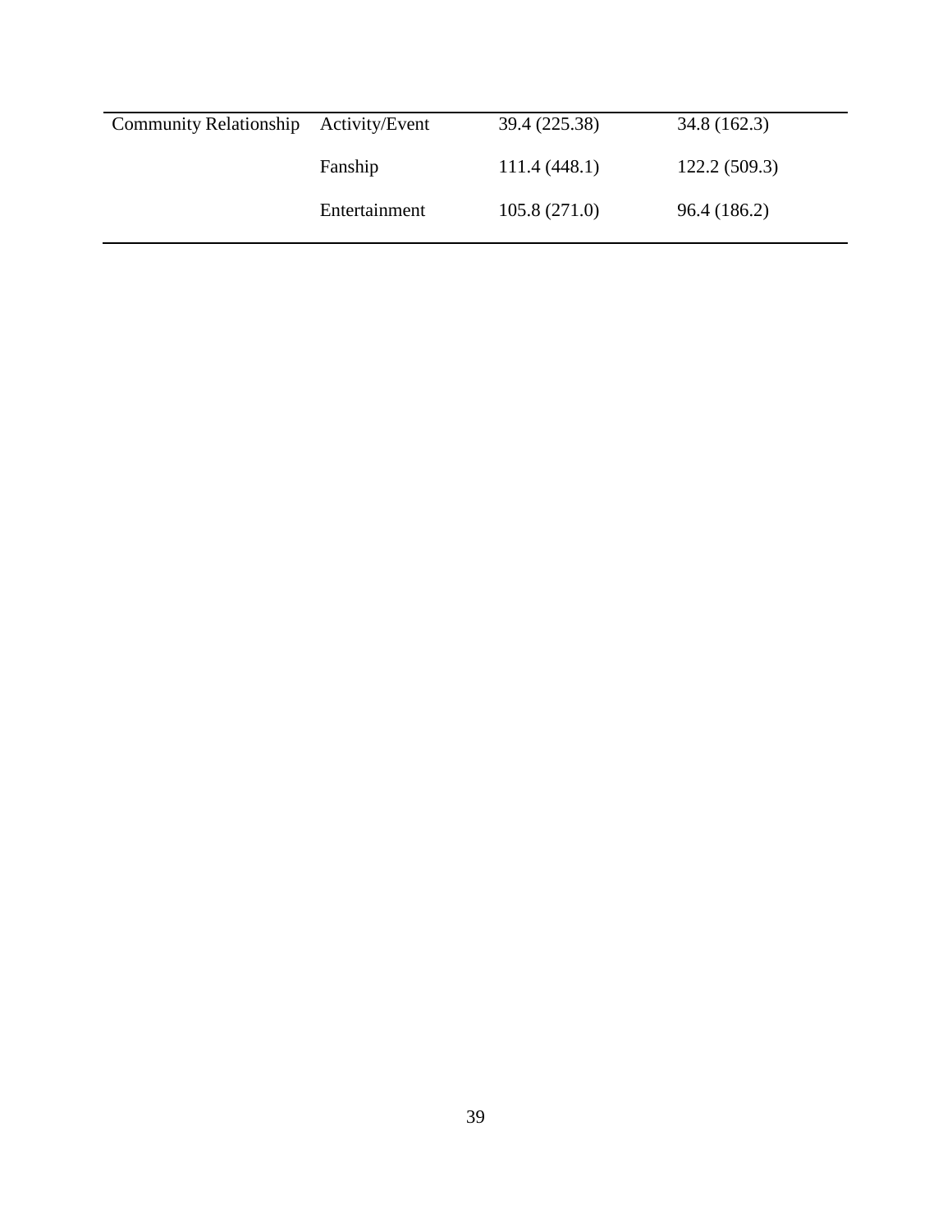| Community Relationship | Activity/Event | 39.4 (225.38) | 34.8 (162.3) |
|---|---|---|---|
| | Fanship | 111.4 (448.1) | 122.2 (509.3) |
| | Entertainment | 105.8 (271.0) | 96.4 (186.2) |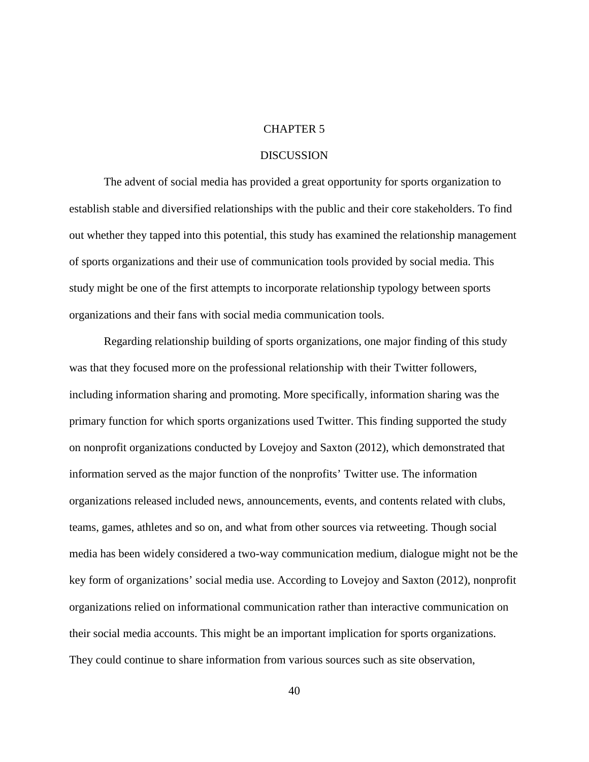# CHAPTER 5

## DISCUSSION

The advent of social media has provided a great opportunity for sports organization to establish stable and diversified relationships with the public and their core stakeholders. To find out whether they tapped into this potential, this study has examined the relationship management of sports organizations and their use of communication tools provided by social media. This study might be one of the first attempts to incorporate relationship typology between sports organizations and their fans with social media communication tools.

Regarding relationship building of sports organizations, one major finding of this study was that they focused more on the professional relationship with their Twitter followers, including information sharing and promoting. More specifically, information sharing was the primary function for which sports organizations used Twitter. This finding supported the study on nonprofit organizations conducted by Lovejoy and Saxton (2012), which demonstrated that information served as the major function of the nonprofits' Twitter use. The information organizations released included news, announcements, events, and contents related with clubs, teams, games, athletes and so on, and what from other sources via retweeting. Though social media has been widely considered a two-way communication medium, dialogue might not be the key form of organizations' social media use. According to Lovejoy and Saxton (2012), nonprofit organizations relied on informational communication rather than interactive communication on their social media accounts. This might be an important implication for sports organizations. They could continue to share information from various sources such as site observation,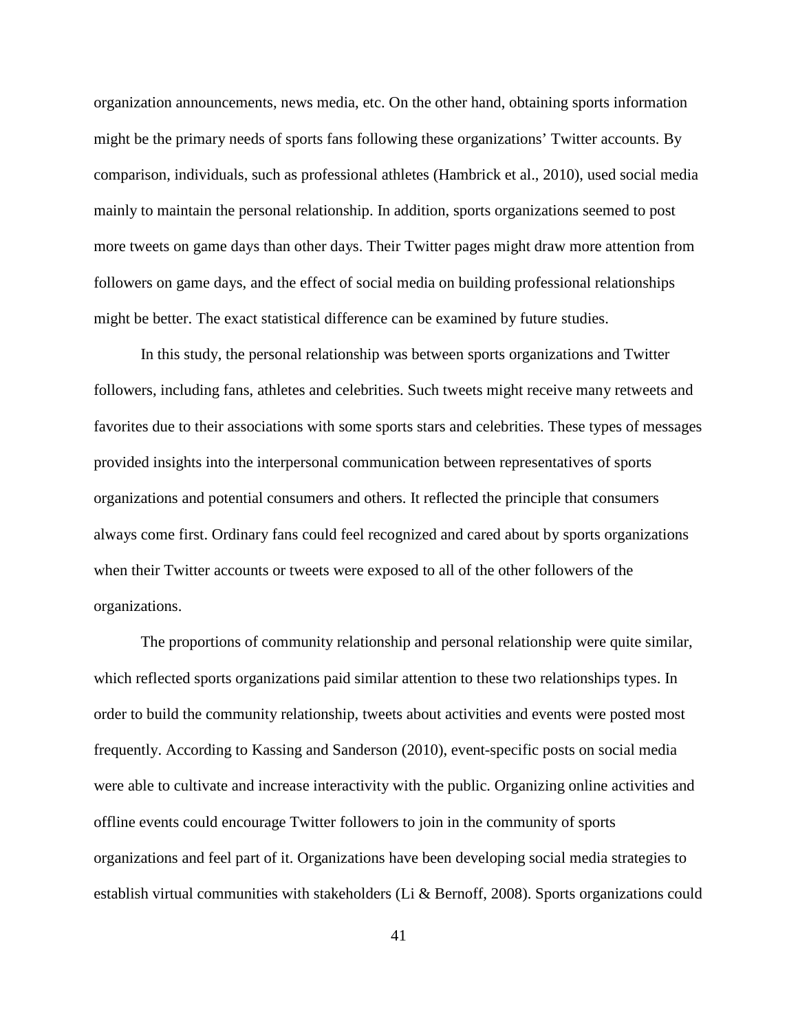organization announcements, news media, etc. On the other hand, obtaining sports information might be the primary needs of sports fans following these organizations' Twitter accounts. By comparison, individuals, such as professional athletes (Hambrick et al., 2010), used social media mainly to maintain the personal relationship. In addition, sports organizations seemed to post more tweets on game days than other days. Their Twitter pages might draw more attention from followers on game days, and the effect of social media on building professional relationships might be better. The exact statistical difference can be examined by future studies.

In this study, the personal relationship was between sports organizations and Twitter followers, including fans, athletes and celebrities. Such tweets might receive many retweets and favorites due to their associations with some sports stars and celebrities. These types of messages provided insights into the interpersonal communication between representatives of sports organizations and potential consumers and others. It reflected the principle that consumers always come first. Ordinary fans could feel recognized and cared about by sports organizations when their Twitter accounts or tweets were exposed to all of the other followers of the organizations.

The proportions of community relationship and personal relationship were quite similar, which reflected sports organizations paid similar attention to these two relationships types. In order to build the community relationship, tweets about activities and events were posted most frequently. According to Kassing and Sanderson (2010), event-specific posts on social media were able to cultivate and increase interactivity with the public. Organizing online activities and offline events could encourage Twitter followers to join in the community of sports organizations and feel part of it. Organizations have been developing social media strategies to establish virtual communities with stakeholders (Li & Bernoff, 2008). Sports organizations could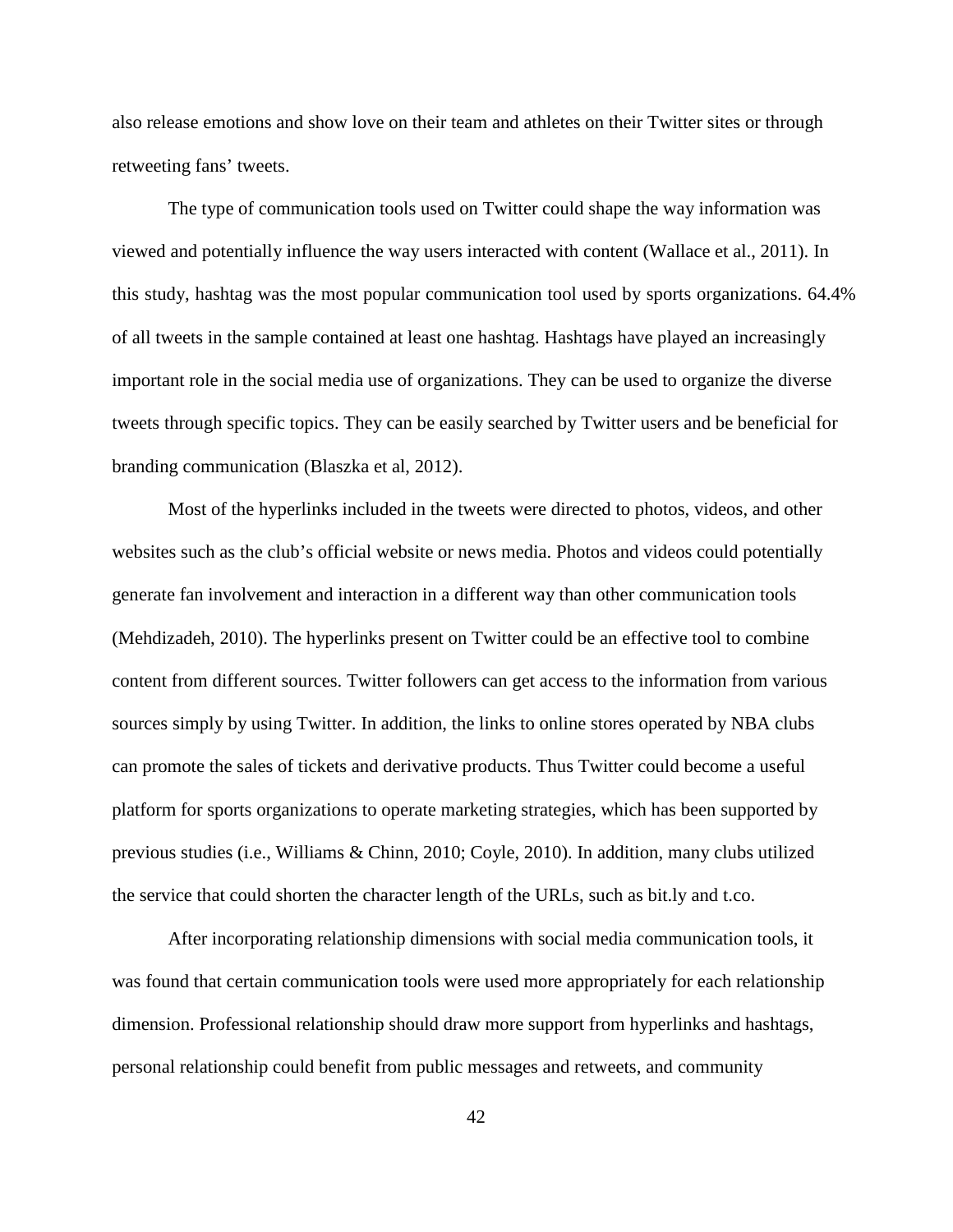also release emotions and show love on their team and athletes on their Twitter sites or through retweeting fans' tweets.

The type of communication tools used on Twitter could shape the way information was viewed and potentially influence the way users interacted with content (Wallace et al., 2011). In this study, hashtag was the most popular communication tool used by sports organizations. 64.4% of all tweets in the sample contained at least one hashtag. Hashtags have played an increasingly important role in the social media use of organizations. They can be used to organize the diverse tweets through specific topics. They can be easily searched by Twitter users and be beneficial for branding communication (Blaszka et al, 2012).

Most of the hyperlinks included in the tweets were directed to photos, videos, and other websites such as the club's official website or news media. Photos and videos could potentially generate fan involvement and interaction in a different way than other communication tools (Mehdizadeh, 2010). The hyperlinks present on Twitter could be an effective tool to combine content from different sources. Twitter followers can get access to the information from various sources simply by using Twitter. In addition, the links to online stores operated by NBA clubs can promote the sales of tickets and derivative products. Thus Twitter could become a useful platform for sports organizations to operate marketing strategies, which has been supported by previous studies (i.e., Williams & Chinn, 2010; Coyle, 2010). In addition, many clubs utilized the service that could shorten the character length of the URLs, such as bit.ly and t.co.

After incorporating relationship dimensions with social media communication tools, it was found that certain communication tools were used more appropriately for each relationship dimension. Professional relationship should draw more support from hyperlinks and hashtags, personal relationship could benefit from public messages and retweets, and community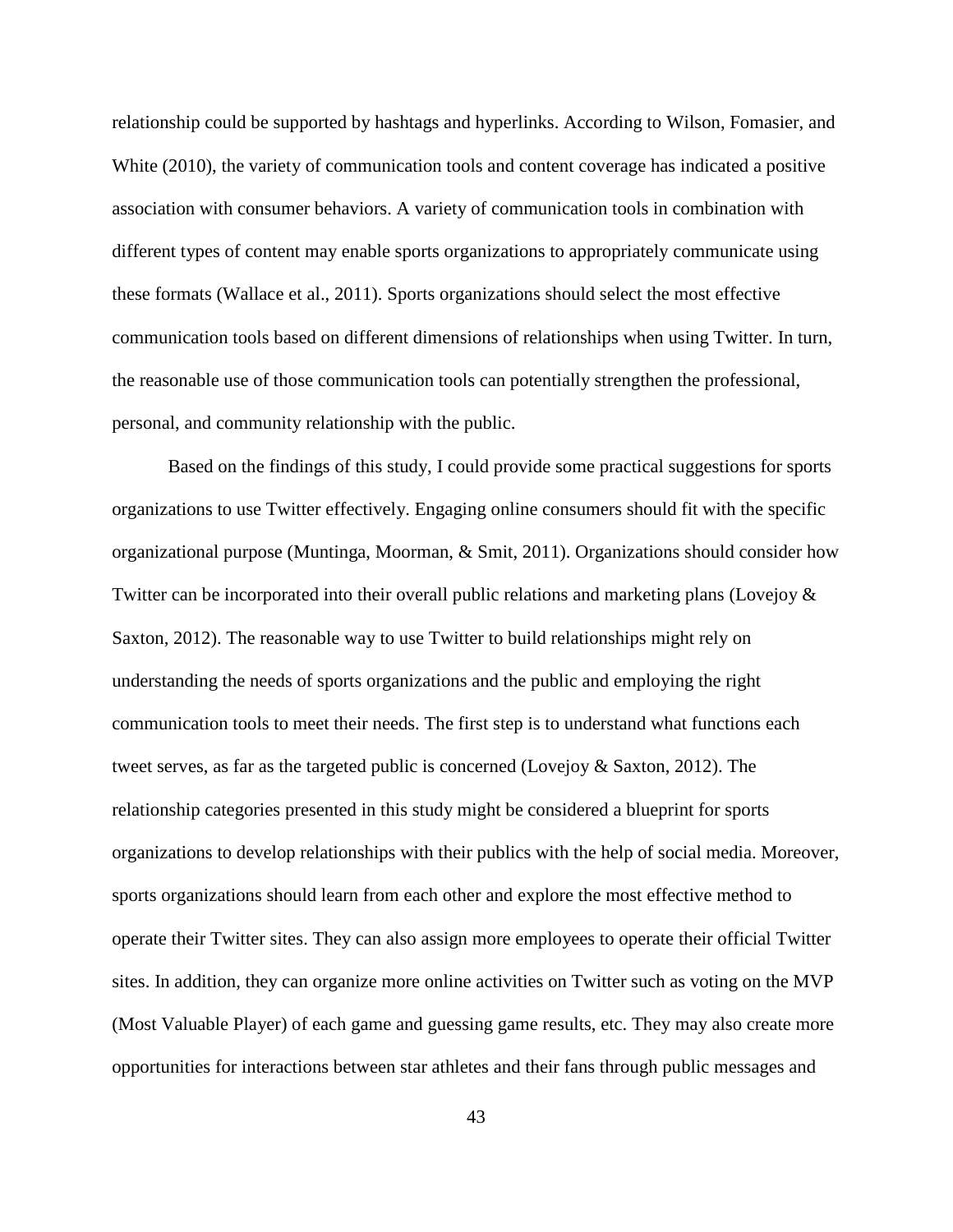relationship could be supported by hashtags and hyperlinks. According to Wilson, Fomasier, and White (2010), the variety of communication tools and content coverage has indicated a positive association with consumer behaviors. A variety of communication tools in combination with different types of content may enable sports organizations to appropriately communicate using these formats (Wallace et al., 2011). Sports organizations should select the most effective communication tools based on different dimensions of relationships when using Twitter. In turn, the reasonable use of those communication tools can potentially strengthen the professional, personal, and community relationship with the public.

Based on the findings of this study, I could provide some practical suggestions for sports organizations to use Twitter effectively. Engaging online consumers should fit with the specific organizational purpose (Muntinga, Moorman, & Smit, 2011). Organizations should consider how Twitter can be incorporated into their overall public relations and marketing plans (Lovejoy & Saxton, 2012). The reasonable way to use Twitter to build relationships might rely on understanding the needs of sports organizations and the public and employing the right communication tools to meet their needs. The first step is to understand what functions each tweet serves, as far as the targeted public is concerned (Lovejoy & Saxton, 2012). The relationship categories presented in this study might be considered a blueprint for sports organizations to develop relationships with their publics with the help of social media. Moreover, sports organizations should learn from each other and explore the most effective method to operate their Twitter sites. They can also assign more employees to operate their official Twitter sites. In addition, they can organize more online activities on Twitter such as voting on the MVP (Most Valuable Player) of each game and guessing game results, etc. They may also create more opportunities for interactions between star athletes and their fans through public messages and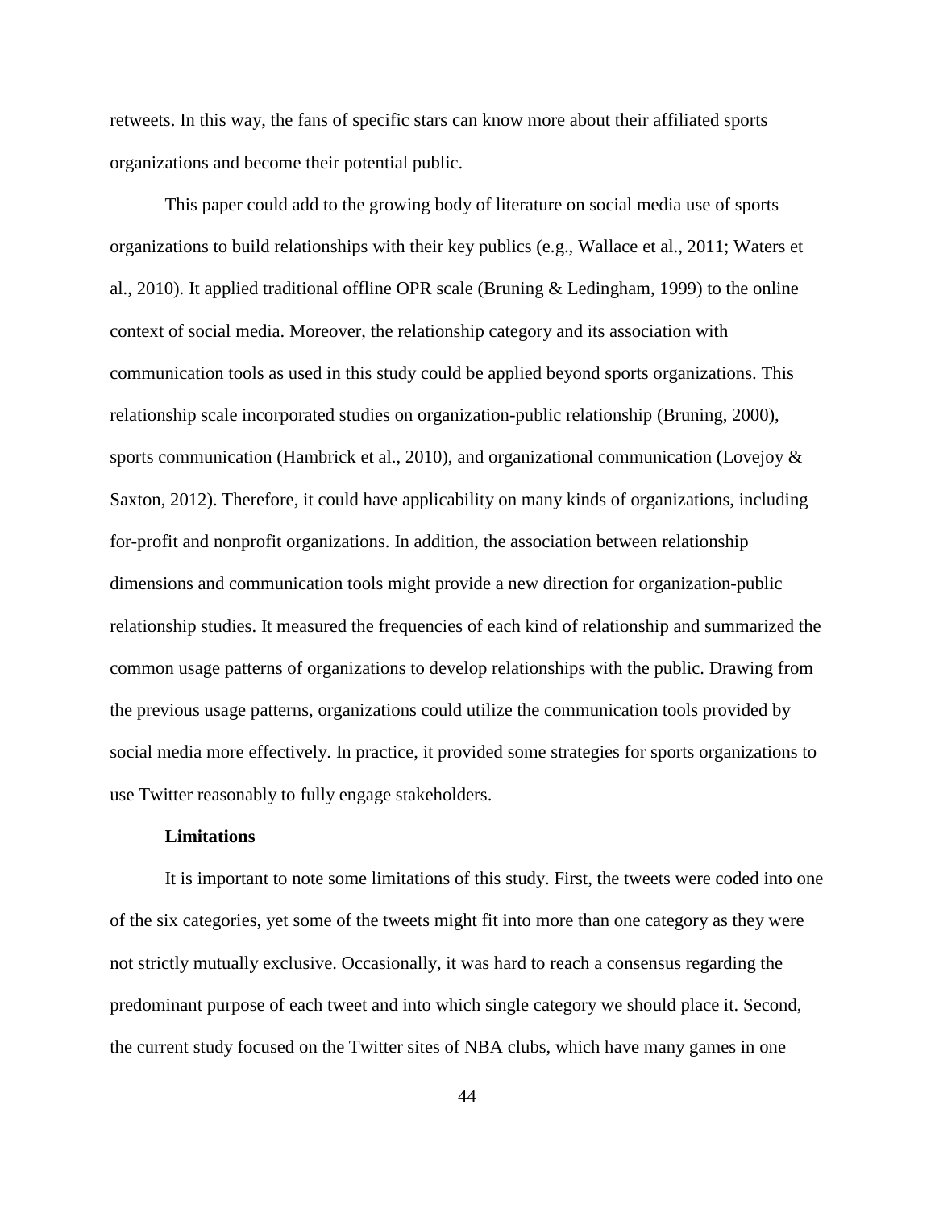retweets. In this way, the fans of specific stars can know more about their affiliated sports organizations and become their potential public.

This paper could add to the growing body of literature on social media use of sports organizations to build relationships with their key publics (e.g., Wallace et al., 2011; Waters et al., 2010). It applied traditional offline OPR scale (Bruning & Ledingham, 1999) to the online context of social media. Moreover, the relationship category and its association with communication tools as used in this study could be applied beyond sports organizations. This relationship scale incorporated studies on organization-public relationship (Bruning, 2000), sports communication (Hambrick et al., 2010), and organizational communication (Lovejoy & Saxton, 2012). Therefore, it could have applicability on many kinds of organizations, including for-profit and nonprofit organizations. In addition, the association between relationship dimensions and communication tools might provide a new direction for organization-public relationship studies. It measured the frequencies of each kind of relationship and summarized the common usage patterns of organizations to develop relationships with the public. Drawing from the previous usage patterns, organizations could utilize the communication tools provided by social media more effectively. In practice, it provided some strategies for sports organizations to use Twitter reasonably to fully engage stakeholders.

**Limitations**

It is important to note some limitations of this study. First, the tweets were coded into one of the six categories, yet some of the tweets might fit into more than one category as they were not strictly mutually exclusive. Occasionally, it was hard to reach a consensus regarding the predominant purpose of each tweet and into which single category we should place it. Second, the current study focused on the Twitter sites of NBA clubs, which have many games in one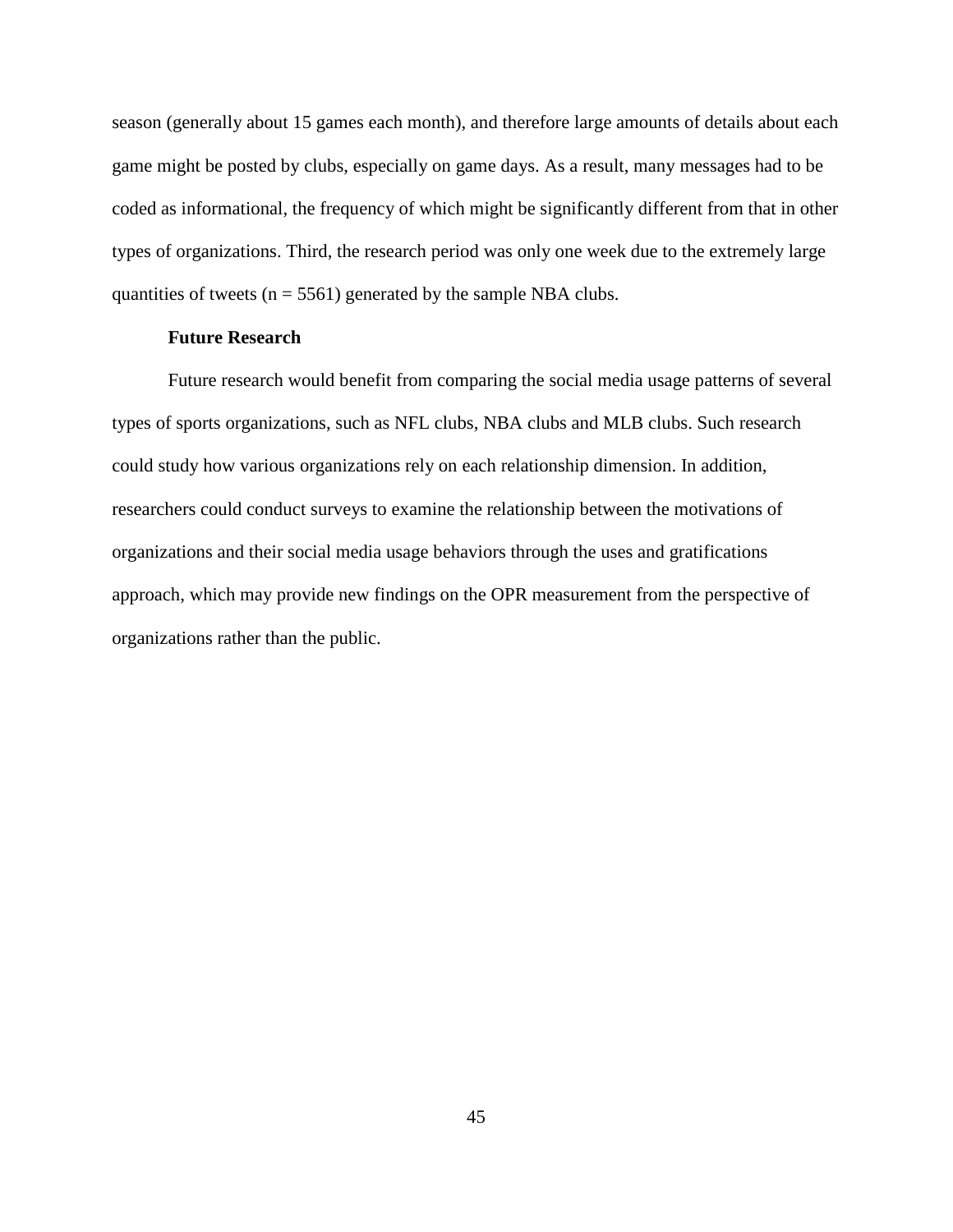season (generally about 15 games each month), and therefore large amounts of details about each game might be posted by clubs, especially on game days. As a result, many messages had to be coded as informational, the frequency of which might be significantly different from that in other types of organizations. Third, the research period was only one week due to the extremely large quantities of tweets (n = 5561) generated by the sample NBA clubs.

### Future Research

Future research would benefit from comparing the social media usage patterns of several types of sports organizations, such as NFL clubs, NBA clubs and MLB clubs. Such research could study how various organizations rely on each relationship dimension. In addition, researchers could conduct surveys to examine the relationship between the motivations of organizations and their social media usage behaviors through the uses and gratifications approach, which may provide new findings on the OPR measurement from the perspective of organizations rather than the public.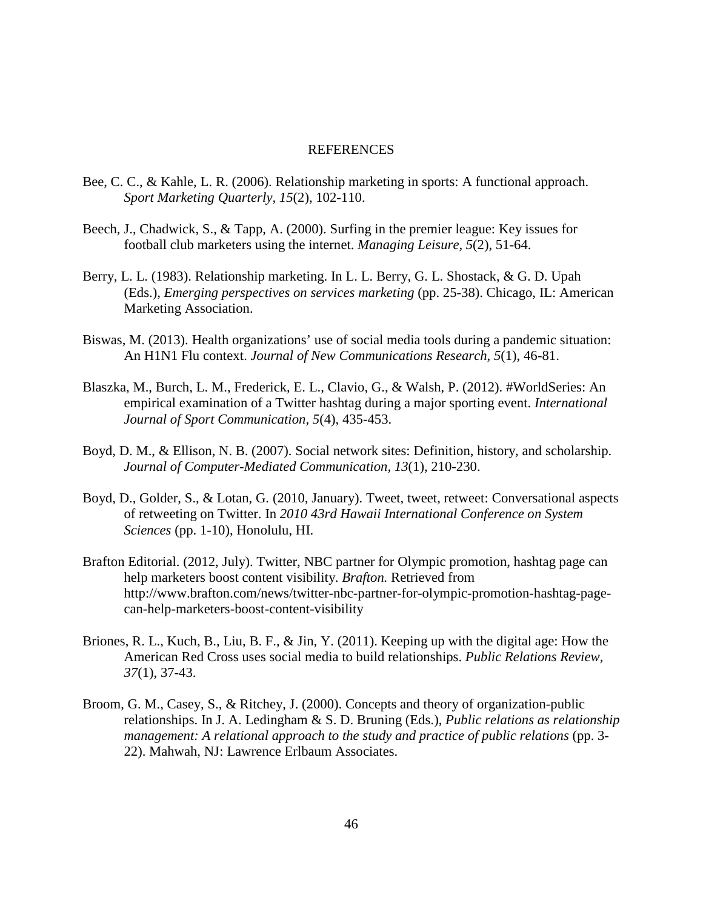# REFERENCES

Bee, C. C., & Kahle, L. R. (2006). Relationship marketing in sports: A functional approach. *Sport Marketing Quarterly, 15*(2), 102-110.

Beech, J., Chadwick, S., & Tapp, A. (2000). Surfing in the premier league: Key issues for football club marketers using the internet. *Managing Leisure, 5*(2), 51-64.

Berry, L. L. (1983). Relationship marketing. In L. L. Berry, G. L. Shostack, & G. D. Upah (Eds.), *Emerging perspectives on services marketing* (pp. 25-38). Chicago, IL: American Marketing Association.

Biswas, M. (2013). Health organizations' use of social media tools during a pandemic situation: An H1N1 Flu context. *Journal of New Communications Research, 5*(1), 46-81.

Blaszka, M., Burch, L. M., Frederick, E. L., Clavio, G., & Walsh, P. (2012). #WorldSeries: An empirical examination of a Twitter hashtag during a major sporting event. *International Journal of Sport Communication, 5*(4), 435-453.

Boyd, D. M., & Ellison, N. B. (2007). Social network sites: Definition, history, and scholarship. *Journal of Computer-Mediated Communication, 13*(1), 210-230.

Boyd, D., Golder, S., & Lotan, G. (2010, January). Tweet, tweet, retweet: Conversational aspects of retweeting on Twitter. In *2010 43rd Hawaii International Conference on System Sciences* (pp. 1-10), Honolulu, HI.

Brafton Editorial. (2012, July). Twitter, NBC partner for Olympic promotion, hashtag page can help marketers boost content visibility. *Brafton.* Retrieved from http://www.brafton.com/news/twitter-nbc-partner-for-olympic-promotion-hashtag-page-can-help-marketers-boost-content-visibility

Briones, R. L., Kuch, B., Liu, B. F., & Jin, Y. (2011). Keeping up with the digital age: How the American Red Cross uses social media to build relationships. *Public Relations Review, 37*(1), 37-43.

Broom, G. M., Casey, S., & Ritchey, J. (2000). Concepts and theory of organization-public relationships. In J. A. Ledingham & S. D. Bruning (Eds.), *Public relations as relationship management: A relational approach to the study and practice of public relations* (pp. 3-22). Mahwah, NJ: Lawrence Erlbaum Associates.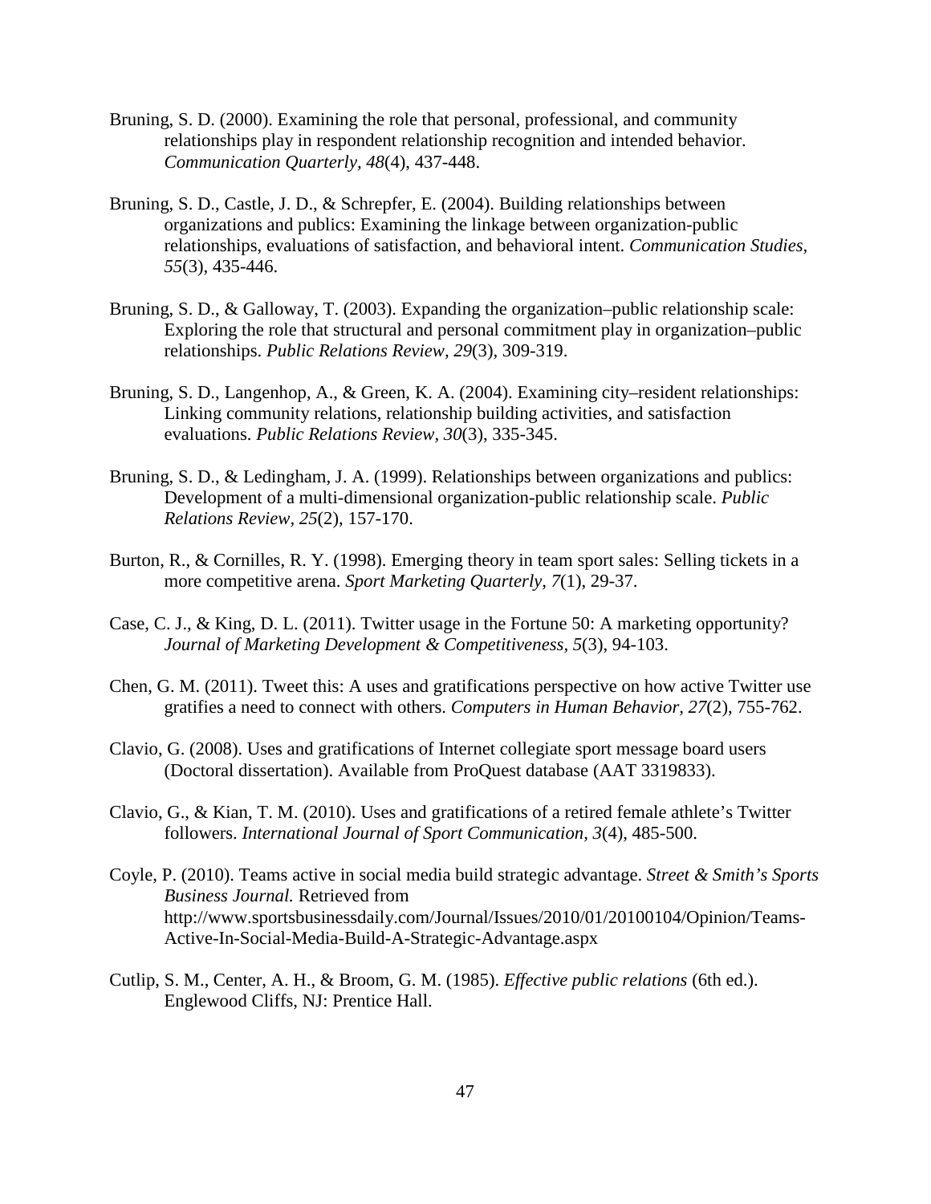Bruning, S. D. (2000). Examining the role that personal, professional, and community relationships play in respondent relationship recognition and intended behavior. *Communication Quarterly, 48*(4), 437-448.

Bruning, S. D., Castle, J. D., & Schrepfer, E. (2004). Building relationships between organizations and publics: Examining the linkage between organization-public relationships, evaluations of satisfaction, and behavioral intent. *Communication Studies, 55*(3), 435-446.

Bruning, S. D., & Galloway, T. (2003). Expanding the organization–public relationship scale: Exploring the role that structural and personal commitment play in organization–public relationships. *Public Relations Review, 29*(3), 309-319.

Bruning, S. D., Langenhop, A., & Green, K. A. (2004). Examining city–resident relationships: Linking community relations, relationship building activities, and satisfaction evaluations. *Public Relations Review, 30*(3), 335-345.

Bruning, S. D., & Ledingham, J. A. (1999). Relationships between organizations and publics: Development of a multi-dimensional organization-public relationship scale. *Public Relations Review, 25*(2), 157-170.

Burton, R., & Cornilles, R. Y. (1998). Emerging theory in team sport sales: Selling tickets in a more competitive arena. *Sport Marketing Quarterly, 7*(1), 29-37.

Case, C. J., & King, D. L. (2011). Twitter usage in the Fortune 50: A marketing opportunity? *Journal of Marketing Development & Competitiveness, 5*(3), 94-103.

Chen, G. M. (2011). Tweet this: A uses and gratifications perspective on how active Twitter use gratifies a need to connect with others. *Computers in Human Behavior, 27*(2), 755-762.

Clavio, G. (2008). Uses and gratifications of Internet collegiate sport message board users (Doctoral dissertation). Available from ProQuest database (AAT 3319833).

Clavio, G., & Kian, T. M. (2010). Uses and gratifications of a retired female athlete's Twitter followers. *International Journal of Sport Communication, 3*(4), 485-500.

Coyle, P. (2010). Teams active in social media build strategic advantage. *Street & Smith's Sports Business Journal.* Retrieved from http://www.sportsbusinessdaily.com/Journal/Issues/2010/01/20100104/Opinion/Teams-Active-In-Social-Media-Build-A-Strategic-Advantage.aspx

Cutlip, S. M., Center, A. H., & Broom, G. M. (1985). *Effective public relations* (6th ed.). Englewood Cliffs, NJ: Prentice Hall.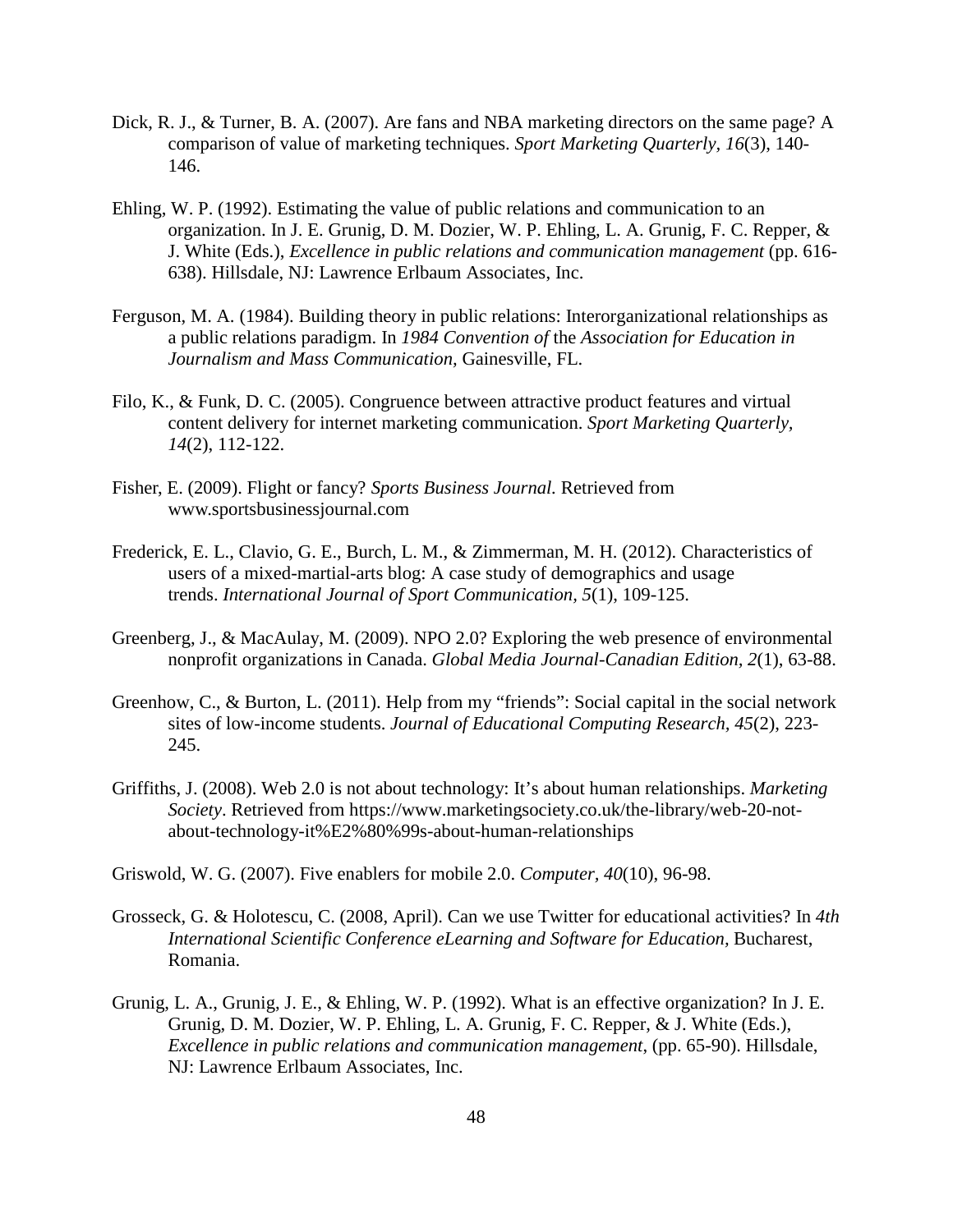Dick, R. J., & Turner, B. A. (2007). Are fans and NBA marketing directors on the same page? A comparison of value of marketing techniques. *Sport Marketing Quarterly, 16*(3), 140-146.

Ehling, W. P. (1992). Estimating the value of public relations and communication to an organization. In J. E. Grunig, D. M. Dozier, W. P. Ehling, L. A. Grunig, F. C. Repper, & J. White (Eds.), *Excellence in public relations and communication management* (pp. 616-638). Hillsdale, NJ: Lawrence Erlbaum Associates, Inc.

Ferguson, M. A. (1984). Building theory in public relations: Interorganizational relationships as a public relations paradigm. In *1984 Convention of* the *Association for Education in Journalism and Mass Communication,* Gainesville, FL.

Filo, K., & Funk, D. C. (2005). Congruence between attractive product features and virtual content delivery for internet marketing communication. *Sport Marketing Quarterly, 14*(2), 112-122.

Fisher, E. (2009). Flight or fancy? *Sports Business Journal.* Retrieved from www.sportsbusinessjournal.com

Frederick, E. L., Clavio, G. E., Burch, L. M., & Zimmerman, M. H. (2012). Characteristics of users of a mixed-martial-arts blog: A case study of demographics and usage trends. *International Journal of Sport Communication, 5*(1), 109-125.

Greenberg, J., & MacAulay, M. (2009). NPO 2.0? Exploring the web presence of environmental nonprofit organizations in Canada. *Global Media Journal-Canadian Edition, 2*(1), 63-88.

Greenhow, C., & Burton, L. (2011). Help from my "friends": Social capital in the social network sites of low-income students. *Journal of Educational Computing Research, 45*(2), 223-245.

Griffiths, J. (2008). Web 2.0 is not about technology: It's about human relationships. *Marketing Society*. Retrieved from https://www.marketingsociety.co.uk/the-library/web-20-not-about-technology-it%E2%80%99s-about-human-relationships

Griswold, W. G. (2007). Five enablers for mobile 2.0. *Computer, 40*(10), 96-98.

Grosseck, G. & Holotescu, C. (2008, April). Can we use Twitter for educational activities? In *4th International Scientific Conference eLearning and Software for Education*, Bucharest, Romania.

Grunig, L. A., Grunig, J. E., & Ehling, W. P. (1992). What is an effective organization? In J. E. Grunig, D. M. Dozier, W. P. Ehling, L. A. Grunig, F. C. Repper, & J. White (Eds.), *Excellence in public relations and communication management*, (pp. 65-90). Hillsdale, NJ: Lawrence Erlbaum Associates, Inc.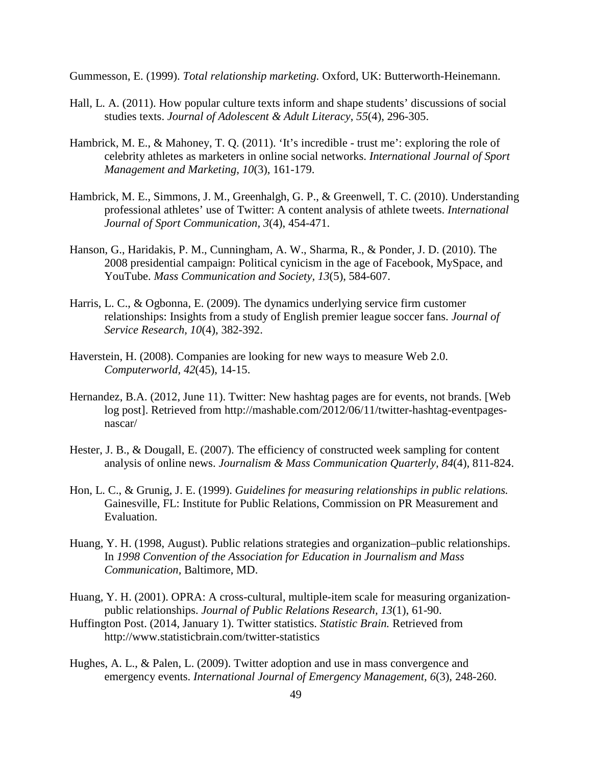Gummesson, E. (1999). *Total relationship marketing.* Oxford, UK: Butterworth-Heinemann.

Hall, L. A. (2011). How popular culture texts inform and shape students' discussions of social studies texts. *Journal of Adolescent & Adult Literacy*, *55*(4), 296-305.

Hambrick, M. E., & Mahoney, T. Q. (2011). 'It's incredible - trust me': exploring the role of celebrity athletes as marketers in online social networks. *International Journal of Sport Management and Marketing*, *10*(3), 161-179.

Hambrick, M. E., Simmons, J. M., Greenhalgh, G. P., & Greenwell, T. C. (2010). Understanding professional athletes' use of Twitter: A content analysis of athlete tweets. *International Journal of Sport Communication*, *3*(4), 454-471.

Hanson, G., Haridakis, P. M., Cunningham, A. W., Sharma, R., & Ponder, J. D. (2010). The 2008 presidential campaign: Political cynicism in the age of Facebook, MySpace, and YouTube. *Mass Communication and Society*, *13*(5), 584-607.

Harris, L. C., & Ogbonna, E. (2009). The dynamics underlying service firm customer relationships: Insights from a study of English premier league soccer fans. *Journal of Service Research*, *10*(4), 382-392.

Haverstein, H. (2008). Companies are looking for new ways to measure Web 2.0. *Computerworld*, *42*(45), 14-15.

Hernandez, B.A. (2012, June 11). Twitter: New hashtag pages are for events, not brands. [Web log post]. Retrieved from http://mashable.com/2012/06/11/twitter-hashtag-eventpages-nascar/

Hester, J. B., & Dougall, E. (2007). The efficiency of constructed week sampling for content analysis of online news. *Journalism & Mass Communication Quarterly*, *84*(4), 811-824.

Hon, L. C., & Grunig, J. E. (1999). *Guidelines for measuring relationships in public relations.* Gainesville, FL: Institute for Public Relations, Commission on PR Measurement and Evaluation.

Huang, Y. H. (1998, August). Public relations strategies and organization–public relationships. In *1998 Convention of the Association for Education in Journalism and Mass Communication,* Baltimore, MD.

Huang, Y. H. (2001). OPRA: A cross-cultural, multiple-item scale for measuring organization-public relationships. *Journal of Public Relations Research, 13*(1), 61-90.

Huffington Post. (2014, January 1). Twitter statistics. *Statistic Brain.* Retrieved from http://www.statisticbrain.com/twitter-statistics

Hughes, A. L., & Palen, L. (2009). Twitter adoption and use in mass convergence and emergency events. *International Journal of Emergency Management, 6*(3), 248-260.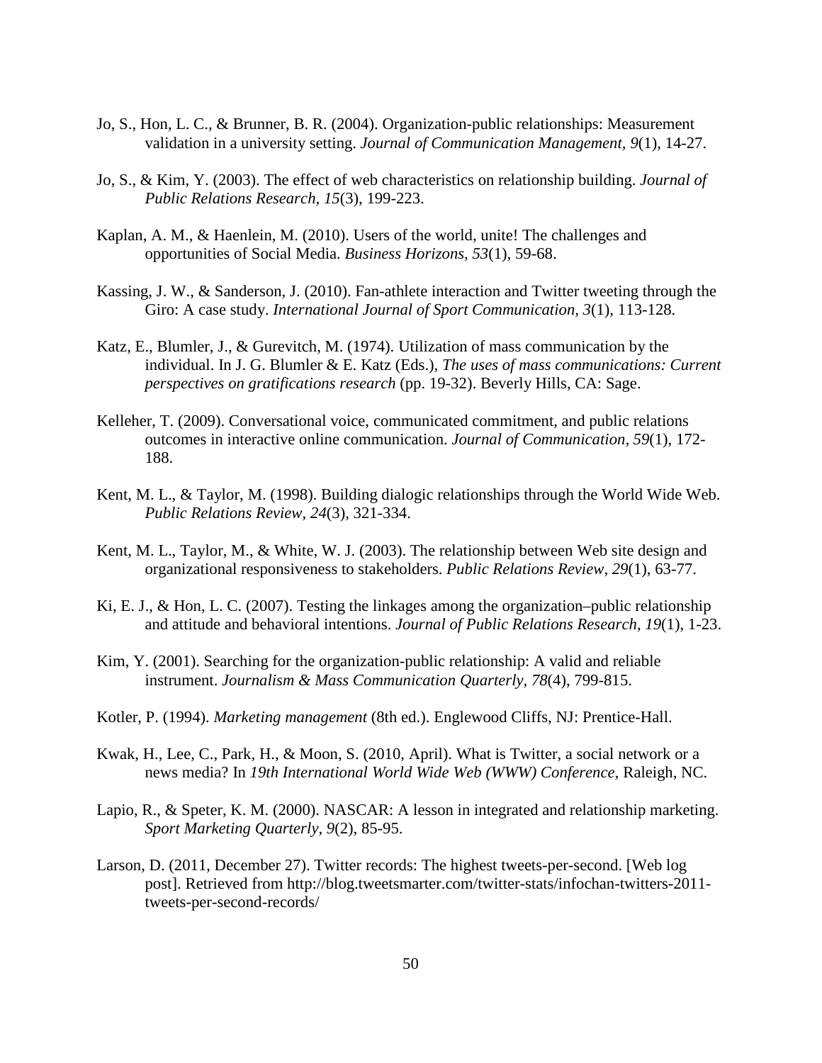Jo, S., Hon, L. C., & Brunner, B. R. (2004). Organization-public relationships: Measurement validation in a university setting. *Journal of Communication Management*, *9*(1), 14-27.

Jo, S., & Kim, Y. (2003). The effect of web characteristics on relationship building. *Journal of Public Relations Research, 15*(3), 199-223.

Kaplan, A. M., & Haenlein, M. (2010). Users of the world, unite! The challenges and opportunities of Social Media. *Business Horizons*, *53*(1), 59-68.

Kassing, J. W., & Sanderson, J. (2010). Fan-athlete interaction and Twitter tweeting through the Giro: A case study. *International Journal of Sport Communication*, *3*(1), 113-128.

Katz, E., Blumler, J., & Gurevitch, M. (1974). Utilization of mass communication by the individual. In J. G. Blumler & E. Katz (Eds.), *The uses of mass communications: Current perspectives on gratifications research* (pp. 19-32). Beverly Hills, CA: Sage.

Kelleher, T. (2009). Conversational voice, communicated commitment, and public relations outcomes in interactive online communication. *Journal of Communication*, *59*(1), 172-188.

Kent, M. L., & Taylor, M. (1998). Building dialogic relationships through the World Wide Web. *Public Relations Review*, *24*(3), 321-334.

Kent, M. L., Taylor, M., & White, W. J. (2003). The relationship between Web site design and organizational responsiveness to stakeholders. *Public Relations Review*, *29*(1), 63-77.

Ki, E. J., & Hon, L. C. (2007). Testing the linkages among the organization–public relationship and attitude and behavioral intentions. *Journal of Public Relations Research*, *19*(1), 1-23.

Kim, Y. (2001). Searching for the organization-public relationship: A valid and reliable instrument. *Journalism & Mass Communication Quarterly*, *78*(4), 799-815.

Kotler, P. (1994). *Marketing management* (8th ed.). Englewood Cliffs, NJ: Prentice-Hall.

Kwak, H., Lee, C., Park, H., & Moon, S. (2010, April). What is Twitter, a social network or a news media? In *19th International World Wide Web (WWW) Conference,* Raleigh, NC.

Lapio, R., & Speter, K. M. (2000). NASCAR: A lesson in integrated and relationship marketing. *Sport Marketing Quarterly*, *9*(2), 85-95.

Larson, D. (2011, December 27). Twitter records: The highest tweets-per-second. [Web log post]. Retrieved from http://blog.tweetsmarter.com/twitter-stats/infochan-twitters-2011-tweets-per-second-records/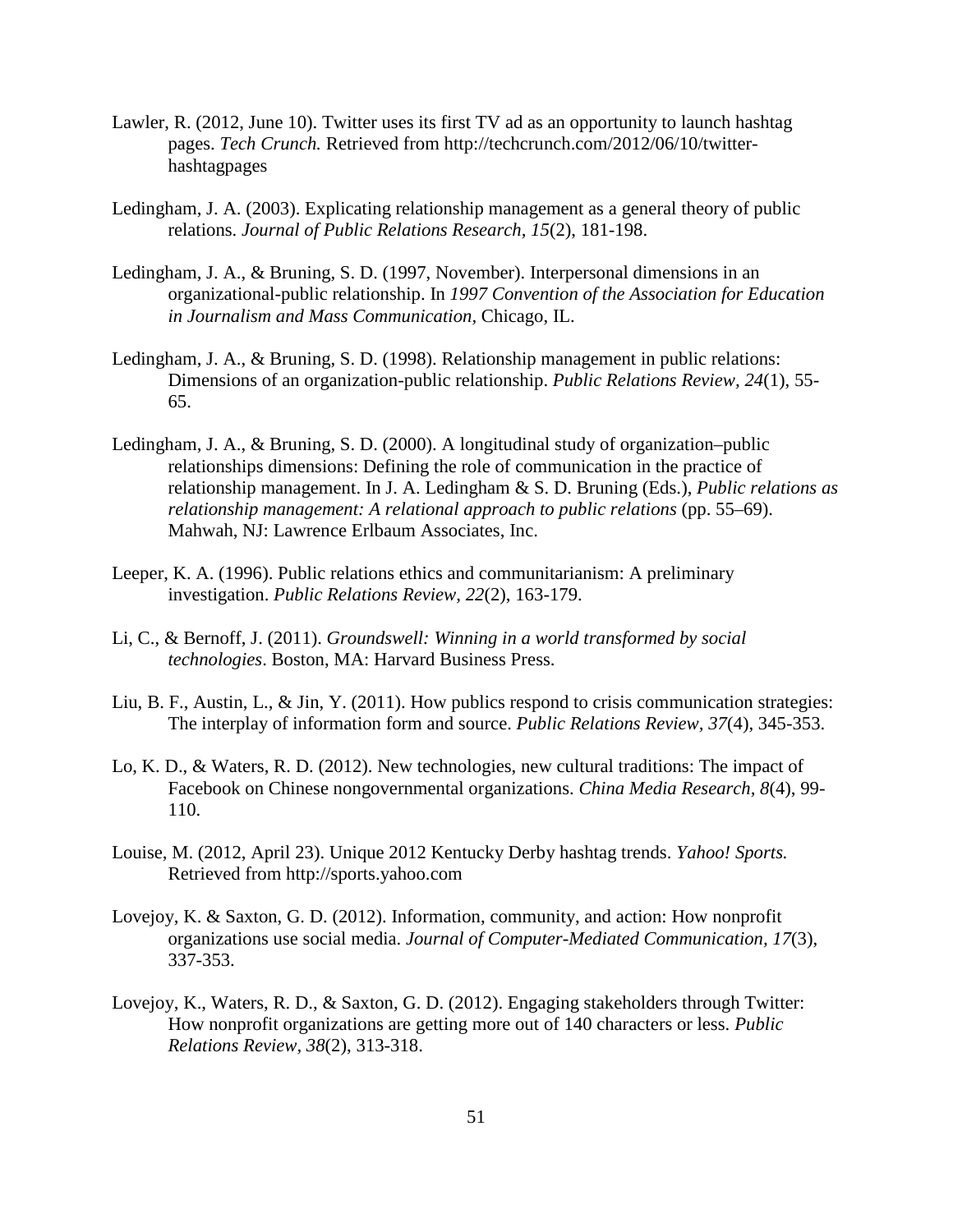Lawler, R. (2012, June 10). Twitter uses its first TV ad as an opportunity to launch hashtag pages. *Tech Crunch.* Retrieved from http://techcrunch.com/2012/06/10/twitter-hashtagpages

Ledingham, J. A. (2003). Explicating relationship management as a general theory of public relations. *Journal of Public Relations Research*, *15*(2), 181-198.

Ledingham, J. A., & Bruning, S. D. (1997, November). Interpersonal dimensions in an organizational-public relationship. In *1997 Convention of the Association for Education in Journalism and Mass Communication,* Chicago, IL.

Ledingham, J. A., & Bruning, S. D. (1998). Relationship management in public relations: Dimensions of an organization-public relationship. *Public Relations Review*, *24*(1), 55-65.

Ledingham, J. A., & Bruning, S. D. (2000). A longitudinal study of organization–public relationships dimensions: Defining the role of communication in the practice of relationship management. In J. A. Ledingham & S. D. Bruning (Eds.), *Public relations as relationship management: A relational approach to public relations* (pp. 55–69). Mahwah, NJ: Lawrence Erlbaum Associates, Inc.

Leeper, K. A. (1996). Public relations ethics and communitarianism: A preliminary investigation. *Public Relations Review, 22*(2), 163-179.

Li, C., & Bernoff, J. (2011). *Groundswell: Winning in a world transformed by social technologies*. Boston, MA: Harvard Business Press.

Liu, B. F., Austin, L., & Jin, Y. (2011). How publics respond to crisis communication strategies: The interplay of information form and source. *Public Relations Review*, *37*(4), 345-353.

Lo, K. D., & Waters, R. D. (2012). New technologies, new cultural traditions: The impact of Facebook on Chinese nongovernmental organizations. *China Media Research, 8*(4), 99-110.

Louise, M. (2012, April 23). Unique 2012 Kentucky Derby hashtag trends. *Yahoo! Sports.* Retrieved from http://sports.yahoo.com

Lovejoy, K. & Saxton, G. D. (2012). Information, community, and action: How nonprofit organizations use social media. *Journal of Computer-Mediated Communication, 17*(3), 337-353.

Lovejoy, K., Waters, R. D., & Saxton, G. D. (2012). Engaging stakeholders through Twitter: How nonprofit organizations are getting more out of 140 characters or less. *Public Relations Review, 38*(2), 313-318.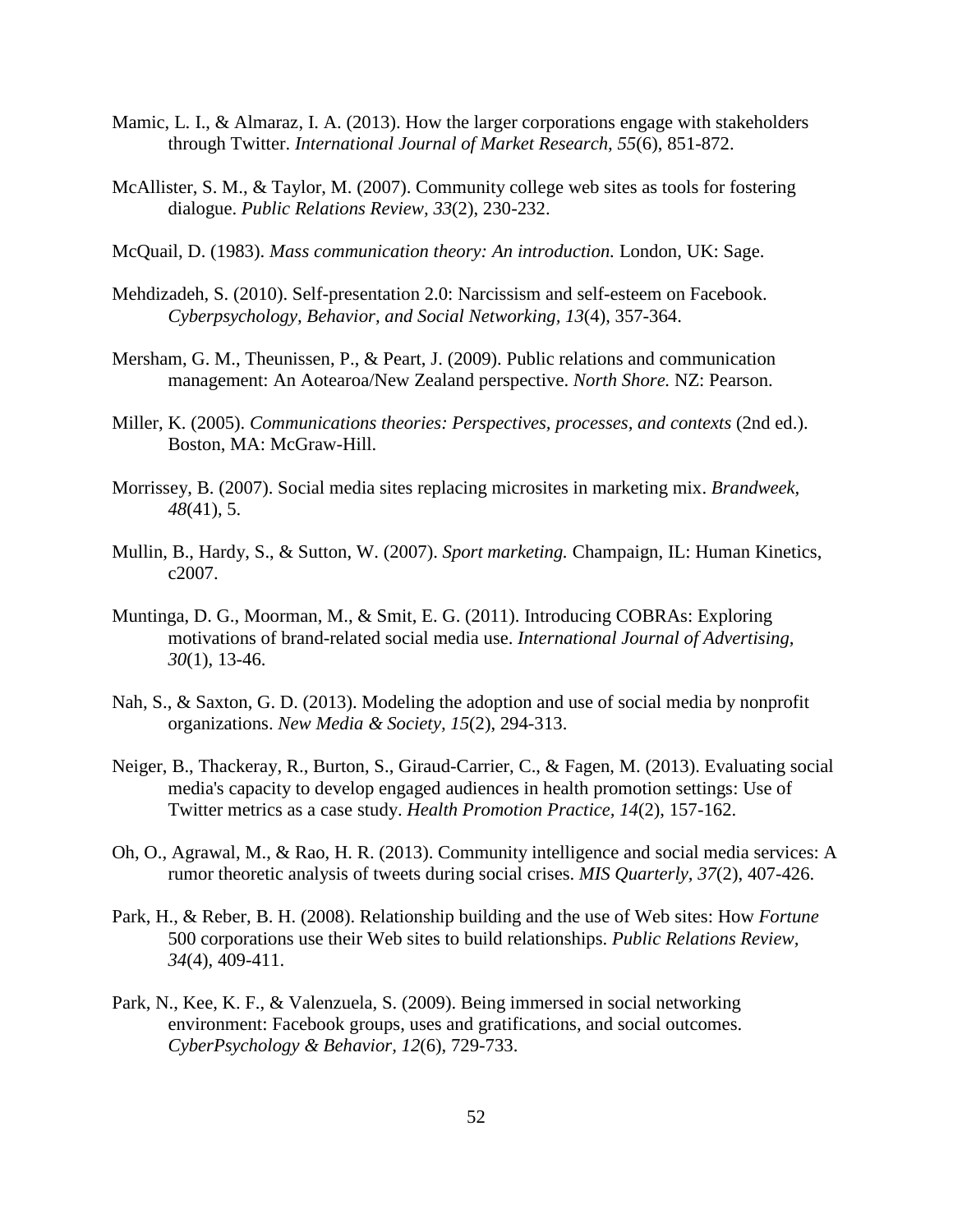Mamic, L. I., & Almaraz, I. A. (2013). How the larger corporations engage with stakeholders through Twitter. *International Journal of Market Research, 55*(6), 851-872.

McAllister, S. M., & Taylor, M. (2007). Community college web sites as tools for fostering dialogue. *Public Relations Review, 33*(2), 230-232.

McQuail, D. (1983). *Mass communication theory: An introduction.* London, UK: Sage.

Mehdizadeh, S. (2010). Self-presentation 2.0: Narcissism and self-esteem on Facebook. *Cyberpsychology, Behavior, and Social Networking, 13*(4), 357-364.

Mersham, G. M., Theunissen, P., & Peart, J. (2009). Public relations and communication management: An Aotearoa/New Zealand perspective. *North Shore.* NZ: Pearson.

Miller, K. (2005). *Communications theories: Perspectives, processes, and contexts* (2nd ed.). Boston, MA: McGraw-Hill.

Morrissey, B. (2007). Social media sites replacing microsites in marketing mix. *Brandweek, 48*(41), 5.

Mullin, B., Hardy, S., & Sutton, W. (2007). *Sport marketing.* Champaign, IL: Human Kinetics, c2007.

Muntinga, D. G., Moorman, M., & Smit, E. G. (2011). Introducing COBRAs: Exploring motivations of brand-related social media use. *International Journal of Advertising, 30*(1), 13-46.

Nah, S., & Saxton, G. D. (2013). Modeling the adoption and use of social media by nonprofit organizations. *New Media & Society, 15*(2), 294-313.

Neiger, B., Thackeray, R., Burton, S., Giraud-Carrier, C., & Fagen, M. (2013). Evaluating social media's capacity to develop engaged audiences in health promotion settings: Use of Twitter metrics as a case study. *Health Promotion Practice, 14*(2), 157-162.

Oh, O., Agrawal, M., & Rao, H. R. (2013). Community intelligence and social media services: A rumor theoretic analysis of tweets during social crises. *MIS Quarterly, 37*(2), 407-426.

Park, H., & Reber, B. H. (2008). Relationship building and the use of Web sites: How *Fortune* 500 corporations use their Web sites to build relationships. *Public Relations Review, 34*(4), 409-411.

Park, N., Kee, K. F., & Valenzuela, S. (2009). Being immersed in social networking environment: Facebook groups, uses and gratifications, and social outcomes. *CyberPsychology & Behavior, 12*(6), 729-733.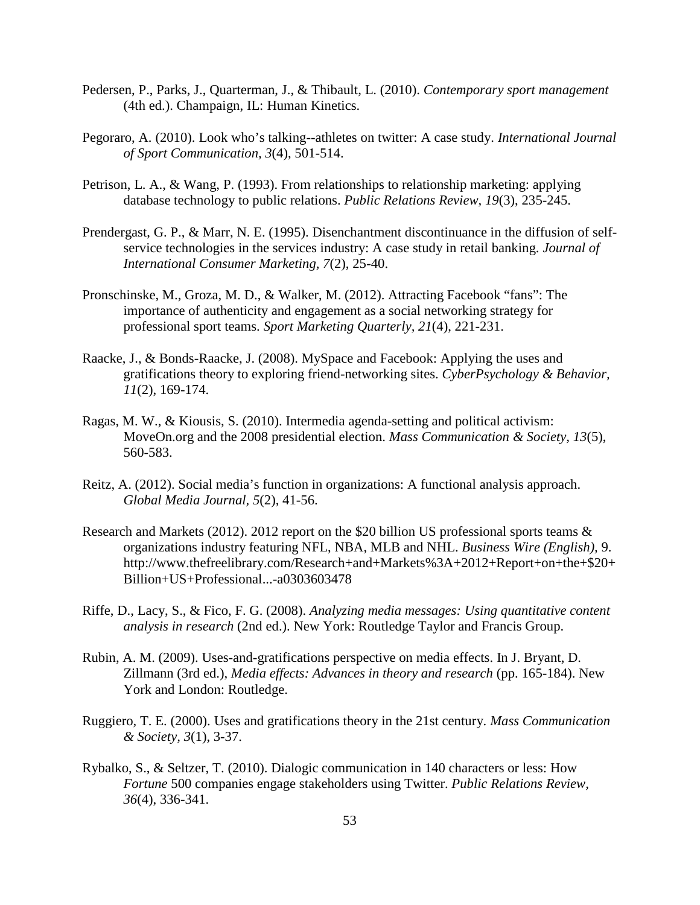Pedersen, P., Parks, J., Quarterman, J., & Thibault, L. (2010). *Contemporary sport management* (4th ed.). Champaign, IL: Human Kinetics.

Pegoraro, A. (2010). Look who's talking--athletes on twitter: A case study. *International Journal of Sport Communication, 3*(4), 501-514.

Petrison, L. A., & Wang, P. (1993). From relationships to relationship marketing: applying database technology to public relations. *Public Relations Review, 19*(3), 235-245.

Prendergast, G. P., & Marr, N. E. (1995). Disenchantment discontinuance in the diffusion of self-service technologies in the services industry: A case study in retail banking. *Journal of International Consumer Marketing, 7*(2), 25-40.

Pronschinske, M., Groza, M. D., & Walker, M. (2012). Attracting Facebook "fans": The importance of authenticity and engagement as a social networking strategy for professional sport teams. *Sport Marketing Quarterly, 21*(4), 221-231.

Raacke, J., & Bonds-Raacke, J. (2008). MySpace and Facebook: Applying the uses and gratifications theory to exploring friend-networking sites. *CyberPsychology & Behavior, 11*(2), 169-174.

Ragas, M. W., & Kiousis, S. (2010). Intermedia agenda-setting and political activism: MoveOn.org and the 2008 presidential election. *Mass Communication & Society, 13*(5), 560-583.

Reitz, A. (2012). Social media's function in organizations: A functional analysis approach. *Global Media Journal, 5*(2), 41-56.

Research and Markets (2012). 2012 report on the $20 billion US professional sports teams & organizations industry featuring NFL, NBA, MLB and NHL. *Business Wire (English),* 9. http://www.thefreelibrary.com/Research+and+Markets%3A+2012+Report+on+the+$20+Billion+US+Professional...-a0303603478

Riffe, D., Lacy, S., & Fico, F. G. (2008). *Analyzing media messages: Using quantitative content analysis in research* (2nd ed.). New York: Routledge Taylor and Francis Group.

Rubin, A. M. (2009). Uses-and-gratifications perspective on media effects. In J. Bryant, D. Zillmann (3rd ed.), *Media effects: Advances in theory and research* (pp. 165-184). New York and London: Routledge.

Ruggiero, T. E. (2000). Uses and gratifications theory in the 21st century. *Mass Communication & Society, 3*(1), 3-37.

Rybalko, S., & Seltzer, T. (2010). Dialogic communication in 140 characters or less: How *Fortune* 500 companies engage stakeholders using Twitter. *Public Relations Review, 36*(4), 336-341.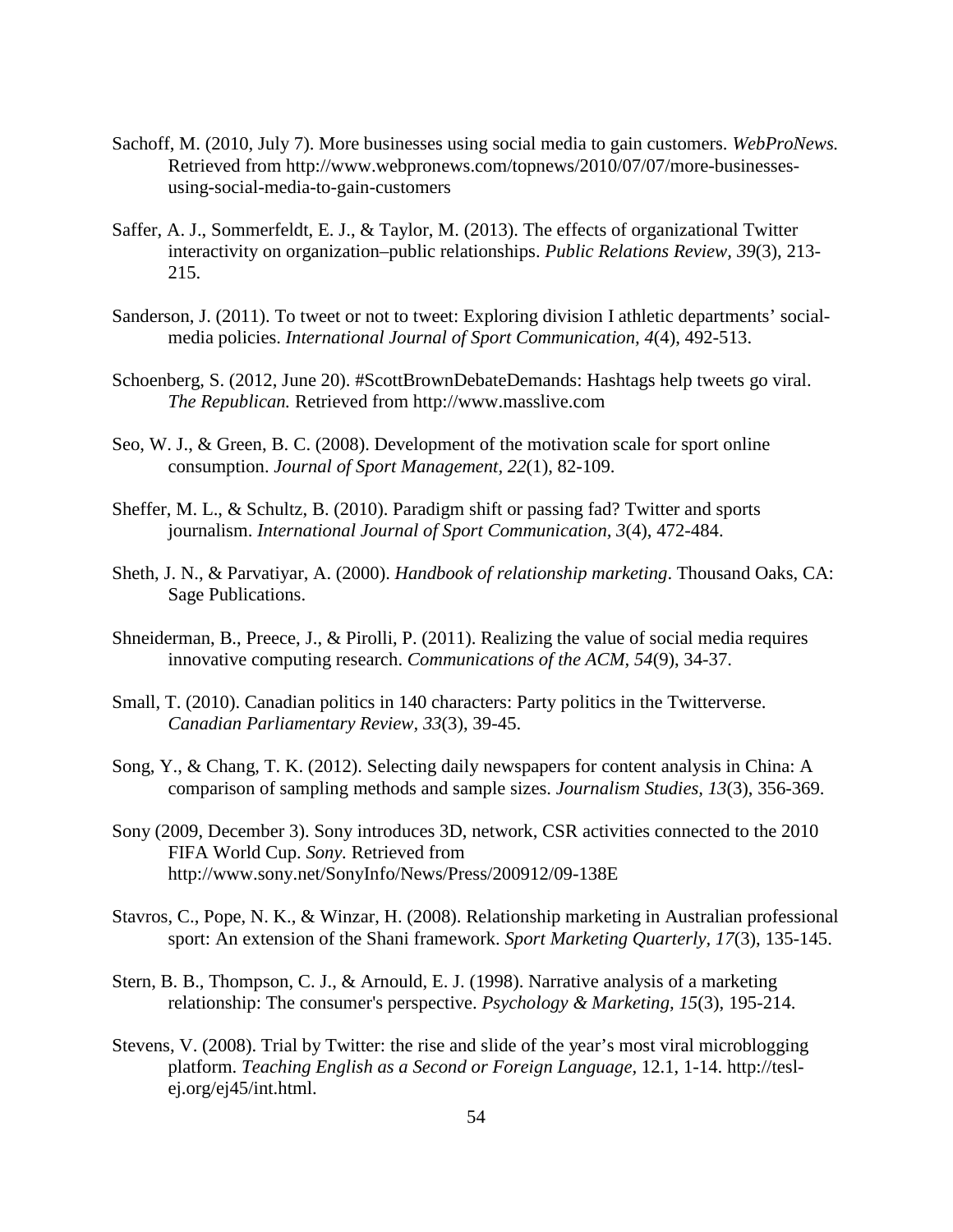Sachoff, M. (2010, July 7). More businesses using social media to gain customers. *WebProNews.* Retrieved from http://www.webpronews.com/topnews/2010/07/07/more-businesses-using-social-media-to-gain-customers

Saffer, A. J., Sommerfeldt, E. J., & Taylor, M. (2013). The effects of organizational Twitter interactivity on organization–public relationships. *Public Relations Review, 39*(3), 213-215.

Sanderson, J. (2011). To tweet or not to tweet: Exploring division I athletic departments' social-media policies. *International Journal of Sport Communication, 4*(4), 492-513.

Schoenberg, S. (2012, June 20). #ScottBrownDebateDemands: Hashtags help tweets go viral. *The Republican.* Retrieved from http://www.masslive.com

Seo, W. J., & Green, B. C. (2008). Development of the motivation scale for sport online consumption. *Journal of Sport Management, 22*(1), 82-109.

Sheffer, M. L., & Schultz, B. (2010). Paradigm shift or passing fad? Twitter and sports journalism. *International Journal of Sport Communication, 3*(4), 472-484.

Sheth, J. N., & Parvatiyar, A. (2000). *Handbook of relationship marketing*. Thousand Oaks, CA: Sage Publications.

Shneiderman, B., Preece, J., & Pirolli, P. (2011). Realizing the value of social media requires innovative computing research. *Communications of the ACM, 54*(9), 34-37.

Small, T. (2010). Canadian politics in 140 characters: Party politics in the Twitterverse. *Canadian Parliamentary Review, 33*(3), 39-45.

Song, Y., & Chang, T. K. (2012). Selecting daily newspapers for content analysis in China: A comparison of sampling methods and sample sizes. *Journalism Studies, 13*(3), 356-369.

Sony (2009, December 3). Sony introduces 3D, network, CSR activities connected to the 2010 FIFA World Cup. *Sony.* Retrieved from http://www.sony.net/SonyInfo/News/Press/200912/09-138E

Stavros, C., Pope, N. K., & Winzar, H. (2008). Relationship marketing in Australian professional sport: An extension of the Shani framework. *Sport Marketing Quarterly, 17*(3), 135-145.

Stern, B. B., Thompson, C. J., & Arnould, E. J. (1998). Narrative analysis of a marketing relationship: The consumer's perspective. *Psychology & Marketing, 15*(3), 195-214.

Stevens, V. (2008). Trial by Twitter: the rise and slide of the year's most viral microblogging platform. *Teaching English as a Second or Foreign Language,* 12.1, 1-14. http://tesl-ej.org/ej45/int.html.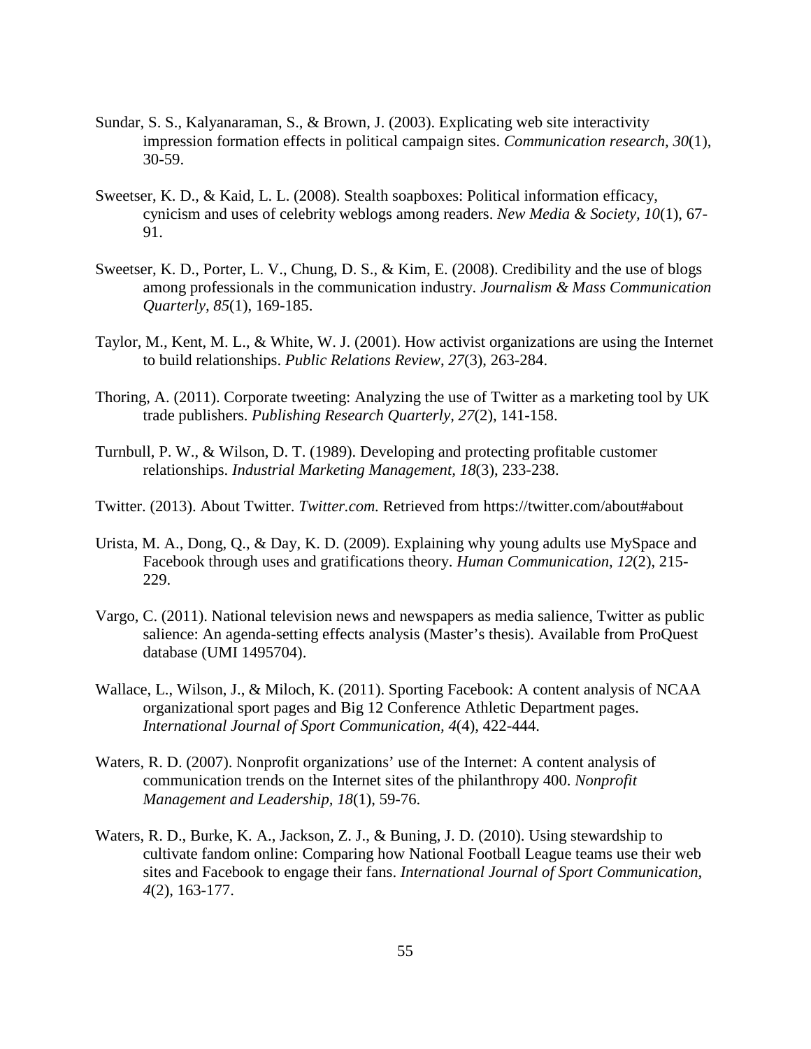Sundar, S. S., Kalyanaraman, S., & Brown, J. (2003). Explicating web site interactivity impression formation effects in political campaign sites. *Communication research, 30*(1), 30-59.

Sweetser, K. D., & Kaid, L. L. (2008). Stealth soapboxes: Political information efficacy, cynicism and uses of celebrity weblogs among readers. *New Media & Society, 10*(1), 67-91.

Sweetser, K. D., Porter, L. V., Chung, D. S., & Kim, E. (2008). Credibility and the use of blogs among professionals in the communication industry. *Journalism & Mass Communication Quarterly, 85*(1), 169-185.

Taylor, M., Kent, M. L., & White, W. J. (2001). How activist organizations are using the Internet to build relationships. *Public Relations Review*, *27*(3), 263-284.

Thoring, A. (2011). Corporate tweeting: Analyzing the use of Twitter as a marketing tool by UK trade publishers. *Publishing Research Quarterly, 27*(2), 141-158.

Turnbull, P. W., & Wilson, D. T. (1989). Developing and protecting profitable customer relationships. *Industrial Marketing Management*, *18*(3), 233-238.

Twitter. (2013). About Twitter. *Twitter.com.* Retrieved from https://twitter.com/about#about

Urista, M. A., Dong, Q., & Day, K. D. (2009). Explaining why young adults use MySpace and Facebook through uses and gratifications theory. *Human Communication*, *12*(2), 215-229.

Vargo, C. (2011). National television news and newspapers as media salience, Twitter as public salience: An agenda-setting effects analysis (Master's thesis). Available from ProQuest database (UMI 1495704).

Wallace, L., Wilson, J., & Miloch, K. (2011). Sporting Facebook: A content analysis of NCAA organizational sport pages and Big 12 Conference Athletic Department pages. *International Journal of Sport Communication*, *4*(4), 422-444.

Waters, R. D. (2007). Nonprofit organizations' use of the Internet: A content analysis of communication trends on the Internet sites of the philanthropy 400. *Nonprofit Management and Leadership*, *18*(1), 59-76.

Waters, R. D., Burke, K. A., Jackson, Z. J., & Buning, J. D. (2010). Using stewardship to cultivate fandom online: Comparing how National Football League teams use their web sites and Facebook to engage their fans. *International Journal of Sport Communication*, *4*(2), 163-177.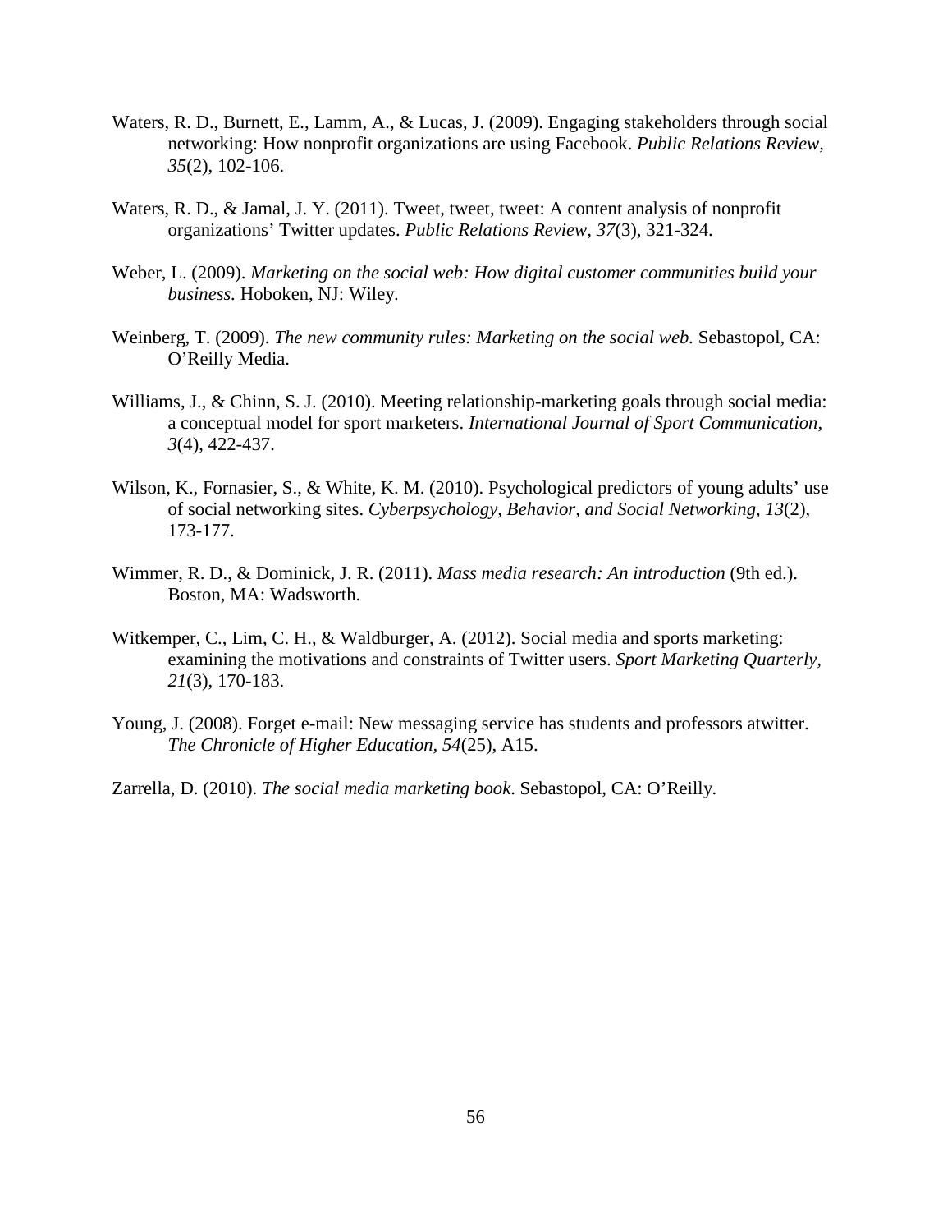Waters, R. D., Burnett, E., Lamm, A., & Lucas, J. (2009). Engaging stakeholders through social networking: How nonprofit organizations are using Facebook. *Public Relations Review, 35*(2), 102-106.

Waters, R. D., & Jamal, J. Y. (2011). Tweet, tweet, tweet: A content analysis of nonprofit organizations' Twitter updates. *Public Relations Review, 37*(3), 321-324.

Weber, L. (2009). *Marketing on the social web: How digital customer communities build your business.* Hoboken, NJ: Wiley.

Weinberg, T. (2009). *The new community rules: Marketing on the social web.* Sebastopol, CA: O'Reilly Media.

Williams, J., & Chinn, S. J. (2010). Meeting relationship-marketing goals through social media: a conceptual model for sport marketers. *International Journal of Sport Communication, 3*(4), 422-437.

Wilson, K., Fornasier, S., & White, K. M. (2010). Psychological predictors of young adults' use of social networking sites. *Cyberpsychology, Behavior, and Social Networking, 13*(2), 173-177.

Wimmer, R. D., & Dominick, J. R. (2011). *Mass media research: An introduction* (9th ed.). Boston, MA: Wadsworth.

Witkemper, C., Lim, C. H., & Waldburger, A. (2012). Social media and sports marketing: examining the motivations and constraints of Twitter users. *Sport Marketing Quarterly, 21*(3), 170-183.

Young, J. (2008). Forget e-mail: New messaging service has students and professors atwitter. *The Chronicle of Higher Education, 54*(25), A15.

Zarrella, D. (2010). *The social media marketing book*. Sebastopol, CA: O'Reilly.